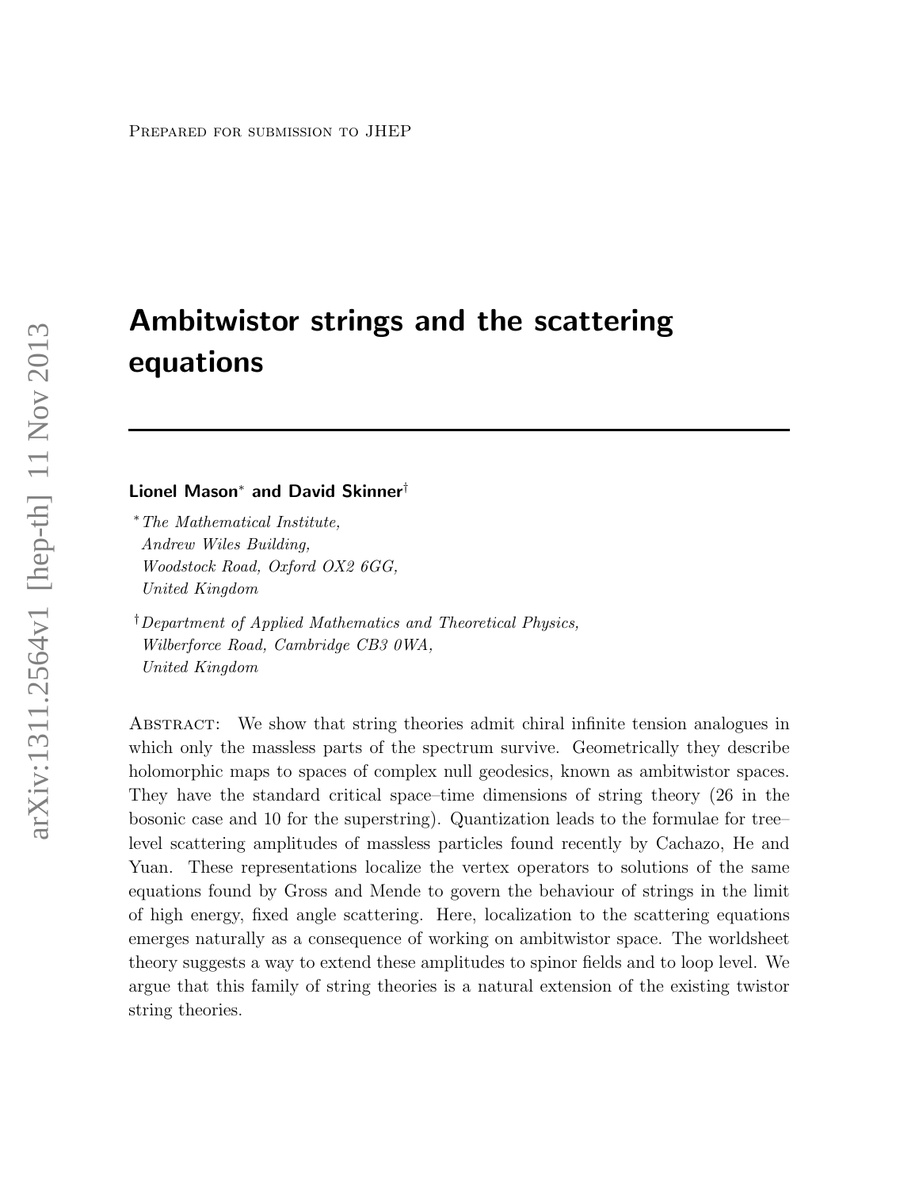Prepared for submission to JHEP

# Ambitwistor strings and the scattering equations

**Lionel Mason**[*] **and David Skinner**[†]

[*] *The Mathematical Institute, Andrew Wiles Building, Woodstock Road, Oxford OX2 6GG, United Kingdom*

[†] *Department of Applied Mathematics and Theoretical Physics, Wilberforce Road, Cambridge CB3 0WA, United Kingdom*

Abstract: We show that string theories admit chiral infinite tension analogues in which only the massless parts of the spectrum survive. Geometrically they describe holomorphic maps to spaces of complex null geodesics, known as ambitwistor spaces. They have the standard critical space–time dimensions of string theory (26 in the bosonic case and 10 for the superstring). Quantization leads to the formulae for tree–level scattering amplitudes of massless particles found recently by Cachazo, He and Yuan. These representations localize the vertex operators to solutions of the same equations found by Gross and Mende to govern the behaviour of strings in the limit of high energy, fixed angle scattering. Here, localization to the scattering equations emerges naturally as a consequence of working on ambitwistor space. The worldsheet theory suggests a way to extend these amplitudes to spinor fields and to loop level. We argue that this family of string theories is a natural extension of the existing twistor string theories.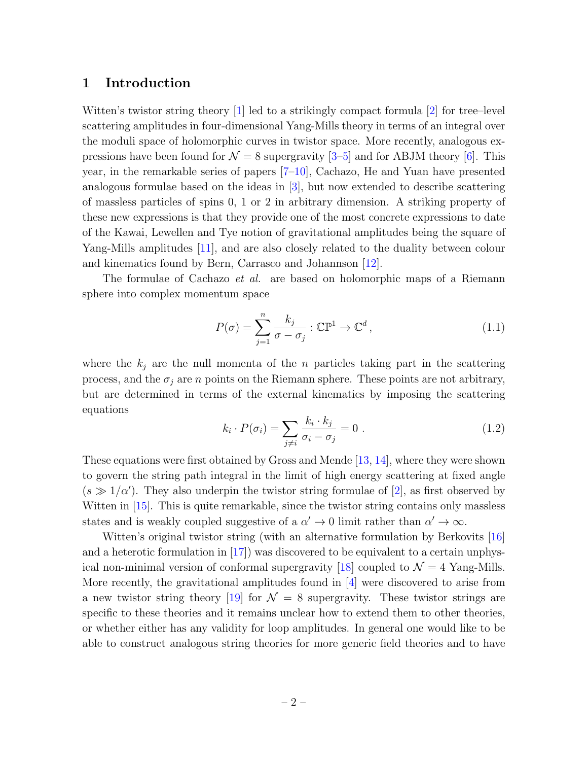# 1 Introduction

Witten's twistor string theory [1] led to a strikingly compact formula [2] for tree–level scattering amplitudes in four-dimensional Yang-Mills theory in terms of an integral over the moduli space of holomorphic curves in twistor space. More recently, analogous expressions have been found for $\mathcal{N}=8$ supergravity [3–5] and for ABJM theory [6]. This year, in the remarkable series of papers [7–10], Cachazo, He and Yuan have presented analogous formulae based on the ideas in [3], but now extended to describe scattering of massless particles of spins 0, 1 or 2 in arbitrary dimension. A striking property of these new expressions is that they provide one of the most concrete expressions to date of the Kawai, Lewellen and Tye notion of gravitational amplitudes being the square of Yang-Mills amplitudes [11], and are also closely related to the duality between colour and kinematics found by Bern, Carrasco and Johannson [12].

The formulae of Cachazo *et al.* are based on holomorphic maps of a Riemann sphere into complex momentum space

$$
P(\sigma)=\sum_{j=1}^{n}\frac{k_j}{\sigma-\sigma_j}:\mathbb{CP}^1\to\mathbb{C}^d\,, \tag{1.1}
$$

where the $k_j$ are the null momenta of the $n$ particles taking part in the scattering process, and the $\sigma_j$ are $n$ points on the Riemann sphere. These points are not arbitrary, but are determined in terms of the external kinematics by imposing the scattering equations

$$
k_i\cdot P(\sigma_i)=\sum_{j\neq i}\frac{k_i\cdot k_j}{\sigma_i-\sigma_j}=0\ . \tag{1.2}
$$

These equations were first obtained by Gross and Mende [13, 14], where they were shown to govern the string path integral in the limit of high energy scattering at fixed angle ($s\gg 1/\alpha'$). They also underpin the twistor string formulae of [2], as first observed by Witten in [15]. This is quite remarkable, since the twistor string contains only massless states and is weakly coupled suggestive of a $\alpha'\to 0$ limit rather than $\alpha'\to\infty$.

Witten's original twistor string (with an alternative formulation by Berkovits [16] and a heterotic formulation in [17]) was discovered to be equivalent to a certain unphysical non-minimal version of conformal supergravity [18] coupled to $\mathcal{N}=4$ Yang-Mills. More recently, the gravitational amplitudes found in [4] were discovered to arise from a new twistor string theory [19] for $\mathcal{N}=8$ supergravity. These twistor strings are specific to these theories and it remains unclear how to extend them to other theories, or whether either has any validity for loop amplitudes. In general one would like to be able to construct analogous string theories for more generic field theories and to have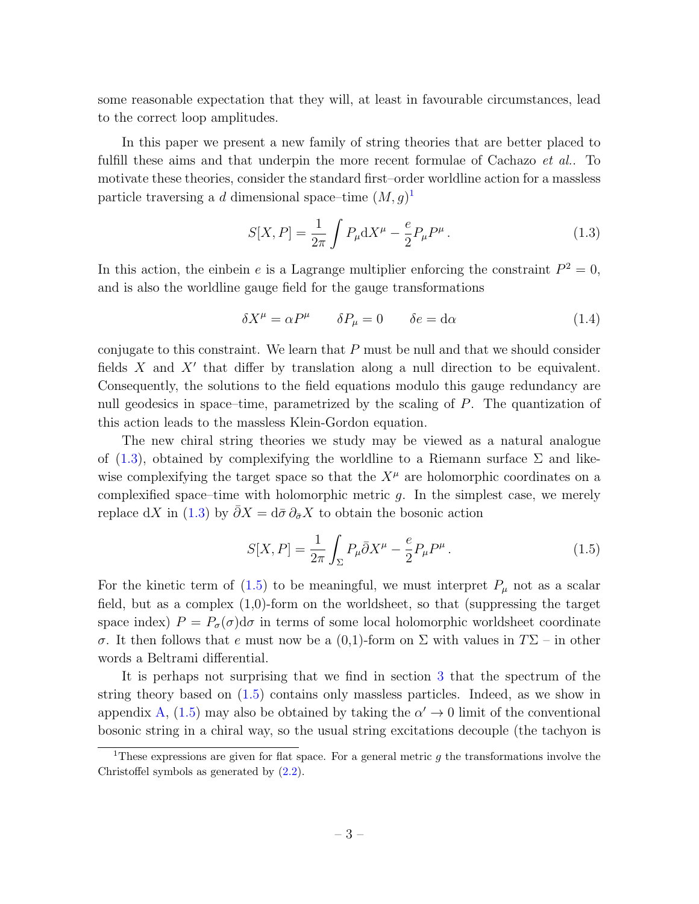some reasonable expectation that they will, at least in favourable circumstances, lead to the correct loop amplitudes.

In this paper we present a new family of string theories that are better placed to fulfill these aims and that underpin the more recent formulae of Cachazo *et al.*. To motivate these theories, consider the standard first–order worldline action for a massless particle traversing a $d$ dimensional space–time $(M, g)$[1]

$$S[X,P] = \frac{1}{2\pi}\int P_\mu \mathrm{d}X^\mu - \frac{e}{2}P_\mu P^\mu\,. \tag{1.3}$$

In this action, the einbein $e$ is a Lagrange multiplier enforcing the constraint $P^2 = 0$, and is also the worldline gauge field for the gauge transformations

$$\delta X^\mu = \alpha P^\mu \qquad \delta P_\mu = 0 \qquad \delta e = \mathrm{d}\alpha \tag{1.4}$$

conjugate to this constraint. We learn that $P$ must be null and that we should consider fields $X$ and $X'$ that differ by translation along a null direction to be equivalent. Consequently, the solutions to the field equations modulo this gauge redundancy are null geodesics in space–time, parametrized by the scaling of $P$. The quantization of this action leads to the massless Klein-Gordon equation.

The new chiral string theories we study may be viewed as a natural analogue of (1.3), obtained by complexifying the worldline to a Riemann surface $\Sigma$ and likewise complexifying the target space so that the $X^\mu$ are holomorphic coordinates on a complexified space–time with holomorphic metric $g$. In the simplest case, we merely replace $\mathrm{d}X$ in (1.3) by $\bar\partial X = \mathrm{d}\bar\sigma\,\partial_{\bar\sigma}X$ to obtain the bosonic action

$$S[X,P] = \frac{1}{2\pi}\int_\Sigma P_\mu \bar\partial X^\mu - \frac{e}{2}P_\mu P^\mu\,. \tag{1.5}$$

For the kinetic term of (1.5) to be meaningful, we must interpret $P_\mu$ not as a scalar field, but as a complex (1,0)-form on the worldsheet, so that (suppressing the target space index) $P = P_\sigma(\sigma)\mathrm{d}\sigma$ in terms of some local holomorphic worldsheet coordinate $\sigma$. It then follows that $e$ must now be a (0,1)-form on $\Sigma$ with values in $T\Sigma$ – in other words a Beltrami differential.

It is perhaps not surprising that we find in section 3 that the spectrum of the string theory based on (1.5) contains only massless particles. Indeed, as we show in appendix A, (1.5) may also be obtained by taking the $\alpha' \to 0$ limit of the conventional bosonic string in a chiral way, so the usual string excitations decouple (the tachyon is

[1] These expressions are given for flat space. For a general metric $g$ the transformations involve the Christoffel symbols as generated by (2.2).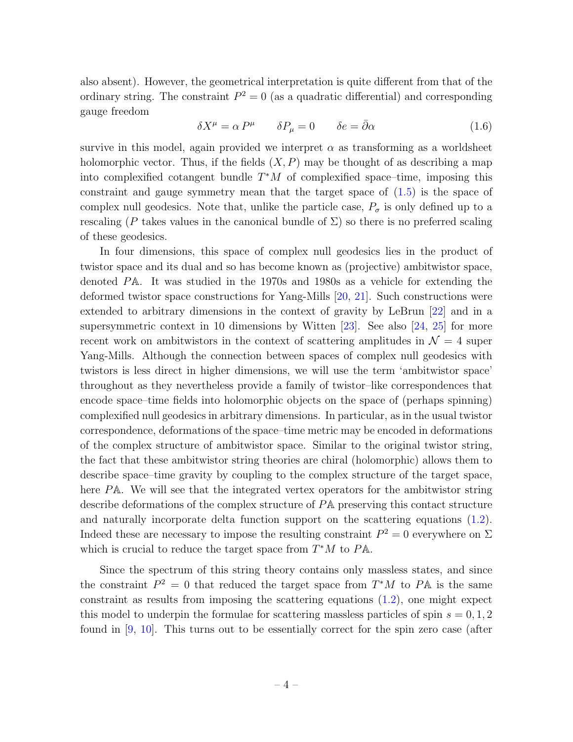also absent). However, the geometrical interpretation is quite different from that of the ordinary string. The constraint $P^2 = 0$ (as a quadratic differential) and corresponding gauge freedom

$$\delta X^\mu = \alpha \, P^\mu \qquad \delta P_\mu = 0 \qquad \delta e = \bar{\partial}\alpha \tag{1.6}$$

survive in this model, again provided we interpret $\alpha$ as transforming as a worldsheet holomorphic vector. Thus, if the fields $(X, P)$ may be thought of as describing a map into complexified cotangent bundle $T^*M$ of complexified space–time, imposing this constraint and gauge symmetry mean that the target space of (1.5) is the space of complex null geodesics. Note that, unlike the particle case, $P_\sigma$ is only defined up to a rescaling ($P$ takes values in the canonical bundle of $\Sigma$) so there is no preferred scaling of these geodesics.

In four dimensions, this space of complex null geodesics lies in the product of twistor space and its dual and so has become known as (projective) ambitwistor space, denoted $P\mathbb{A}$. It was studied in the 1970s and 1980s as a vehicle for extending the deformed twistor space constructions for Yang-Mills [20, 21]. Such constructions were extended to arbitrary dimensions in the context of gravity by LeBrun [22] and in a supersymmetric context in 10 dimensions by Witten [23]. See also [24, 25] for more recent work on ambitwistors in the context of scattering amplitudes in $\mathcal{N} = 4$ super Yang-Mills. Although the connection between spaces of complex null geodesics with twistors is less direct in higher dimensions, we will use the term 'ambitwistor space' throughout as they nevertheless provide a family of twistor–like correspondences that encode space–time fields into holomorphic objects on the space of (perhaps spinning) complexified null geodesics in arbitrary dimensions. In particular, as in the usual twistor correspondence, deformations of the space–time metric may be encoded in deformations of the complex structure of ambitwistor space. Similar to the original twistor string, the fact that these ambitwistor string theories are chiral (holomorphic) allows them to describe space–time gravity by coupling to the complex structure of the target space, here $P\mathbb{A}$. We will see that the integrated vertex operators for the ambitwistor string describe deformations of the complex structure of $P\mathbb{A}$ preserving this contact structure and naturally incorporate delta function support on the scattering equations (1.2). Indeed these are necessary to impose the resulting constraint $P^2 = 0$ everywhere on $\Sigma$ which is crucial to reduce the target space from $T^*M$ to $P\mathbb{A}$.

Since the spectrum of this string theory contains only massless states, and since the constraint $P^2 = 0$ that reduced the target space from $T^*M$ to $P\mathbb{A}$ is the same constraint as results from imposing the scattering equations (1.2), one might expect this model to underpin the formulae for scattering massless particles of spin $s = 0, 1, 2$ found in [9, 10]. This turns out to be essentially correct for the spin zero case (after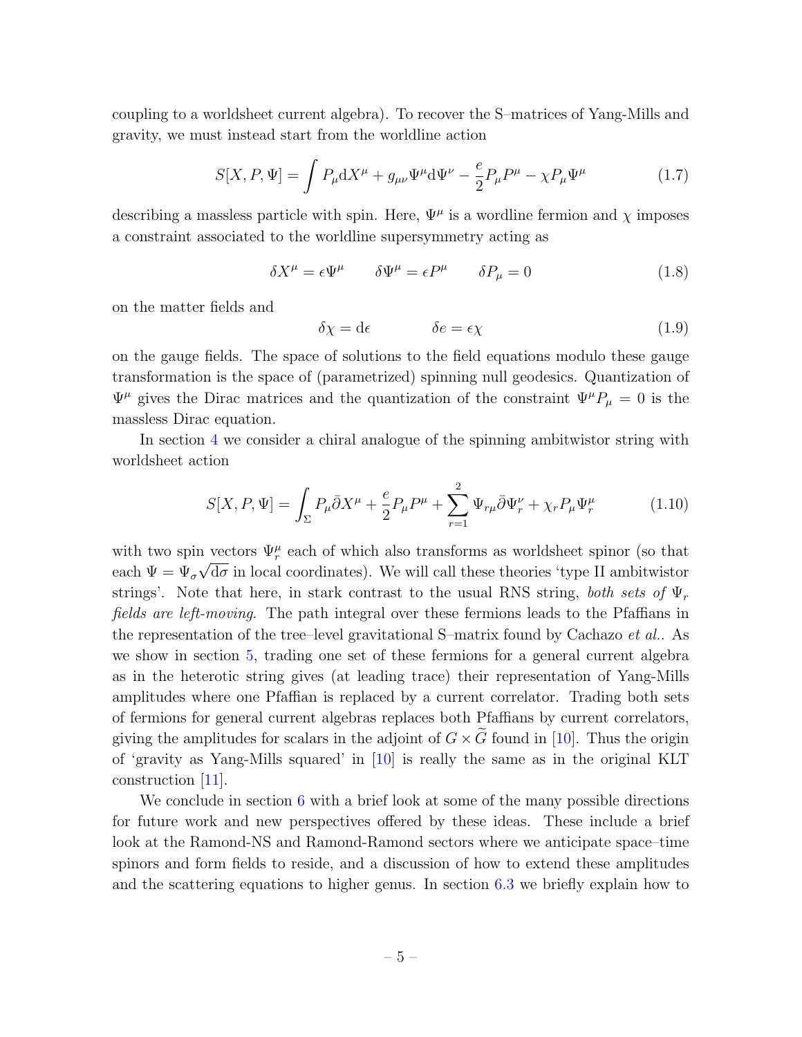coupling to a worldsheet current algebra). To recover the S–matrices of Yang-Mills and gravity, we must instead start from the worldline action

$$S[X,P,\Psi] = \int P_\mu \mathrm{d}X^\mu + g_{\mu\nu}\Psi^\mu \mathrm{d}\Psi^\nu - \frac{e}{2}P_\mu P^\mu - \chi P_\mu \Psi^\mu \tag{1.7}$$

describing a massless particle with spin. Here, $\Psi^\mu$ is a wordline fermion and $\chi$ imposes a constraint associated to the worldline supersymmetry acting as

$$\delta X^\mu = \epsilon \Psi^\mu \qquad \delta \Psi^\mu = \epsilon P^\mu \qquad \delta P_\mu = 0 \tag{1.8}$$

on the matter fields and

$$\delta\chi = \mathrm{d}\epsilon \qquad\qquad \delta e = \epsilon\chi \tag{1.9}$$

on the gauge fields. The space of solutions to the field equations modulo these gauge transformation is the space of (parametrized) spinning null geodesics. Quantization of $\Psi^\mu$ gives the Dirac matrices and the quantization of the constraint $\Psi^\mu P_\mu = 0$ is the massless Dirac equation.

In section 4 we consider a chiral analogue of the spinning ambitwistor string with worldsheet action

$$S[X,P,\Psi] = \int_\Sigma P_\mu \bar\partial X^\mu + \frac{e}{2}P_\mu P^\mu + \sum_{r=1}^{2} \Psi_{r\mu}\bar\partial \Psi_r^\nu + \chi_r P_\mu \Psi_r^\mu \tag{1.10}$$

with two spin vectors $\Psi_r^\mu$ each of which also transforms as worldsheet spinor (so that each $\Psi = \Psi_\sigma \sqrt{\mathrm{d}\sigma}$ in local coordinates). We will call these theories 'type II ambitwistor strings'. Note that here, in stark contrast to the usual RNS string, *both sets of $\Psi_r$ fields are left-moving*. The path integral over these fermions leads to the Pfaffians in the representation of the tree–level gravitational S–matrix found by Cachazo *et al.*. As we show in section 5, trading one set of these fermions for a general current algebra as in the heterotic string gives (at leading trace) their representation of Yang-Mills amplitudes where one Pfaffian is replaced by a current correlator. Trading both sets of fermions for general current algebras replaces both Pfaffians by current correlators, giving the amplitudes for scalars in the adjoint of $G \times \widetilde{G}$ found in [10]. Thus the origin of 'gravity as Yang-Mills squared' in [10] is really the same as in the original KLT construction [11].

We conclude in section 6 with a brief look at some of the many possible directions for future work and new perspectives offered by these ideas. These include a brief look at the Ramond-NS and Ramond-Ramond sectors where we anticipate space–time spinors and form fields to reside, and a discussion of how to extend these amplitudes and the scattering equations to higher genus. In section 6.3 we briefly explain how to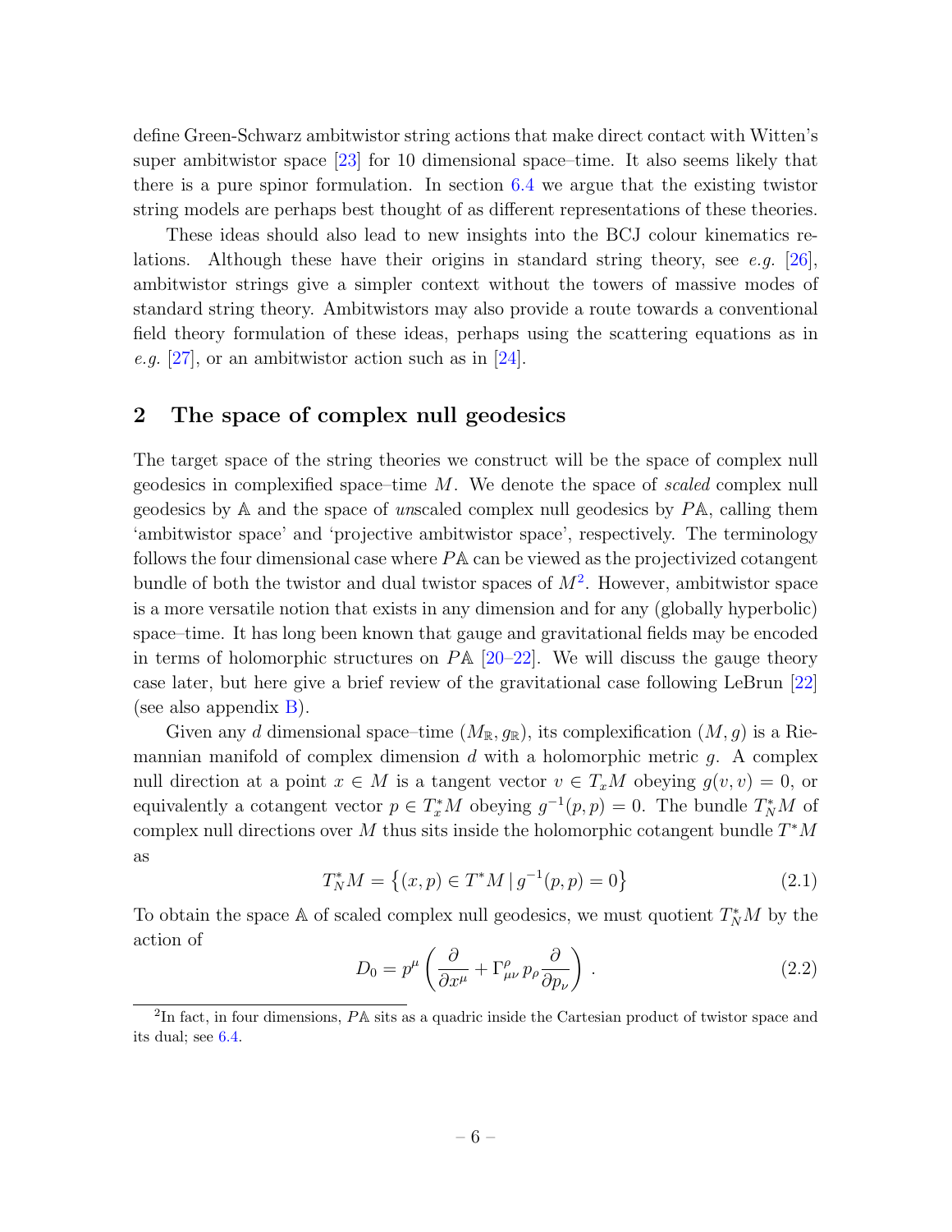define Green-Schwarz ambitwistor string actions that make direct contact with Witten's super ambitwistor space [23] for 10 dimensional space–time. It also seems likely that there is a pure spinor formulation. In section 6.4 we argue that the existing twistor string models are perhaps best thought of as different representations of these theories.

These ideas should also lead to new insights into the BCJ colour kinematics relations. Although these have their origins in standard string theory, see *e.g.* [26], ambitwistor strings give a simpler context without the towers of massive modes of standard string theory. Ambitwistors may also provide a route towards a conventional field theory formulation of these ideas, perhaps using the scattering equations as in *e.g.* [27], or an ambitwistor action such as in [24].

## 2 The space of complex null geodesics

The target space of the string theories we construct will be the space of complex null geodesics in complexified space–time $M$. We denote the space of *scaled* complex null geodesics by $\mathbb{A}$ and the space of *un*scaled complex null geodesics by $P\mathbb{A}$, calling them 'ambitwistor space' and 'projective ambitwistor space', respectively. The terminology follows the four dimensional case where $P\mathbb{A}$ can be viewed as the projectivized cotangent bundle of both the twistor and dual twistor spaces of $M$[2]. However, ambitwistor space is a more versatile notion that exists in any dimension and for any (globally hyperbolic) space–time. It has long been known that gauge and gravitational fields may be encoded in terms of holomorphic structures on $P\mathbb{A}$ [20–22]. We will discuss the gauge theory case later, but here give a brief review of the gravitational case following LeBrun [22] (see also appendix B).

Given any $d$ dimensional space–time $(M_{\mathbb{R}}, g_{\mathbb{R}})$, its complexification $(M, g)$ is a Riemannian manifold of complex dimension $d$ with a holomorphic metric $g$. A complex null direction at a point $x \in M$ is a tangent vector $v \in T_xM$ obeying $g(v,v) = 0$, or equivalently a cotangent vector $p \in T^*_xM$ obeying $g^{-1}(p,p) = 0$. The bundle $T^*_NM$ of complex null directions over $M$ thus sits inside the holomorphic cotangent bundle $T^*M$ as

$$T^*_NM = \left\{(x,p) \in T^*M \,|\, g^{-1}(p,p) = 0\right\} \tag{2.1}$$

To obtain the space $\mathbb{A}$ of scaled complex null geodesics, we must quotient $T^*_NM$ by the action of

$$D_0 = p^\mu \left( \frac{\partial}{\partial x^\mu} + \Gamma^\rho_{\mu\nu}\, p_\rho \frac{\partial}{\partial p_\nu} \right) . \tag{2.2}$$

[2] In fact, in four dimensions, $P\mathbb{A}$ sits as a quadric inside the Cartesian product of twistor space and its dual; see 6.4.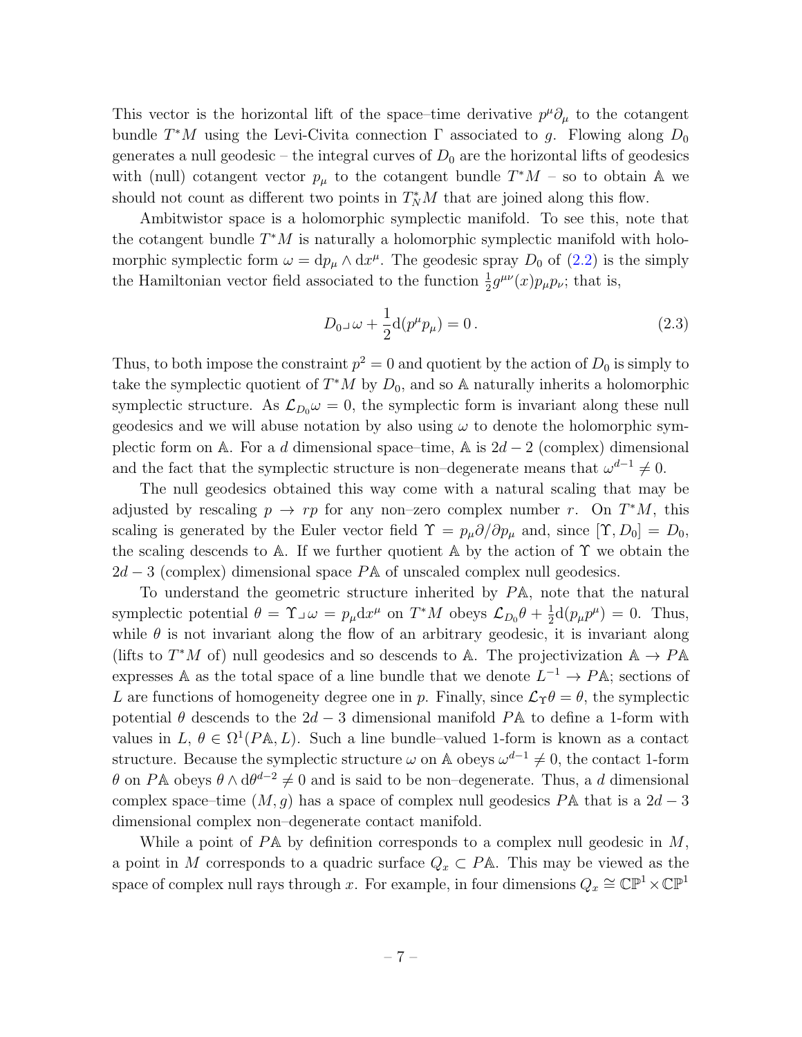This vector is the horizontal lift of the space–time derivative $p^\mu \partial_\mu$ to the cotangent bundle $T^*M$ using the Levi-Civita connection $\Gamma$ associated to $g$. Flowing along $D_0$ generates a null geodesic – the integral curves of $D_0$ are the horizontal lifts of geodesics with (null) cotangent vector $p_\mu$ to the cotangent bundle $T^*M$ – so to obtain $\mathbb{A}$ we should not count as different two points in $T^*_N M$ that are joined along this flow.

Ambitwistor space is a holomorphic symplectic manifold. To see this, note that the cotangent bundle $T^*M$ is naturally a holomorphic symplectic manifold with holomorphic symplectic form $\omega = \mathrm{d}p_\mu \wedge \mathrm{d}x^\mu$. The geodesic spray $D_0$ of (2.2) is the simply the Hamiltonian vector field associated to the function $\frac{1}{2}g^{\mu\nu}(x)p_\mu p_\nu$; that is,

$$D_0 \lrcorner\, \omega + \frac{1}{2}\mathrm{d}(p^\mu p_\mu) = 0\,. \tag{2.3}$$

Thus, to both impose the constraint $p^2 = 0$ and quotient by the action of $D_0$ is simply to take the symplectic quotient of $T^*M$ by $D_0$, and so $\mathbb{A}$ naturally inherits a holomorphic symplectic structure. As $\mathcal{L}_{D_0}\omega = 0$, the symplectic form is invariant along these null geodesics and we will abuse notation by also using $\omega$ to denote the holomorphic symplectic form on $\mathbb{A}$. For a $d$ dimensional space–time, $\mathbb{A}$ is $2d-2$ (complex) dimensional and the fact that the symplectic structure is non–degenerate means that $\omega^{d-1} \neq 0$.

The null geodesics obtained this way come with a natural scaling that may be adjusted by rescaling $p \to rp$ for any non–zero complex number $r$. On $T^*M$, this scaling is generated by the Euler vector field $\Upsilon = p_\mu \partial/\partial p_\mu$ and, since $[\Upsilon, D_0] = D_0$, the scaling descends to $\mathbb{A}$. If we further quotient $\mathbb{A}$ by the action of $\Upsilon$ we obtain the $2d-3$ (complex) dimensional space $P\mathbb{A}$ of unscaled complex null geodesics.

To understand the geometric structure inherited by $P\mathbb{A}$, note that the natural symplectic potential $\theta = \Upsilon \lrcorner\, \omega = p_\mu \mathrm{d}x^\mu$ on $T^*M$ obeys $\mathcal{L}_{D_0}\theta + \frac{1}{2}\mathrm{d}(p_\mu p^\mu) = 0$. Thus, while $\theta$ is not invariant along the flow of an arbitrary geodesic, it is invariant along (lifts to $T^*M$ of) null geodesics and so descends to $\mathbb{A}$. The projectivization $\mathbb{A} \to P\mathbb{A}$ expresses $\mathbb{A}$ as the total space of a line bundle that we denote $L^{-1} \to P\mathbb{A}$; sections of $L$ are functions of homogeneity degree one in $p$. Finally, since $\mathcal{L}_\Upsilon \theta = \theta$, the symplectic potential $\theta$ descends to the $2d-3$ dimensional manifold $P\mathbb{A}$ to define a 1-form with values in $L$, $\theta \in \Omega^1(P\mathbb{A}, L)$. Such a line bundle–valued 1-form is known as a contact structure. Because the symplectic structure $\omega$ on $\mathbb{A}$ obeys $\omega^{d-1} \neq 0$, the contact 1-form $\theta$ on $P\mathbb{A}$ obeys $\theta \wedge \mathrm{d}\theta^{d-2} \neq 0$ and is said to be non–degenerate. Thus, a $d$ dimensional complex space–time $(M, g)$ has a space of complex null geodesics $P\mathbb{A}$ that is a $2d-3$ dimensional complex non–degenerate contact manifold.

While a point of $P\mathbb{A}$ by definition corresponds to a complex null geodesic in $M$, a point in $M$ corresponds to a quadric surface $Q_x \subset P\mathbb{A}$. This may be viewed as the space of complex null rays through $x$. For example, in four dimensions $Q_x \cong \mathbb{CP}^1 \times \mathbb{CP}^1$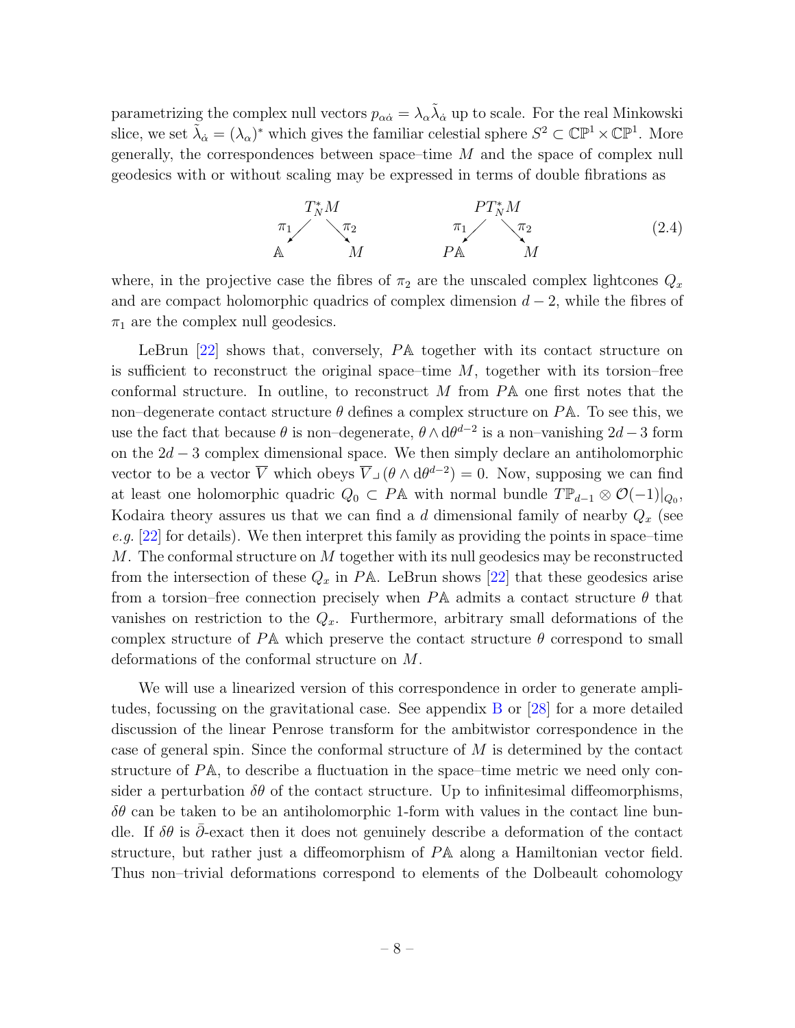parametrizing the complex null vectors $p_{\alpha\dot\alpha} = \lambda_\alpha \tilde\lambda_{\dot\alpha}$ up to scale. For the real Minkowski slice, we set $\tilde\lambda_{\dot\alpha} = (\lambda_\alpha)^*$ which gives the familiar celestial sphere $S^2 \subset \mathbb{CP}^1 \times \mathbb{CP}^1$. More generally, the correspondences between space–time $M$ and the space of complex null geodesics with or without scaling may be expressed in terms of double fibrations as

$$
\begin{array}{ccc}
 & T^*_N M & \\
 {\scriptstyle \pi_1}\swarrow & & \searrow{\scriptstyle \pi_2} \\
 \mathbb{A} & & M
\end{array}
\qquad\qquad
\begin{array}{ccc}
 & PT^*_N M & \\
 {\scriptstyle \pi_1}\swarrow & & \searrow{\scriptstyle \pi_2} \\
 P\mathbb{A} & & M
\end{array}
\tag{2.4}
$$

where, in the projective case the fibres of $\pi_2$ are the unscaled complex lightcones $Q_x$ and are compact holomorphic quadrics of complex dimension $d-2$, while the fibres of $\pi_1$ are the complex null geodesics.

LeBrun [22] shows that, conversely, $P\mathbb{A}$ together with its contact structure on is sufficient to reconstruct the original space–time $M$, together with its torsion–free conformal structure. In outline, to reconstruct $M$ from $P\mathbb{A}$ one first notes that the non–degenerate contact structure $\theta$ defines a complex structure on $P\mathbb{A}$. To see this, we use the fact that because $\theta$ is non–degenerate, $\theta \wedge \mathrm{d}\theta^{d-2}$ is a non–vanishing $2d-3$ form on the $2d-3$ complex dimensional space. We then simply declare an antiholomorphic vector to be a vector $\overline{V}$ which obeys $\overline{V} \lrcorner (\theta \wedge \mathrm{d}\theta^{d-2}) = 0$. Now, supposing we can find at least one holomorphic quadric $Q_0 \subset P\mathbb{A}$ with normal bundle $T\mathbb{P}_{d-1} \otimes \mathcal{O}(-1)|_{Q_0}$, Kodaira theory assures us that we can find a $d$ dimensional family of nearby $Q_x$ (see *e.g.* [22] for details). We then interpret this family as providing the points in space–time $M$. The conformal structure on $M$ together with its null geodesics may be reconstructed from the intersection of these $Q_x$ in $P\mathbb{A}$. LeBrun shows [22] that these geodesics arise from a torsion–free connection precisely when $P\mathbb{A}$ admits a contact structure $\theta$ that vanishes on restriction to the $Q_x$. Furthermore, arbitrary small deformations of the complex structure of $P\mathbb{A}$ which preserve the contact structure $\theta$ correspond to small deformations of the conformal structure on $M$.

We will use a linearized version of this correspondence in order to generate amplitudes, focussing on the gravitational case. See appendix B or [28] for a more detailed discussion of the linear Penrose transform for the ambitwistor correspondence in the case of general spin. Since the conformal structure of $M$ is determined by the contact structure of $P\mathbb{A}$, to describe a fluctuation in the space–time metric we need only consider a perturbation $\delta\theta$ of the contact structure. Up to infinitesimal diffeomorphisms, $\delta\theta$ can be taken to be an antiholomorphic 1-form with values in the contact line bundle. If $\delta\theta$ is $\bar\partial$-exact then it does not genuinely describe a deformation of the contact structure, but rather just a diffeomorphism of $P\mathbb{A}$ along a Hamiltonian vector field. Thus non–trivial deformations correspond to elements of the Dolbeault cohomology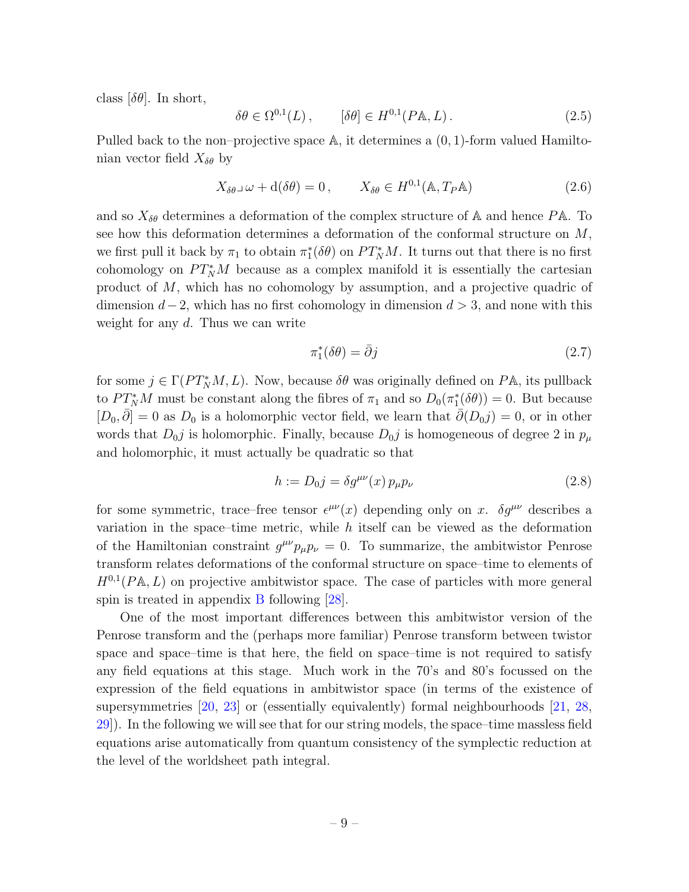class $[\delta\theta]$. In short,

$$\delta\theta \in \Omega^{0,1}(L)\,, \qquad [\delta\theta] \in H^{0,1}(P\mathbb{A}, L)\,. \tag{2.5}$$

Pulled back to the non–projective space $\mathbb{A}$, it determines a $(0,1)$-form valued Hamiltonian vector field $X_{\delta\theta}$ by

$$X_{\delta\theta} \lrcorner\, \omega + \mathrm{d}(\delta\theta) = 0\,, \qquad X_{\delta\theta} \in H^{0,1}(\mathbb{A}, T_P\mathbb{A}) \tag{2.6}$$

and so $X_{\delta\theta}$ determines a deformation of the complex structure of $\mathbb{A}$ and hence $P\mathbb{A}$. To see how this deformation determines a deformation of the conformal structure on $M$, we first pull it back by $\pi_1$ to obtain $\pi_1^*(\delta\theta)$ on $PT^*_N M$. It turns out that there is no first cohomology on $PT^*_N M$ because as a complex manifold it is essentially the cartesian product of $M$, which has no cohomology by assumption, and a projective quadric of dimension $d-2$, which has no first cohomology in dimension $d>3$, and none with this weight for any $d$. Thus we can write

$$\pi_1^*(\delta\theta) = \bar\partial j \tag{2.7}$$

for some $j \in \Gamma(PT^*_N M, L)$. Now, because $\delta\theta$ was originally defined on $P\mathbb{A}$, its pullback to $PT^*_N M$ must be constant along the fibres of $\pi_1$ and so $D_0(\pi_1^*(\delta\theta)) = 0$. But because $[D_0, \bar\partial] = 0$ as $D_0$ is a holomorphic vector field, we learn that $\bar\partial(D_0 j) = 0$, or in other words that $D_0 j$ is holomorphic. Finally, because $D_0 j$ is homogeneous of degree 2 in $p_\mu$ and holomorphic, it must actually be quadratic so that

$$h := D_0 j = \delta g^{\mu\nu}(x)\, p_\mu p_\nu \tag{2.8}$$

for some symmetric, trace–free tensor $\epsilon^{\mu\nu}(x)$ depending only on $x$. $\delta g^{\mu\nu}$ describes a variation in the space–time metric, while $h$ itself can be viewed as the deformation of the Hamiltonian constraint $g^{\mu\nu}p_\mu p_\nu = 0$. To summarize, the ambitwistor Penrose transform relates deformations of the conformal structure on space–time to elements of $H^{0,1}(P\mathbb{A}, L)$ on projective ambitwistor space. The case of particles with more general spin is treated in appendix B following [28].

One of the most important differences between this ambitwistor version of the Penrose transform and the (perhaps more familiar) Penrose transform between twistor space and space–time is that here, the field on space–time is not required to satisfy any field equations at this stage. Much work in the 70's and 80's focussed on the expression of the field equations in ambitwistor space (in terms of the existence of supersymmetries [20, 23] or (essentially equivalently) formal neighbourhoods [21, 28, 29]). In the following we will see that for our string models, the space–time massless field equations arise automatically from quantum consistency of the symplectic reduction at the level of the worldsheet path integral.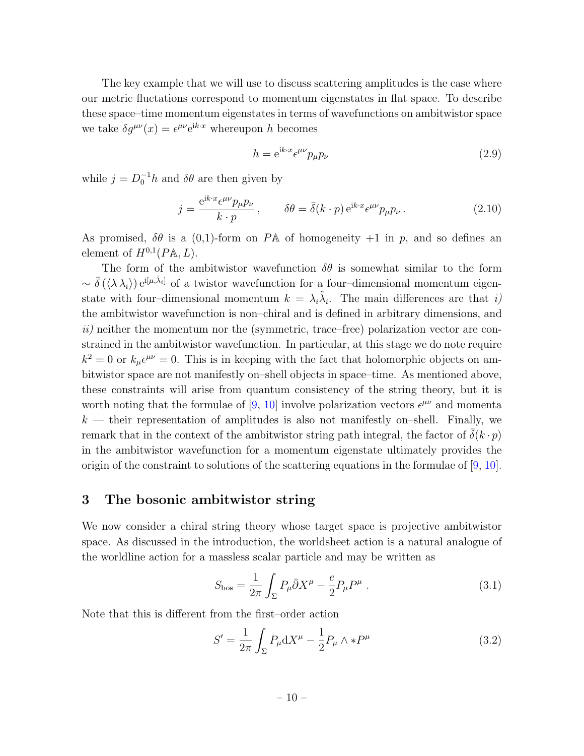The key example that we will use to discuss scattering amplitudes is the case where our metric fluctations correspond to momentum eigenstates in flat space. To describe these space–time momentum eigenstates in terms of wavefunctions on ambitwistor space we take $\delta g^{\mu\nu}(x) = \epsilon^{\mu\nu}\mathrm{e}^{\mathrm{i}k\cdot x}$ whereupon $h$ becomes

$$h = \mathrm{e}^{\mathrm{i}k\cdot x}\epsilon^{\mu\nu}p_\mu p_\nu \tag{2.9}$$

while $j = D_0^{-1}h$ and $\delta\theta$ are then given by

$$j = \frac{\mathrm{e}^{\mathrm{i}k\cdot x}\epsilon^{\mu\nu}p_\mu p_\nu}{k\cdot p}\,, \qquad \delta\theta = \bar{\delta}(k\cdot p)\,\mathrm{e}^{\mathrm{i}k\cdot x}\epsilon^{\mu\nu}p_\mu p_\nu\,. \tag{2.10}$$

As promised, $\delta\theta$ is a (0,1)-form on $P\mathbb{A}$ of homogeneity +1 in $p$, and so defines an element of $H^{0,1}(P\mathbb{A}, L)$.

The form of the ambitwistor wavefunction $\delta\theta$ is somewhat similar to the form $\sim \bar{\delta}\left(\langle\lambda\,\lambda_i\rangle\right)\mathrm{e}^{\mathrm{i}[\mu,\tilde{\lambda}_i]}$ of a twistor wavefunction for a four–dimensional momentum eigenstate with four–dimensional momentum $k = \lambda_i\tilde{\lambda}_i$. The main differences are that *i)* the ambitwistor wavefunction is non–chiral and is defined in arbitrary dimensions, and *ii)* neither the momentum nor the (symmetric, trace–free) polarization vector are constrained in the ambitwistor wavefunction. In particular, at this stage we do note require $k^2 = 0$ or $k_\mu\epsilon^{\mu\nu} = 0$. This is in keeping with the fact that holomorphic objects on ambitwistor space are not manifestly on–shell objects in space–time. As mentioned above, these constraints will arise from quantum consistency of the string theory, but it is worth noting that the formulae of [9, 10] involve polarization vectors $\epsilon^{\mu\nu}$ and momenta $k$ — their representation of amplitudes is also not manifestly on–shell. Finally, we remark that in the context of the ambitwistor string path integral, the factor of $\bar{\delta}(k\cdot p)$ in the ambitwistor wavefunction for a momentum eigenstate ultimately provides the origin of the constraint to solutions of the scattering equations in the formulae of [9, 10].

# 3 The bosonic ambitwistor string

We now consider a chiral string theory whose target space is projective ambitwistor space. As discussed in the introduction, the worldsheet action is a natural analogue of the worldline action for a massless scalar particle and may be written as

$$S_{\mathrm{bos}} = \frac{1}{2\pi}\int_\Sigma P_\mu\bar{\partial}X^\mu - \frac{e}{2}P_\mu P^\mu\ . \tag{3.1}$$

Note that this is different from the first–order action

$$S' = \frac{1}{2\pi}\int_\Sigma P_\mu \mathrm{d}X^\mu - \frac{1}{2}P_\mu\wedge *P^\mu \tag{3.2}$$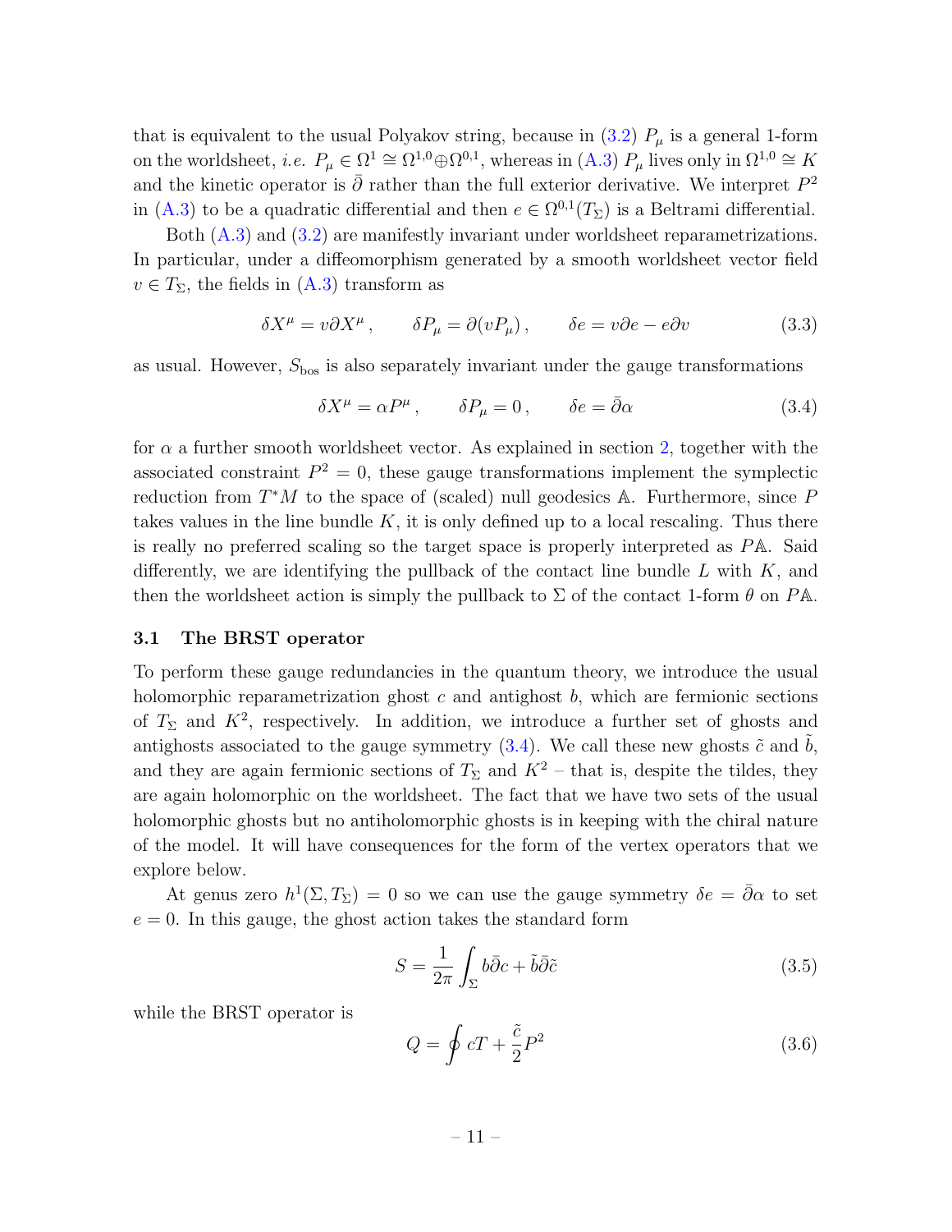that is equivalent to the usual Polyakov string, because in (3.2) $P_\mu$ is a general 1-form on the worldsheet, *i.e.* $P_\mu \in \Omega^1 \cong \Omega^{1,0} \oplus \Omega^{0,1}$, whereas in (A.3) $P_\mu$ lives only in $\Omega^{1,0} \cong K$ and the kinetic operator is $\bar\partial$ rather than the full exterior derivative. We interpret $P^2$ in (A.3) to be a quadratic differential and then $e \in \Omega^{0,1}(T_\Sigma)$ is a Beltrami differential.

Both (A.3) and (3.2) are manifestly invariant under worldsheet reparametrizations. In particular, under a diffeomorphism generated by a smooth worldsheet vector field $v \in T_\Sigma$, the fields in (A.3) transform as

$$\delta X^\mu = v\partial X^\mu\,, \qquad \delta P_\mu = \partial(vP_\mu)\,, \qquad \delta e = v\partial e - e\partial v \tag{3.3}$$

as usual. However, $S_{\text{bos}}$ is also separately invariant under the gauge transformations

$$\delta X^\mu = \alpha P^\mu\,, \qquad \delta P_\mu = 0\,, \qquad \delta e = \bar\partial\alpha \tag{3.4}$$

for $\alpha$ a further smooth worldsheet vector. As explained in section 2, together with the associated constraint $P^2 = 0$, these gauge transformations implement the symplectic reduction from $T^*M$ to the space of (scaled) null geodesics $\mathbb{A}$. Furthermore, since $P$ takes values in the line bundle $K$, it is only defined up to a local rescaling. Thus there is really no preferred scaling so the target space is properly interpreted as $P\mathbb{A}$. Said differently, we are identifying the pullback of the contact line bundle $L$ with $K$, and then the worldsheet action is simply the pullback to $\Sigma$ of the contact 1-form $\theta$ on $P\mathbb{A}$.

### 3.1 The BRST operator

To perform these gauge redundancies in the quantum theory, we introduce the usual holomorphic reparametrization ghost $c$ and antighost $b$, which are fermionic sections of $T_\Sigma$ and $K^2$, respectively. In addition, we introduce a further set of ghosts and antighosts associated to the gauge symmetry (3.4). We call these new ghosts $\tilde c$ and $\tilde b$, and they are again fermionic sections of $T_\Sigma$ and $K^2$ – that is, despite the tildes, they are again holomorphic on the worldsheet. The fact that we have two sets of the usual holomorphic ghosts but no antiholomorphic ghosts is in keeping with the chiral nature of the model. It will have consequences for the form of the vertex operators that we explore below.

At genus zero $h^1(\Sigma, T_\Sigma) = 0$ so we can use the gauge symmetry $\delta e = \bar\partial\alpha$ to set $e = 0$. In this gauge, the ghost action takes the standard form

$$S = \frac{1}{2\pi}\int_\Sigma b\bar\partial c + \tilde b\bar\partial\tilde c \tag{3.5}$$

while the BRST operator is

$$Q = \oint cT + \frac{\tilde c}{2}P^2 \tag{3.6}$$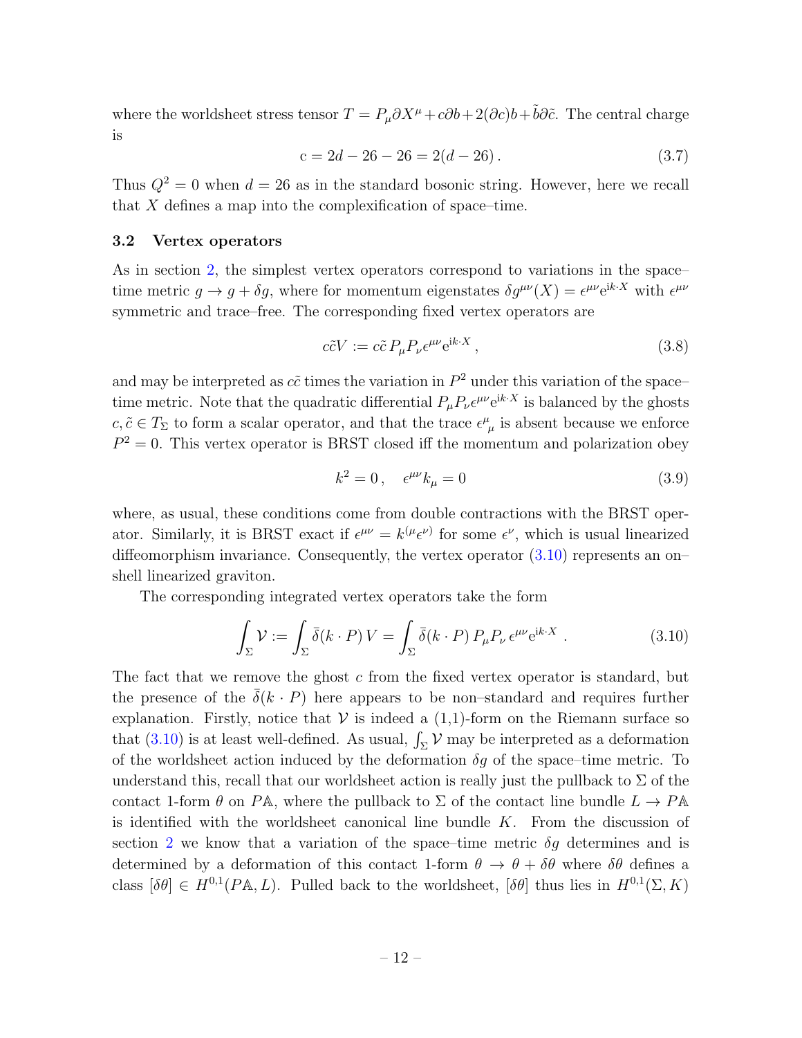where the worldsheet stress tensor $T = P_\mu \partial X^\mu + c\partial b + 2(\partial c)b + \tilde{b}\partial\tilde{c}$. The central charge is

$$
\mathrm{c} = 2d - 26 - 26 = 2(d-26)\,. \tag{3.7}
$$

Thus $Q^2 = 0$ when $d = 26$ as in the standard bosonic string. However, here we recall that $X$ defines a map into the complexification of space–time.

### 3.2 Vertex operators

As in section 2, the simplest vertex operators correspond to variations in the space–time metric $g \to g + \delta g$, where for momentum eigenstates $\delta g^{\mu\nu}(X) = \epsilon^{\mu\nu}\mathrm{e}^{\mathrm{i}k\cdot X}$ with $\epsilon^{\mu\nu}$ symmetric and trace–free. The corresponding fixed vertex operators are

$$
c\tilde{c}V := c\tilde{c}\, P_\mu P_\nu \epsilon^{\mu\nu}\mathrm{e}^{\mathrm{i}k\cdot X}\,, \tag{3.8}
$$

and may be interpreted as $c\tilde{c}$ times the variation in $P^2$ under this variation of the space–time metric. Note that the quadratic differential $P_\mu P_\nu \epsilon^{\mu\nu}\mathrm{e}^{\mathrm{i}k\cdot X}$ is balanced by the ghosts $c, \tilde{c} \in T_\Sigma$ to form a scalar operator, and that the trace $\epsilon^\mu{}_\mu$ is absent because we enforce $P^2 = 0$. This vertex operator is BRST closed iff the momentum and polarization obey

$$
k^2 = 0\,, \quad \epsilon^{\mu\nu}k_\mu = 0 \tag{3.9}
$$

where, as usual, these conditions come from double contractions with the BRST operator. Similarly, it is BRST exact if $\epsilon^{\mu\nu} = k^{(\mu}\epsilon^{\nu)}$ for some $\epsilon^\nu$, which is usual linearized diffeomorphism invariance. Consequently, the vertex operator (3.10) represents an on–shell linearized graviton.

The corresponding integrated vertex operators take the form

$$
\int_\Sigma \mathcal{V} := \int_\Sigma \bar{\delta}(k\cdot P)\, V = \int_\Sigma \bar{\delta}(k\cdot P)\, P_\mu P_\nu\, \epsilon^{\mu\nu}\mathrm{e}^{\mathrm{i}k\cdot X}\ . \tag{3.10}
$$

The fact that we remove the ghost $c$ from the fixed vertex operator is standard, but the presence of the $\bar{\delta}(k\cdot P)$ here appears to be non–standard and requires further explanation. Firstly, notice that $\mathcal{V}$ is indeed a (1,1)-form on the Riemann surface so that (3.10) is at least well-defined. As usual, $\int_\Sigma \mathcal{V}$ may be interpreted as a deformation of the worldsheet action induced by the deformation $\delta g$ of the space–time metric. To understand this, recall that our worldsheet action is really just the pullback to $\Sigma$ of the contact 1-form $\theta$ on $P\mathbb{A}$, where the pullback to $\Sigma$ of the contact line bundle $L \to P\mathbb{A}$ is identified with the worldsheet canonical line bundle $K$. From the discussion of section 2 we know that a variation of the space–time metric $\delta g$ determines and is determined by a deformation of this contact 1-form $\theta \to \theta + \delta\theta$ where $\delta\theta$ defines a class $[\delta\theta] \in H^{0,1}(P\mathbb{A}, L)$. Pulled back to the worldsheet, $[\delta\theta]$ thus lies in $H^{0,1}(\Sigma, K)$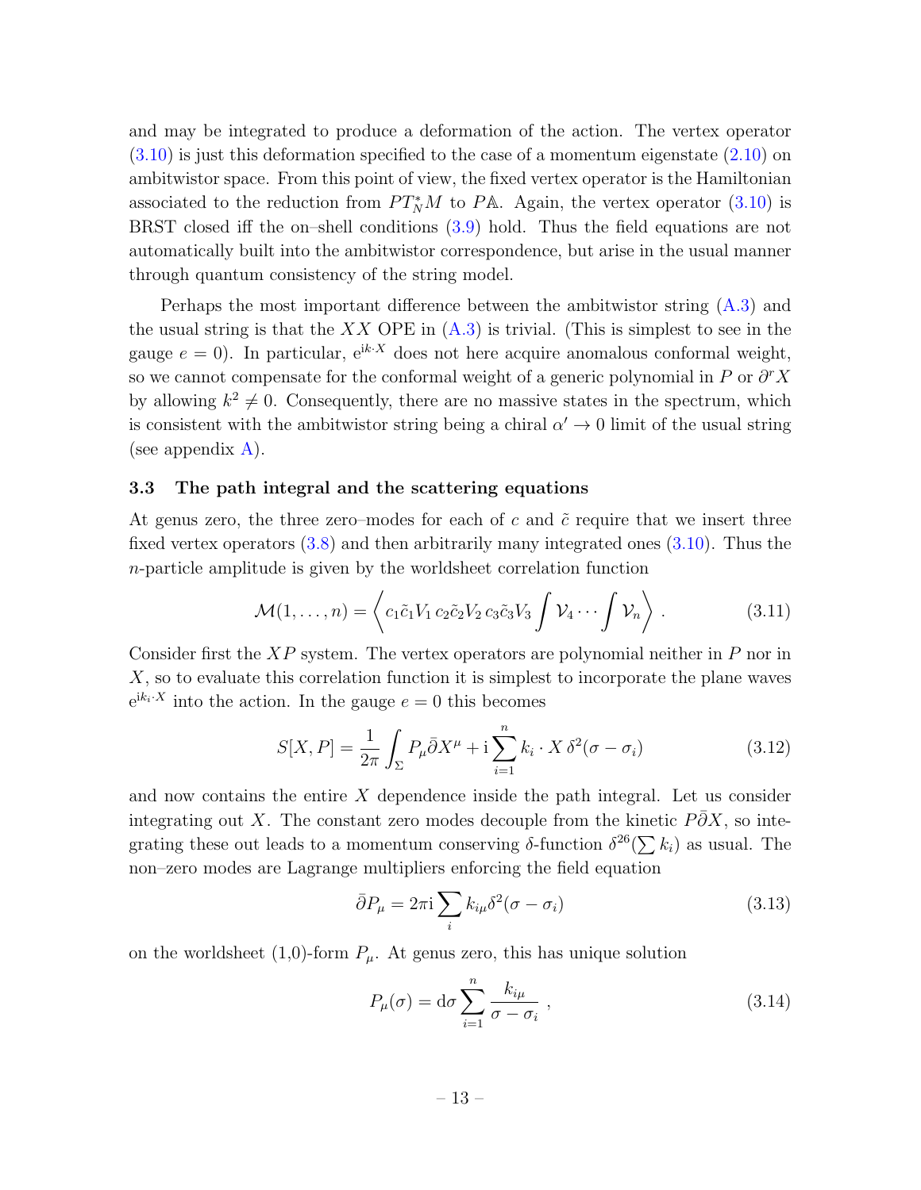and may be integrated to produce a deformation of the action. The vertex operator (3.10) is just this deformation specified to the case of a momentum eigenstate (2.10) on ambitwistor space. From this point of view, the fixed vertex operator is the Hamiltonian associated to the reduction from $PT^*_N M$ to $P\mathbb{A}$. Again, the vertex operator (3.10) is BRST closed iff the on–shell conditions (3.9) hold. Thus the field equations are not automatically built into the ambitwistor correspondence, but arise in the usual manner through quantum consistency of the string model.

Perhaps the most important difference between the ambitwistor string (A.3) and the usual string is that the $XX$ OPE in (A.3) is trivial. (This is simplest to see in the gauge $e = 0$). In particular, $\mathrm{e}^{\mathrm{i}k\cdot X}$ does not here acquire anomalous conformal weight, so we cannot compensate for the conformal weight of a generic polynomial in $P$ or $\partial^r X$ by allowing $k^2 \neq 0$. Consequently, there are no massive states in the spectrum, which is consistent with the ambitwistor string being a chiral $\alpha' \to 0$ limit of the usual string (see appendix A).

### 3.3 The path integral and the scattering equations

At genus zero, the three zero–modes for each of $c$ and $\tilde{c}$ require that we insert three fixed vertex operators (3.8) and then arbitrarily many integrated ones (3.10). Thus the $n$-particle amplitude is given by the worldsheet correlation function

$$\mathcal{M}(1,\ldots,n) = \left\langle c_1\tilde{c}_1 V_1\, c_2\tilde{c}_2 V_2\, c_3\tilde{c}_3 V_3 \int \mathcal{V}_4 \cdots \int \mathcal{V}_n \right\rangle . \tag{3.11}$$

Consider first the $XP$ system. The vertex operators are polynomial neither in $P$ nor in $X$, so to evaluate this correlation function it is simplest to incorporate the plane waves $\mathrm{e}^{\mathrm{i}k_i\cdot X}$ into the action. In the gauge $e = 0$ this becomes

$$S[X,P] = \frac{1}{2\pi}\int_\Sigma P_\mu \bar{\partial} X^\mu + \mathrm{i}\sum_{i=1}^n k_i \cdot X\, \delta^2(\sigma - \sigma_i) \tag{3.12}$$

and now contains the entire $X$ dependence inside the path integral. Let us consider integrating out $X$. The constant zero modes decouple from the kinetic $P\bar{\partial}X$, so integrating these out leads to a momentum conserving $\delta$-function $\delta^{26}(\sum k_i)$ as usual. The non–zero modes are Lagrange multipliers enforcing the field equation

$$\bar{\partial} P_\mu = 2\pi\mathrm{i}\sum_i k_{i\mu}\delta^2(\sigma - \sigma_i) \tag{3.13}$$

on the worldsheet (1,0)-form $P_\mu$. At genus zero, this has unique solution

$$P_\mu(\sigma) = \mathrm{d}\sigma \sum_{i=1}^n \frac{k_{i\mu}}{\sigma - \sigma_i} , \tag{3.14}$$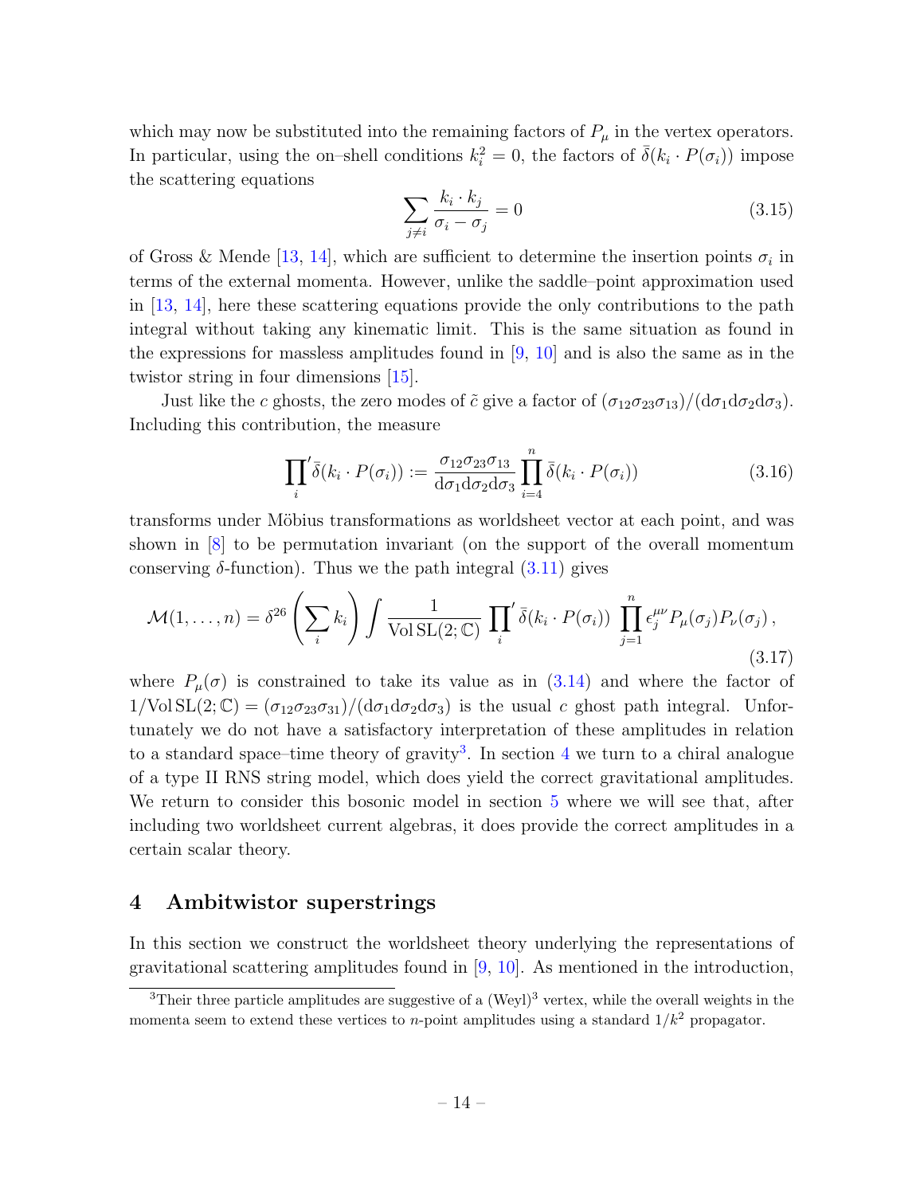which may now be substituted into the remaining factors of $P_\mu$ in the vertex operators. In particular, using the on–shell conditions $k_i^2 = 0$, the factors of $\bar\delta(k_i \cdot P(\sigma_i))$ impose the scattering equations

$$\sum_{j \neq i} \frac{k_i \cdot k_j}{\sigma_i - \sigma_j} = 0 \tag{3.15}$$

of Gross & Mende [13, 14], which are sufficient to determine the insertion points $\sigma_i$ in terms of the external momenta. However, unlike the saddle–point approximation used in [13, 14], here these scattering equations provide the only contributions to the path integral without taking any kinematic limit. This is the same situation as found in the expressions for massless amplitudes found in [9, 10] and is also the same as in the twistor string in four dimensions [15].

Just like the $c$ ghosts, the zero modes of $\tilde c$ give a factor of $(\sigma_{12}\sigma_{23}\sigma_{13})/(\mathrm{d}\sigma_1\mathrm{d}\sigma_2\mathrm{d}\sigma_3)$. Including this contribution, the measure

$$\prod_i{}' \bar\delta(k_i \cdot P(\sigma_i)) := \frac{\sigma_{12}\sigma_{23}\sigma_{13}}{\mathrm{d}\sigma_1\mathrm{d}\sigma_2\mathrm{d}\sigma_3} \prod_{i=4}^{n} \bar\delta(k_i \cdot P(\sigma_i)) \tag{3.16}$$

transforms under Möbius transformations as worldsheet vector at each point, and was shown in [8] to be permutation invariant (on the support of the overall momentum conserving $\delta$-function). Thus we the path integral (3.11) gives

$$\mathcal{M}(1,\ldots,n) = \delta^{26}\left(\sum_i k_i\right) \int \frac{1}{\mathrm{Vol}\,\mathrm{SL}(2;\mathbb{C})} \prod_i{}' \bar\delta(k_i \cdot P(\sigma_i)) \prod_{j=1}^{n} \epsilon_j^{\mu\nu} P_\mu(\sigma_j) P_\nu(\sigma_j)\,, \tag{3.17}$$

where $P_\mu(\sigma)$ is constrained to take its value as in (3.14) and where the factor of $1/\mathrm{Vol}\,\mathrm{SL}(2;\mathbb{C}) = (\sigma_{12}\sigma_{23}\sigma_{31})/(\mathrm{d}\sigma_1\mathrm{d}\sigma_2\mathrm{d}\sigma_3)$ is the usual $c$ ghost path integral. Unfortunately we do not have a satisfactory interpretation of these amplitudes in relation to a standard space–time theory of gravity[3]. In section 4 we turn to a chiral analogue of a type II RNS string model, which does yield the correct gravitational amplitudes. We return to consider this bosonic model in section 5 where we will see that, after including two worldsheet current algebras, it does provide the correct amplitudes in a certain scalar theory.

## 4 Ambitwistor superstrings

In this section we construct the worldsheet theory underlying the representations of gravitational scattering amplitudes found in [9, 10]. As mentioned in the introduction,

[3] Their three particle amplitudes are suggestive of a $(\mathrm{Weyl})^3$ vertex, while the overall weights in the momenta seem to extend these vertices to $n$-point amplitudes using a standard $1/k^2$ propagator.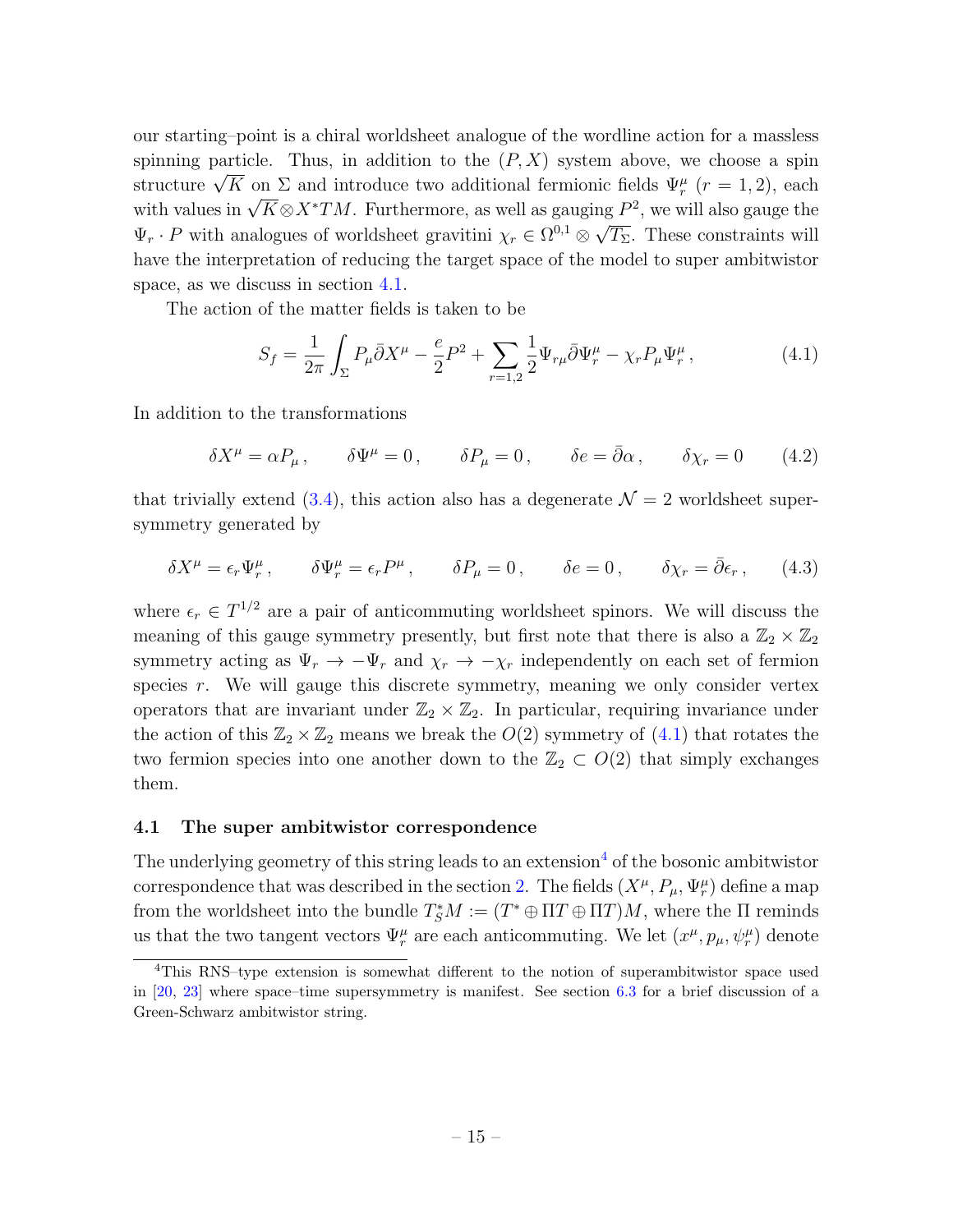our starting–point is a chiral worldsheet analogue of the wordline action for a massless spinning particle. Thus, in addition to the $(P, X)$ system above, we choose a spin structure $\sqrt{K}$ on $\Sigma$ and introduce two additional fermionic fields $\Psi_r^\mu$ $(r = 1, 2)$, each with values in $\sqrt{K} \otimes X^*TM$. Furthermore, as well as gauging $P^2$, we will also gauge the $\Psi_r \cdot P$ with analogues of worldsheet gravitini $\chi_r \in \Omega^{0,1} \otimes \sqrt{T_\Sigma}$. These constraints will have the interpretation of reducing the target space of the model to super ambitwistor space, as we discuss in section 4.1.

The action of the matter fields is taken to be

$$S_f = \frac{1}{2\pi} \int_\Sigma P_\mu \bar{\partial} X^\mu - \frac{e}{2} P^2 + \sum_{r=1,2} \frac{1}{2} \Psi_{r\mu} \bar{\partial} \Psi_r^\mu - \chi_r P_\mu \Psi_r^\mu \,, \tag{4.1}$$

In addition to the transformations

$$\delta X^\mu = \alpha P_\mu \,, \qquad \delta \Psi^\mu = 0 \,, \qquad \delta P_\mu = 0 \,, \qquad \delta e = \bar{\partial} \alpha \,, \qquad \delta \chi_r = 0 \tag{4.2}$$

that trivially extend (3.4), this action also has a degenerate $\mathcal{N} = 2$ worldsheet supersymmetry generated by

$$\delta X^\mu = \epsilon_r \Psi_r^\mu \,, \qquad \delta \Psi_r^\mu = \epsilon_r P^\mu \,, \qquad \delta P_\mu = 0 \,, \qquad \delta e = 0 \,, \qquad \delta \chi_r = \bar{\partial} \epsilon_r \,, \tag{4.3}$$

where $\epsilon_r \in T^{1/2}$ are a pair of anticommuting worldsheet spinors. We will discuss the meaning of this gauge symmetry presently, but first note that there is also a $\mathbb{Z}_2 \times \mathbb{Z}_2$ symmetry acting as $\Psi_r \to -\Psi_r$ and $\chi_r \to -\chi_r$ independently on each set of fermion species $r$. We will gauge this discrete symmetry, meaning we only consider vertex operators that are invariant under $\mathbb{Z}_2 \times \mathbb{Z}_2$. In particular, requiring invariance under the action of this $\mathbb{Z}_2 \times \mathbb{Z}_2$ means we break the $O(2)$ symmetry of (4.1) that rotates the two fermion species into one another down to the $\mathbb{Z}_2 \subset O(2)$ that simply exchanges them.

### 4.1 The super ambitwistor correspondence

The underlying geometry of this string leads to an extension[4] of the bosonic ambitwistor correspondence that was described in the section 2. The fields $(X^\mu, P_\mu, \Psi_r^\mu)$ define a map from the worldsheet into the bundle $T_S^*M := (T^* \oplus \Pi T \oplus \Pi T)M$, where the $\Pi$ reminds us that the two tangent vectors $\Psi_r^\mu$ are each anticommuting. We let $(x^\mu, p_\mu, \psi_r^\mu)$ denote

[4] This RNS–type extension is somewhat different to the notion of superambitwistor space used in [20, 23] where space–time supersymmetry is manifest. See section 6.3 for a brief discussion of a Green-Schwarz ambitwistor string.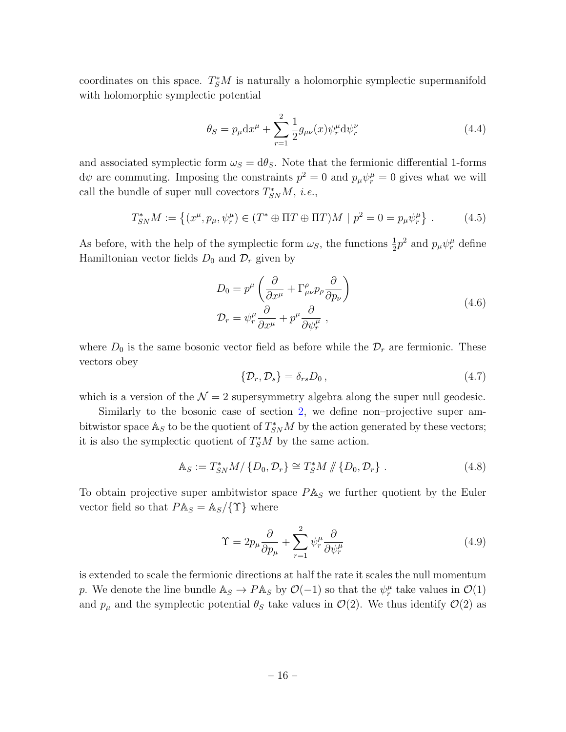coordinates on this space. $T^*_S M$ is naturally a holomorphic symplectic supermanifold with holomorphic symplectic potential

$$\theta_S = p_\mu \mathrm{d}x^\mu + \sum_{r=1}^{2} \frac{1}{2} g_{\mu\nu}(x) \psi_r^\mu \mathrm{d}\psi_r^\nu \tag{4.4}$$

and associated symplectic form $\omega_S = \mathrm{d}\theta_S$. Note that the fermionic differential 1-forms $\mathrm{d}\psi$ are commuting. Imposing the constraints $p^2 = 0$ and $p_\mu \psi_r^\mu = 0$ gives what we will call the bundle of super null covectors $T^*_{SN}M$, *i.e.*,

$$T^*_{SN}M := \left\{ (x^\mu, p_\mu, \psi_r^\mu) \in (T^* \oplus \Pi T \oplus \Pi T)M \mid p^2 = 0 = p_\mu \psi_r^\mu \right\} . \tag{4.5}$$

As before, with the help of the symplectic form $\omega_S$, the functions $\frac{1}{2}p^2$ and $p_\mu \psi_r^\mu$ define Hamiltonian vector fields $D_0$ and $\mathcal{D}_r$ given by

$$\begin{aligned} D_0 &= p^\mu \left( \frac{\partial}{\partial x^\mu} + \Gamma^\rho_{\mu\nu} p_\rho \frac{\partial}{\partial p_\nu} \right) \\ \mathcal{D}_r &= \psi_r^\mu \frac{\partial}{\partial x^\mu} + p^\mu \frac{\partial}{\partial \psi_r^\mu} \ , \end{aligned} \tag{4.6}$$

where $D_0$ is the same bosonic vector field as before while the $\mathcal{D}_r$ are fermionic. These vectors obey

$$\{\mathcal{D}_r, \mathcal{D}_s\} = \delta_{rs} D_0 \,, \tag{4.7}$$

which is a version of the $\mathcal{N} = 2$ supersymmetry algebra along the super null geodesic.

Similarly to the bosonic case of section 2, we define non–projective super ambitwistor space $\mathbb{A}_S$ to be the quotient of $T^*_{SN}M$ by the action generated by these vectors; it is also the symplectic quotient of $T^*_S M$ by the same action.

$$\mathbb{A}_S := T^*_{SN}M / \{D_0, \mathcal{D}_r\} \cong T^*_S M /\!\!/ \{D_0, \mathcal{D}_r\} \ . \tag{4.8}$$

To obtain projective super ambitwistor space $P\mathbb{A}_S$ we further quotient by the Euler vector field so that $P\mathbb{A}_S = \mathbb{A}_S / \{\Upsilon\}$ where

$$\Upsilon = 2p_\mu \frac{\partial}{\partial p_\mu} + \sum_{r=1}^{2} \psi_r^\mu \frac{\partial}{\partial \psi_r^\mu} \tag{4.9}$$

is extended to scale the fermionic directions at half the rate it scales the null momentum $p$. We denote the line bundle $\mathbb{A}_S \to P\mathbb{A}_S$ by $\mathcal{O}(-1)$ so that the $\psi_r^\mu$ take values in $\mathcal{O}(1)$ and $p_\mu$ and the symplectic potential $\theta_S$ take values in $\mathcal{O}(2)$. We thus identify $\mathcal{O}(2)$ as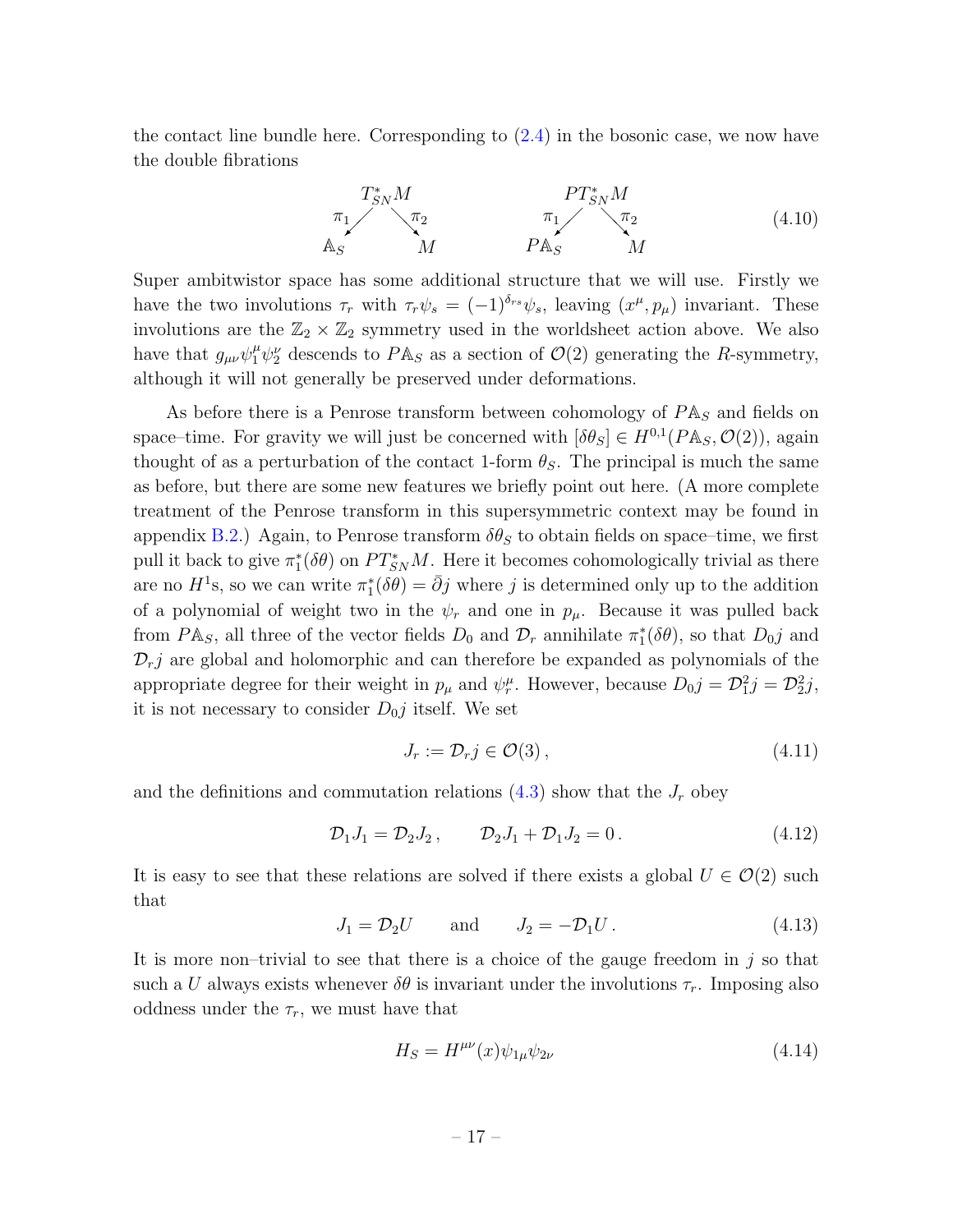the contact line bundle here. Corresponding to (2.4) in the bosonic case, we now have the double fibrations

$$
\begin{array}{ccc}
 & T^*_{SN}M & \\
\pi_1 \swarrow & & \searrow \pi_2 \\
\mathbb{A}_S & & M
\end{array}
\qquad\qquad
\begin{array}{ccc}
 & PT^*_{SN}M & \\
\pi_1 \swarrow & & \searrow \pi_2 \\
P\mathbb{A}_S & & M
\end{array}
\tag{4.10}
$$

Super ambitwistor space has some additional structure that we will use. Firstly we have the two involutions $\tau_r$ with $\tau_r \psi_s = (-1)^{\delta_{rs}}\psi_s$, leaving $(x^\mu, p_\mu)$ invariant. These involutions are the $\mathbb{Z}_2 \times \mathbb{Z}_2$ symmetry used in the worldsheet action above. We also have that $g_{\mu\nu}\psi_1^\mu \psi_2^\nu$ descends to $P\mathbb{A}_S$ as a section of $\mathcal{O}(2)$ generating the $R$-symmetry, although it will not generally be preserved under deformations.

As before there is a Penrose transform between cohomology of $P\mathbb{A}_S$ and fields on space–time. For gravity we will just be concerned with $[\delta\theta_S] \in H^{0,1}(P\mathbb{A}_S, \mathcal{O}(2))$, again thought of as a perturbation of the contact 1-form $\theta_S$. The principal is much the same as before, but there are some new features we briefly point out here. (A more complete treatment of the Penrose transform in this supersymmetric context may be found in appendix B.2.) Again, to Penrose transform $\delta\theta_S$ to obtain fields on space–time, we first pull it back to give $\pi_1^*(\delta\theta)$ on $PT^*_{SN}M$. Here it becomes cohomologically trivial as there are no $H^1$s, so we can write $\pi_1^*(\delta\theta) = \bar\partial j$ where $j$ is determined only up to the addition of a polynomial of weight two in the $\psi_r$ and one in $p_\mu$. Because it was pulled back from $P\mathbb{A}_S$, all three of the vector fields $D_0$ and $\mathcal{D}_r$ annihilate $\pi_1^*(\delta\theta)$, so that $D_0 j$ and $\mathcal{D}_r j$ are global and holomorphic and can therefore be expanded as polynomials of the appropriate degree for their weight in $p_\mu$ and $\psi_r^\mu$. However, because $D_0 j = \mathcal{D}_1^2 j = \mathcal{D}_2^2 j$, it is not necessary to consider $D_0 j$ itself. We set

$$
J_r := \mathcal{D}_r j \in \mathcal{O}(3)\,, \tag{4.11}
$$

and the definitions and commutation relations (4.3) show that the $J_r$ obey

$$
\mathcal{D}_1 J_1 = \mathcal{D}_2 J_2\,, \qquad \mathcal{D}_2 J_1 + \mathcal{D}_1 J_2 = 0\,. \tag{4.12}
$$

It is easy to see that these relations are solved if there exists a global $U \in \mathcal{O}(2)$ such that

$$
J_1 = \mathcal{D}_2 U \qquad \text{and} \qquad J_2 = -\mathcal{D}_1 U\,. \tag{4.13}
$$

It is more non–trivial to see that there is a choice of the gauge freedom in $j$ so that such a $U$ always exists whenever $\delta\theta$ is invariant under the involutions $\tau_r$. Imposing also oddness under the $\tau_r$, we must have that

$$
H_S = H^{\mu\nu}(x)\psi_{1\mu}\psi_{2\nu} \tag{4.14}
$$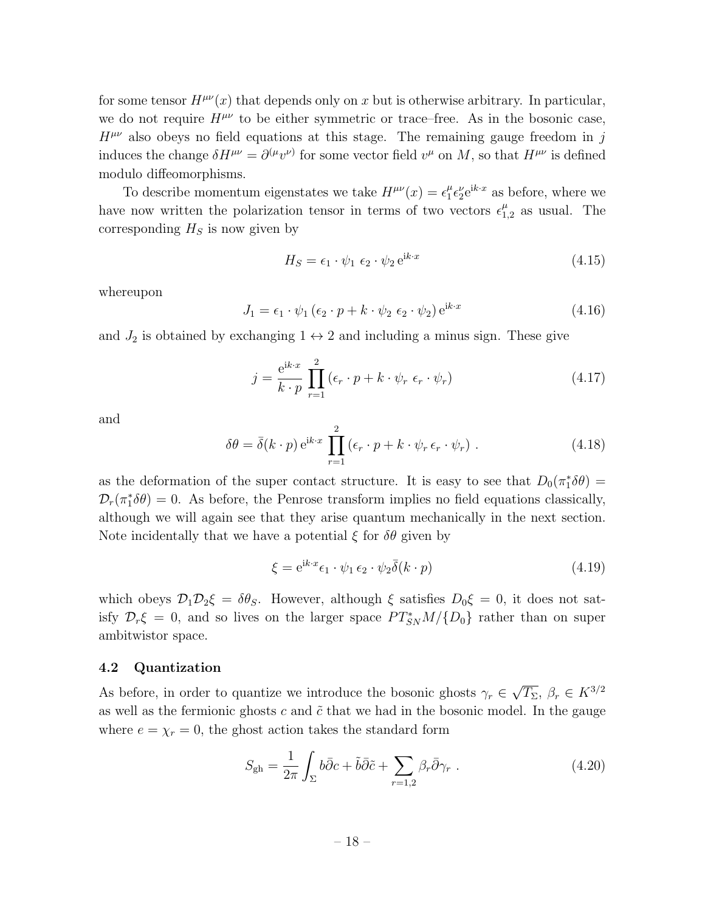for some tensor $H^{\mu\nu}(x)$ that depends only on $x$ but is otherwise arbitrary. In particular, we do not require $H^{\mu\nu}$ to be either symmetric or trace–free. As in the bosonic case, $H^{\mu\nu}$ also obeys no field equations at this stage. The remaining gauge freedom in $j$ induces the change $\delta H^{\mu\nu} = \partial^{(\mu}v^{\nu)}$ for some vector field $v^\mu$ on $M$, so that $H^{\mu\nu}$ is defined modulo diffeomorphisms.

To describe momentum eigenstates we take $H^{\mu\nu}(x) = \epsilon_1^\mu \epsilon_2^\nu \mathrm{e}^{\mathrm{i}k\cdot x}$ as before, where we have now written the polarization tensor in terms of two vectors $\epsilon_{1,2}^\mu$ as usual. The corresponding $H_S$ is now given by

$$H_S = \epsilon_1 \cdot \psi_1 \; \epsilon_2 \cdot \psi_2 \, \mathrm{e}^{\mathrm{i}k\cdot x} \tag{4.15}$$

whereupon

$$J_1 = \epsilon_1 \cdot \psi_1 \left(\epsilon_2 \cdot p + k \cdot \psi_2 \; \epsilon_2 \cdot \psi_2\right) \mathrm{e}^{\mathrm{i}k\cdot x} \tag{4.16}$$

and $J_2$ is obtained by exchanging $1 \leftrightarrow 2$ and including a minus sign. These give

$$j = \frac{\mathrm{e}^{\mathrm{i}k\cdot x}}{k\cdot p} \prod_{r=1}^{2} \left(\epsilon_r \cdot p + k \cdot \psi_r \; \epsilon_r \cdot \psi_r\right) \tag{4.17}$$

and

$$\delta\theta = \bar{\delta}(k\cdot p)\, \mathrm{e}^{\mathrm{i}k\cdot x} \prod_{r=1}^{2} \left(\epsilon_r \cdot p + k \cdot \psi_r \, \epsilon_r \cdot \psi_r\right) \,. \tag{4.18}$$

as the deformation of the super contact structure. It is easy to see that $D_0(\pi_1^*\delta\theta) = \mathcal{D}_r(\pi_1^*\delta\theta) = 0$. As before, the Penrose transform implies no field equations classically, although we will again see that they arise quantum mechanically in the next section. Note incidentally that we have a potential $\xi$ for $\delta\theta$ given by

$$\xi = \mathrm{e}^{\mathrm{i}k\cdot x} \epsilon_1 \cdot \psi_1 \, \epsilon_2 \cdot \psi_2 \bar{\delta}(k\cdot p) \tag{4.19}$$

which obeys $\mathcal{D}_1\mathcal{D}_2\xi = \delta\theta_S$. However, although $\xi$ satisfies $D_0\xi = 0$, it does not satisfy $\mathcal{D}_r\xi = 0$, and so lives on the larger space $PT^*_{SN}M/\{D_0\}$ rather than on super ambitwistor space.

### 4.2 Quantization

As before, in order to quantize we introduce the bosonic ghosts $\gamma_r \in \sqrt{T_\Sigma}$, $\beta_r \in K^{3/2}$ as well as the fermionic ghosts $c$ and $\tilde{c}$ that we had in the bosonic model. In the gauge where $e = \chi_r = 0$, the ghost action takes the standard form

$$S_{\mathrm{gh}} = \frac{1}{2\pi} \int_\Sigma b\bar{\partial}c + \tilde{b}\bar{\partial}\tilde{c} + \sum_{r=1,2} \beta_r \bar{\partial}\gamma_r \,. \tag{4.20}$$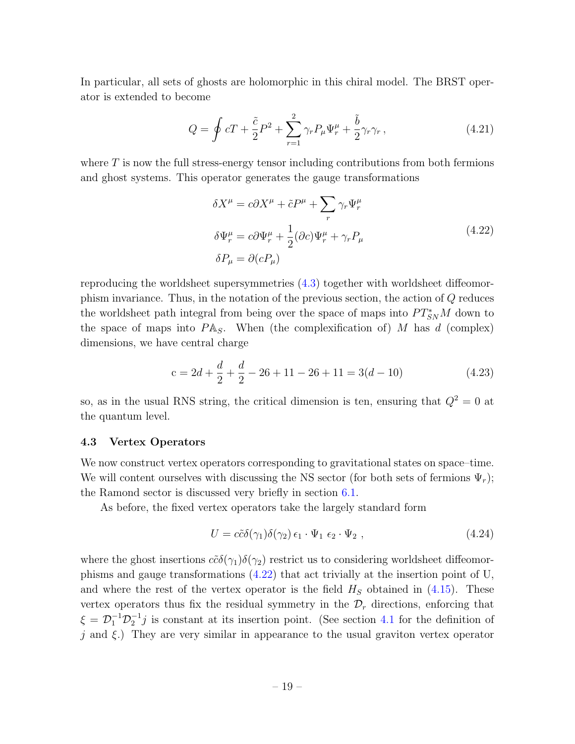In particular, all sets of ghosts are holomorphic in this chiral model. The BRST operator is extended to become

$$
Q = \oint cT + \frac{\tilde{c}}{2}P^2 + \sum_{r=1}^{2} \gamma_r P_\mu \Psi_r^\mu + \frac{\tilde{b}}{2}\gamma_r\gamma_r \,, \tag{4.21}
$$

where $T$ is now the full stress-energy tensor including contributions from both fermions and ghost systems. This operator generates the gauge transformations

$$
\begin{aligned}
\delta X^\mu &= c\partial X^\mu + \tilde{c}P^\mu + \sum_r \gamma_r \Psi_r^\mu \\
\delta \Psi_r^\mu &= c\partial \Psi_r^\mu + \frac{1}{2}(\partial c)\Psi_r^\mu + \gamma_r P_\mu \\
\delta P_\mu &= \partial(cP_\mu)
\end{aligned} \tag{4.22}
$$

reproducing the worldsheet supersymmetries (4.3) together with worldsheet diffeomorphism invariance. Thus, in the notation of the previous section, the action of $Q$ reduces the worldsheet path integral from being over the space of maps into $PT^*_{SN}M$ down to the space of maps into $P\mathbb{A}_S$. When (the complexification of) $M$ has $d$ (complex) dimensions, we have central charge

$$
\mathrm{c} = 2d + \frac{d}{2} + \frac{d}{2} - 26 + 11 - 26 + 11 = 3(d-10) \tag{4.23}
$$

so, as in the usual RNS string, the critical dimension is ten, ensuring that $Q^2 = 0$ at the quantum level.

### 4.3 Vertex Operators

We now construct vertex operators corresponding to gravitational states on space–time. We will content ourselves with discussing the NS sector (for both sets of fermions $\Psi_r$); the Ramond sector is discussed very briefly in section 6.1.

As before, the fixed vertex operators take the largely standard form

$$
U = c\tilde{c}\delta(\gamma_1)\delta(\gamma_2)\,\epsilon_1\cdot\Psi_1\;\epsilon_2\cdot\Psi_2 \;, \tag{4.24}
$$

where the ghost insertions $c\tilde{c}\delta(\gamma_1)\delta(\gamma_2)$ restrict us to considering worldsheet diffeomorphisms and gauge transformations (4.22) that act trivially at the insertion point of U, and where the rest of the vertex operator is the field $H_S$ obtained in (4.15). These vertex operators thus fix the residual symmetry in the $\mathcal{D}_r$ directions, enforcing that $\xi = \mathcal{D}_1^{-1}\mathcal{D}_2^{-1}j$ is constant at its insertion point. (See section 4.1 for the definition of $j$ and $\xi$.) They are very similar in appearance to the usual graviton vertex operator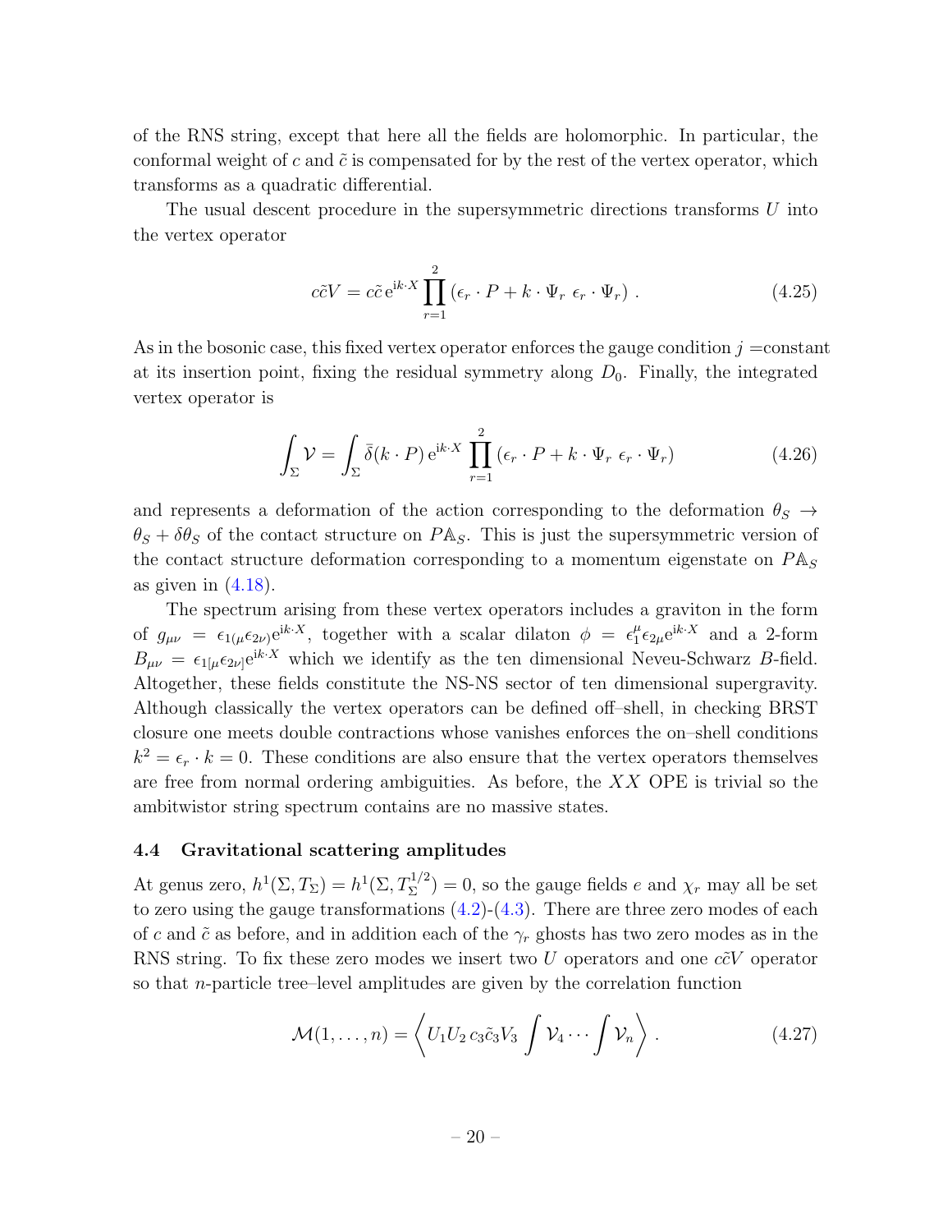of the RNS string, except that here all the fields are holomorphic. In particular, the conformal weight of $c$ and $\tilde{c}$ is compensated for by the rest of the vertex operator, which transforms as a quadratic differential.

The usual descent procedure in the supersymmetric directions transforms $U$ into the vertex operator

$$c\tilde{c}V = c\tilde{c}\,\mathrm{e}^{\mathrm{i}k\cdot X}\prod_{r=1}^{2}\left(\epsilon_r\cdot P + k\cdot\Psi_r\;\epsilon_r\cdot\Psi_r\right) . \tag{4.25}$$

As in the bosonic case, this fixed vertex operator enforces the gauge condition $j$ =constant at its insertion point, fixing the residual symmetry along $D_0$. Finally, the integrated vertex operator is

$$\int_\Sigma \mathcal{V} = \int_\Sigma \bar{\delta}(k\cdot P)\,\mathrm{e}^{\mathrm{i}k\cdot X}\prod_{r=1}^{2}\left(\epsilon_r\cdot P + k\cdot\Psi_r\;\epsilon_r\cdot\Psi_r\right) \tag{4.26}$$

and represents a deformation of the action corresponding to the deformation $\theta_S \to \theta_S + \delta\theta_S$ of the contact structure on $P\mathbb{A}_S$. This is just the supersymmetric version of the contact structure deformation corresponding to a momentum eigenstate on $P\mathbb{A}_S$ as given in (4.18).

The spectrum arising from these vertex operators includes a graviton in the form of $g_{\mu\nu} = \epsilon_{1(\mu}\epsilon_{2\nu)}\mathrm{e}^{\mathrm{i}k\cdot X}$, together with a scalar dilaton $\phi = \epsilon_1^\mu\epsilon_{2\mu}\mathrm{e}^{\mathrm{i}k\cdot X}$ and a 2-form $B_{\mu\nu} = \epsilon_{1[\mu}\epsilon_{2\nu]}\mathrm{e}^{\mathrm{i}k\cdot X}$ which we identify as the ten dimensional Neveu-Schwarz $B$-field. Altogether, these fields constitute the NS-NS sector of ten dimensional supergravity. Although classically the vertex operators can be defined off–shell, in checking BRST closure one meets double contractions whose vanishes enforces the on–shell conditions $k^2 = \epsilon_r\cdot k = 0$. These conditions are also ensure that the vertex operators themselves are free from normal ordering ambiguities. As before, the $XX$ OPE is trivial so the ambitwistor string spectrum contains are no massive states.

### 4.4 Gravitational scattering amplitudes

At genus zero, $h^1(\Sigma, T_\Sigma) = h^1(\Sigma, T_\Sigma^{1/2}) = 0$, so the gauge fields $e$ and $\chi_r$ may all be set to zero using the gauge transformations (4.2)-(4.3). There are three zero modes of each of $c$ and $\tilde{c}$ as before, and in addition each of the $\gamma_r$ ghosts has two zero modes as in the RNS string. To fix these zero modes we insert two $U$ operators and one $c\tilde{c}V$ operator so that $n$-particle tree–level amplitudes are given by the correlation function

$$\mathcal{M}(1,\ldots,n) = \left\langle U_1 U_2\, c_3\tilde{c}_3 V_3 \int \mathcal{V}_4 \cdots \int \mathcal{V}_n \right\rangle . \tag{4.27}$$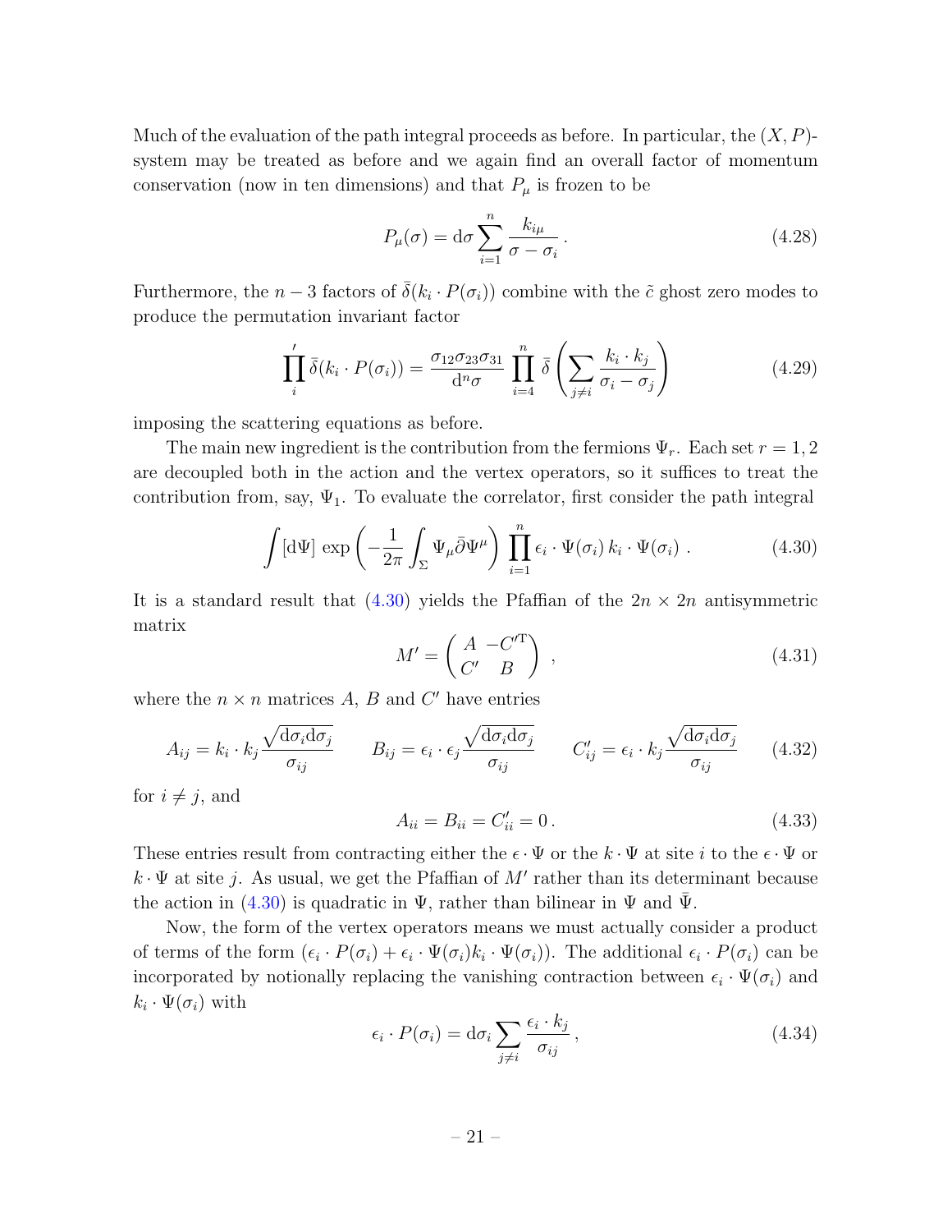Much of the evaluation of the path integral proceeds as before. In particular, the $(X, P)$-system may be treated as before and we again find an overall factor of momentum conservation (now in ten dimensions) and that $P_\mu$ is frozen to be

$$P_\mu(\sigma) = \mathrm{d}\sigma \sum_{i=1}^{n} \frac{k_{i\mu}}{\sigma - \sigma_i} \,. \tag{4.28}$$

Furthermore, the $n-3$ factors of $\bar{\delta}(k_i \cdot P(\sigma_i))$ combine with the $\tilde{c}$ ghost zero modes to produce the permutation invariant factor

$$\prod_i{}' \,\bar{\delta}(k_i \cdot P(\sigma_i)) = \frac{\sigma_{12}\sigma_{23}\sigma_{31}}{\mathrm{d}^n\sigma} \prod_{i=4}^{n} \bar{\delta}\left(\sum_{j\neq i} \frac{k_i \cdot k_j}{\sigma_i - \sigma_j}\right) \tag{4.29}$$

imposing the scattering equations as before.

The main new ingredient is the contribution from the fermions $\Psi_r$. Each set $r = 1, 2$ are decoupled both in the action and the vertex operators, so it suffices to treat the contribution from, say, $\Psi_1$. To evaluate the correlator, first consider the path integral

$$\int [\mathrm{d}\Psi] \, \exp\left(-\frac{1}{2\pi}\int_\Sigma \Psi_\mu \bar{\partial}\Psi^\mu\right) \prod_{i=1}^{n} \epsilon_i \cdot \Psi(\sigma_i)\, k_i \cdot \Psi(\sigma_i) \,. \tag{4.30}$$

It is a standard result that (4.30) yields the Pfaffian of the $2n \times 2n$ antisymmetric matrix

$$M' = \begin{pmatrix} A & -C'^{\mathrm{T}} \\ C' & B \end{pmatrix} \,, \tag{4.31}$$

where the $n \times n$ matrices $A$, $B$ and $C'$ have entries

$$A_{ij} = k_i \cdot k_j \frac{\sqrt{\mathrm{d}\sigma_i \mathrm{d}\sigma_j}}{\sigma_{ij}} \qquad B_{ij} = \epsilon_i \cdot \epsilon_j \frac{\sqrt{\mathrm{d}\sigma_i \mathrm{d}\sigma_j}}{\sigma_{ij}} \qquad C'_{ij} = \epsilon_i \cdot k_j \frac{\sqrt{\mathrm{d}\sigma_i \mathrm{d}\sigma_j}}{\sigma_{ij}} \tag{4.32}$$

for $i \neq j$, and

$$A_{ii} = B_{ii} = C'_{ii} = 0 \,. \tag{4.33}$$

These entries result from contracting either the $\epsilon \cdot \Psi$ or the $k \cdot \Psi$ at site $i$ to the $\epsilon \cdot \Psi$ or $k \cdot \Psi$ at site $j$. As usual, we get the Pfaffian of $M'$ rather than its determinant because the action in (4.30) is quadratic in $\Psi$, rather than bilinear in $\Psi$ and $\bar{\Psi}$.

Now, the form of the vertex operators means we must actually consider a product of terms of the form $(\epsilon_i \cdot P(\sigma_i) + \epsilon_i \cdot \Psi(\sigma_i) k_i \cdot \Psi(\sigma_i))$. The additional $\epsilon_i \cdot P(\sigma_i)$ can be incorporated by notionally replacing the vanishing contraction between $\epsilon_i \cdot \Psi(\sigma_i)$ and $k_i \cdot \Psi(\sigma_i)$ with

$$\epsilon_i \cdot P(\sigma_i) = \mathrm{d}\sigma_i \sum_{j \neq i} \frac{\epsilon_i \cdot k_j}{\sigma_{ij}} \,, \tag{4.34}$$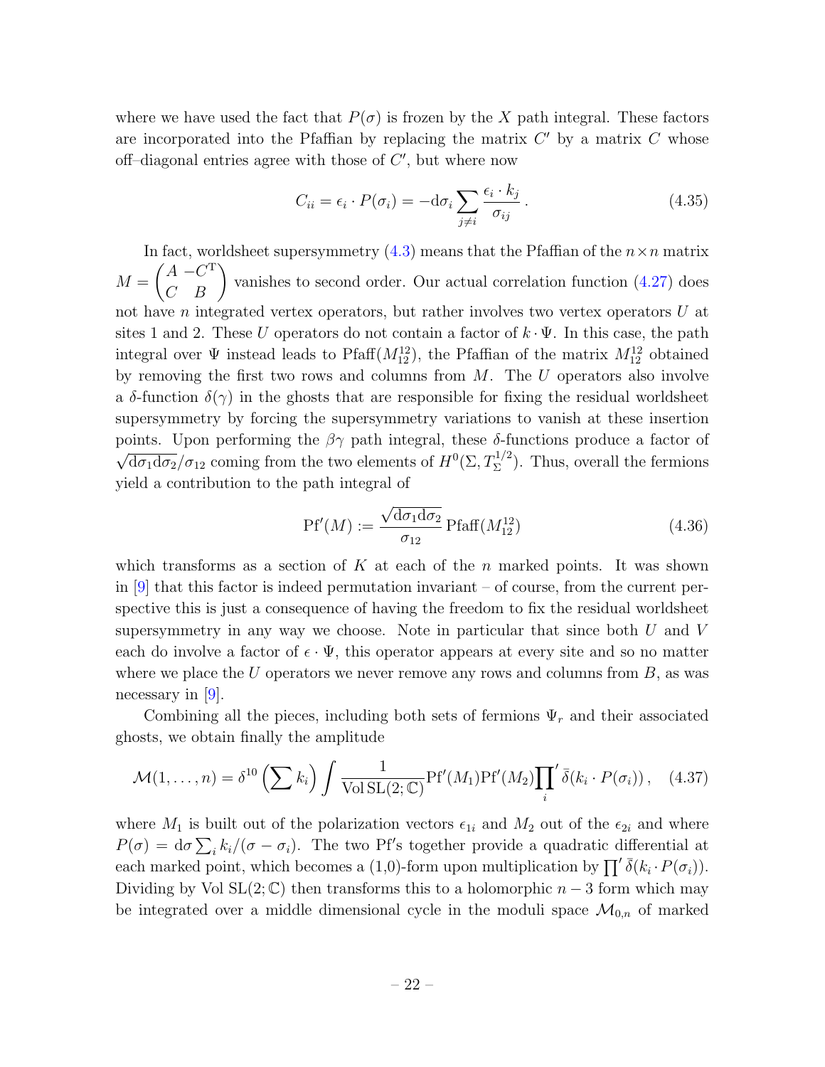where we have used the fact that $P(\sigma)$ is frozen by the $X$ path integral. These factors are incorporated into the Pfaffian by replacing the matrix $C'$ by a matrix $C$ whose off–diagonal entries agree with those of $C'$, but where now

$$C_{ii} = \epsilon_i \cdot P(\sigma_i) = -\mathrm{d}\sigma_i \sum_{j\neq i} \frac{\epsilon_i \cdot k_j}{\sigma_{ij}}\,. \tag{4.35}$$

In fact, worldsheet supersymmetry (4.3) means that the Pfaffian of the $n\times n$ matrix $M = \begin{pmatrix} A & -C^{\mathrm{T}} \\ C & B \end{pmatrix}$ vanishes to second order. Our actual correlation function (4.27) does not have $n$ integrated vertex operators, but rather involves two vertex operators $U$ at sites 1 and 2. These $U$ operators do not contain a factor of $k\cdot\Psi$. In this case, the path integral over $\Psi$ instead leads to $\mathrm{Pfaff}(M_{12}^{12})$, the Pfaffian of the matrix $M_{12}^{12}$ obtained by removing the first two rows and columns from $M$. The $U$ operators also involve a $\delta$-function $\delta(\gamma)$ in the ghosts that are responsible for fixing the residual worldsheet supersymmetry by forcing the supersymmetry variations to vanish at these insertion points. Upon performing the $\beta\gamma$ path integral, these $\delta$-functions produce a factor of $\sqrt{\mathrm{d}\sigma_1\mathrm{d}\sigma_2}/\sigma_{12}$ coming from the two elements of $H^0(\Sigma, T_\Sigma^{1/2})$. Thus, overall the fermions yield a contribution to the path integral of

$$\mathrm{Pf}'(M) := \frac{\sqrt{\mathrm{d}\sigma_1\mathrm{d}\sigma_2}}{\sigma_{12}}\,\mathrm{Pfaff}(M_{12}^{12}) \tag{4.36}$$

which transforms as a section of $K$ at each of the $n$ marked points. It was shown in [9] that this factor is indeed permutation invariant – of course, from the current perspective this is just a consequence of having the freedom to fix the residual worldsheet supersymmetry in any way we choose. Note in particular that since both $U$ and $V$ each do involve a factor of $\epsilon\cdot\Psi$, this operator appears at every site and so no matter where we place the $U$ operators we never remove any rows and columns from $B$, as was necessary in [9].

Combining all the pieces, including both sets of fermions $\Psi_r$ and their associated ghosts, we obtain finally the amplitude

$$\mathcal{M}(1,\ldots,n) = \delta^{10}\left(\sum k_i\right)\int \frac{1}{\mathrm{Vol}\,\mathrm{SL}(2;\mathbb{C})}\mathrm{Pf}'(M_1)\mathrm{Pf}'(M_2){\prod_i}'\,\bar{\delta}(k_i\cdot P(\sigma_i))\,, \tag{4.37}$$

where $M_1$ is built out of the polarization vectors $\epsilon_{1i}$ and $M_2$ out of the $\epsilon_{2i}$ and where $P(\sigma) = \mathrm{d}\sigma\sum_i k_i/(\sigma-\sigma_i)$. The two Pf′s together provide a quadratic differential at each marked point, which becomes a (1,0)-form upon multiplication by $\prod'\bar{\delta}(k_i\cdot P(\sigma_i))$. Dividing by Vol SL$(2;\mathbb{C})$ then transforms this to a holomorphic $n-3$ form which may be integrated over a middle dimensional cycle in the moduli space $\mathcal{M}_{0,n}$ of marked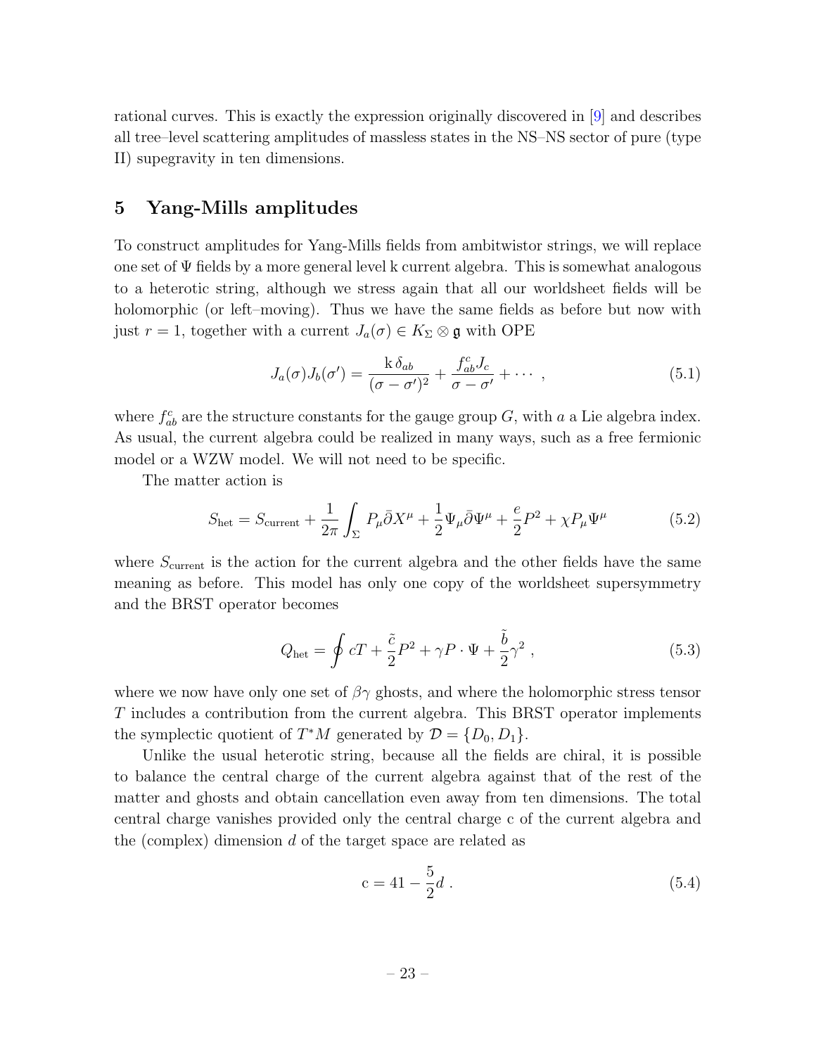rational curves. This is exactly the expression originally discovered in [9] and describes all tree–level scattering amplitudes of massless states in the NS–NS sector of pure (type II) supegravity in ten dimensions.

## 5 Yang-Mills amplitudes

To construct amplitudes for Yang-Mills fields from ambitwistor strings, we will replace one set of $\Psi$ fields by a more general level k current algebra. This is somewhat analogous to a heterotic string, although we stress again that all our worldsheet fields will be holomorphic (or left–moving). Thus we have the same fields as before but now with just $r = 1$, together with a current $J_a(\sigma) \in K_\Sigma \otimes \mathfrak{g}$ with OPE

$$J_a(\sigma)J_b(\sigma') = \frac{\mathrm{k}\,\delta_{ab}}{(\sigma-\sigma')^2} + \frac{f_{ab}^c J_c}{\sigma-\sigma'} + \cdots \ , \tag{5.1}$$

where $f_{ab}^c$ are the structure constants for the gauge group $G$, with $a$ a Lie algebra index. As usual, the current algebra could be realized in many ways, such as a free fermionic model or a WZW model. We will not need to be specific.

The matter action is

$$S_{\mathrm{het}} = S_{\mathrm{current}} + \frac{1}{2\pi}\int_\Sigma P_\mu \bar\partial X^\mu + \frac{1}{2}\Psi_\mu\bar\partial\Psi^\mu + \frac{e}{2}P^2 + \chi P_\mu \Psi^\mu \tag{5.2}$$

where $S_{\mathrm{current}}$ is the action for the current algebra and the other fields have the same meaning as before. This model has only one copy of the worldsheet supersymmetry and the BRST operator becomes

$$Q_{\mathrm{het}} = \oint cT + \frac{\tilde c}{2}P^2 + \gamma P\cdot\Psi + \frac{\tilde b}{2}\gamma^2 \ , \tag{5.3}$$

where we now have only one set of $\beta\gamma$ ghosts, and where the holomorphic stress tensor $T$ includes a contribution from the current algebra. This BRST operator implements the symplectic quotient of $T^*M$ generated by $\mathcal{D} = \{D_0, D_1\}$.

Unlike the usual heterotic string, because all the fields are chiral, it is possible to balance the central charge of the current algebra against that of the rest of the matter and ghosts and obtain cancellation even away from ten dimensions. The total central charge vanishes provided only the central charge c of the current algebra and the (complex) dimension $d$ of the target space are related as

$$\mathrm{c} = 41 - \frac{5}{2}d \ . \tag{5.4}$$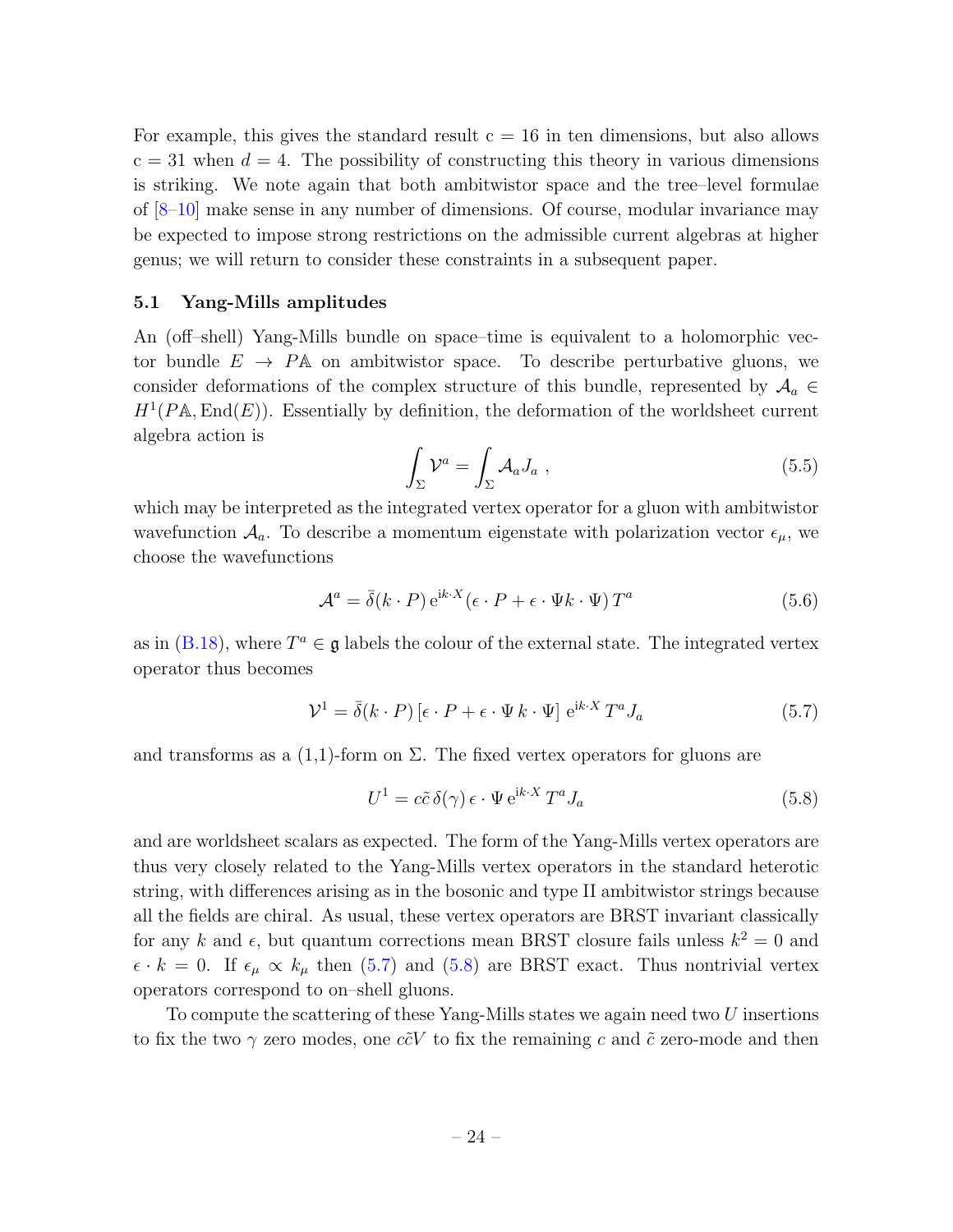For example, this gives the standard result $\mathrm{c} = 16$ in ten dimensions, but also allows $\mathrm{c} = 31$ when $d = 4$. The possibility of constructing this theory in various dimensions is striking. We note again that both ambitwistor space and the tree–level formulae of [8–10] make sense in any number of dimensions. Of course, modular invariance may be expected to impose strong restrictions on the admissible current algebras at higher genus; we will return to consider these constraints in a subsequent paper.

### 5.1 Yang-Mills amplitudes

An (off–shell) Yang-Mills bundle on space–time is equivalent to a holomorphic vector bundle $E \to P\mathbb{A}$ on ambitwistor space. To describe perturbative gluons, we consider deformations of the complex structure of this bundle, represented by $\mathcal{A}_a \in H^1(P\mathbb{A}, \mathrm{End}(E))$. Essentially by definition, the deformation of the worldsheet current algebra action is

$$\int_\Sigma \mathcal{V}^a = \int_\Sigma \mathcal{A}_a J_a \ , \tag{5.5}$$

which may be interpreted as the integrated vertex operator for a gluon with ambitwistor wavefunction $\mathcal{A}_a$. To describe a momentum eigenstate with polarization vector $\epsilon_\mu$, we choose the wavefunctions

$$\mathcal{A}^a = \bar{\delta}(k \cdot P)\, \mathrm{e}^{\mathrm{i}k\cdot X}(\epsilon \cdot P + \epsilon \cdot \Psi k \cdot \Psi)\, T^a \tag{5.6}$$

as in (B.18), where $T^a \in \mathfrak{g}$ labels the colour of the external state. The integrated vertex operator thus becomes

$$\mathcal{V}^1 = \bar{\delta}(k \cdot P)\, [\epsilon \cdot P + \epsilon \cdot \Psi\, k \cdot \Psi]\; \mathrm{e}^{\mathrm{i}k\cdot X}\, T^a J_a \tag{5.7}$$

and transforms as a (1,1)-form on $\Sigma$. The fixed vertex operators for gluons are

$$U^1 = c\tilde{c}\, \delta(\gamma)\, \epsilon \cdot \Psi\, \mathrm{e}^{\mathrm{i}k\cdot X}\, T^a J_a \tag{5.8}$$

and are worldsheet scalars as expected. The form of the Yang-Mills vertex operators are thus very closely related to the Yang-Mills vertex operators in the standard heterotic string, with differences arising as in the bosonic and type II ambitwistor strings because all the fields are chiral. As usual, these vertex operators are BRST invariant classically for any $k$ and $\epsilon$, but quantum corrections mean BRST closure fails unless $k^2 = 0$ and $\epsilon \cdot k = 0$. If $\epsilon_\mu \propto k_\mu$ then (5.7) and (5.8) are BRST exact. Thus nontrivial vertex operators correspond to on–shell gluons.

To compute the scattering of these Yang-Mills states we again need two $U$ insertions to fix the two $\gamma$ zero modes, one $c\tilde{c}V$ to fix the remaining $c$ and $\tilde{c}$ zero-mode and then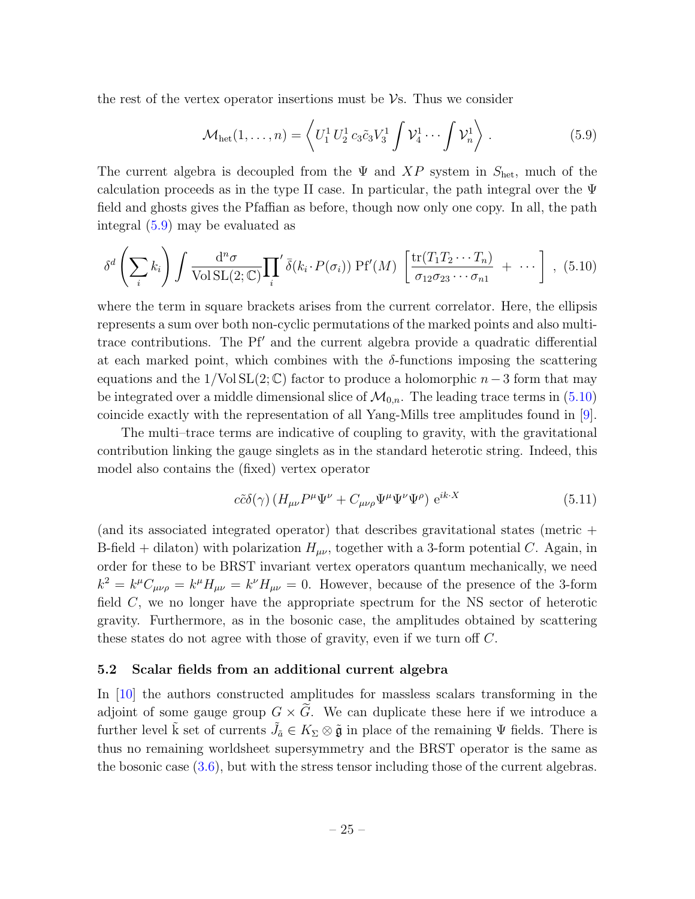the rest of the vertex operator insertions must be $\mathcal{V}$s. Thus we consider

$$\mathcal{M}_{\rm het}(1,\ldots,n) = \left\langle U_1^1\, U_2^1\, c_3\tilde{c}_3 V_3^1 \int \mathcal{V}_4^1 \cdots \int \mathcal{V}_n^1 \right\rangle . \tag{5.9}$$

The current algebra is decoupled from the $\Psi$ and $XP$ system in $S_{\rm het}$, much of the calculation proceeds as in the type II case. In particular, the path integral over the $\Psi$ field and ghosts gives the Pfaffian as before, though now only one copy. In all, the path integral (5.9) may be evaluated as

$$\delta^d\left(\sum_i k_i\right) \int \frac{\mathrm{d}^n\sigma}{\mathrm{Vol}\,\mathrm{SL}(2;\mathbb{C})} {\prod_i}' \,\bar{\delta}(k_i\cdot P(\sigma_i))\ \mathrm{Pf}'(M)\ \left[\frac{\mathrm{tr}(T_1T_2\cdots T_n)}{\sigma_{12}\sigma_{23}\cdots\sigma_{n1}} + \cdots\right] , \tag{5.10}$$

where the term in square brackets arises from the current correlator. Here, the ellipsis represents a sum over both non-cyclic permutations of the marked points and also multi-trace contributions. The Pf$'$ and the current algebra provide a quadratic differential at each marked point, which combines with the $\delta$-functions imposing the scattering equations and the $1/\mathrm{Vol}\,\mathrm{SL}(2;\mathbb{C})$ factor to produce a holomorphic $n-3$ form that may be integrated over a middle dimensional slice of $\mathcal{M}_{0,n}$. The leading trace terms in (5.10) coincide exactly with the representation of all Yang-Mills tree amplitudes found in [9].

The multi–trace terms are indicative of coupling to gravity, with the gravitational contribution linking the gauge singlets as in the standard heterotic string. Indeed, this model also contains the (fixed) vertex operator

$$c\tilde{c}\delta(\gamma)\left(H_{\mu\nu}P^\mu\Psi^\nu + C_{\mu\nu\rho}\Psi^\mu\Psi^\nu\Psi^\rho\right)\mathrm{e}^{ik\cdot X} \tag{5.11}$$

(and its associated integrated operator) that describes gravitational states (metric + B-field + dilaton) with polarization $H_{\mu\nu}$, together with a 3-form potential $C$. Again, in order for these to be BRST invariant vertex operators quantum mechanically, we need $k^2 = k^\mu C_{\mu\nu\rho} = k^\mu H_{\mu\nu} = k^\nu H_{\mu\nu} = 0$. However, because of the presence of the 3-form field $C$, we no longer have the appropriate spectrum for the NS sector of heterotic gravity. Furthermore, as in the bosonic case, the amplitudes obtained by scattering these states do not agree with those of gravity, even if we turn off $C$.

### 5.2 Scalar fields from an additional current algebra

In [10] the authors constructed amplitudes for massless scalars transforming in the adjoint of some gauge group $G\times\widetilde{G}$. We can duplicate these here if we introduce a further level $\tilde{\mathrm{k}}$ set of currents $\tilde{J}_{\tilde{a}} \in K_\Sigma\otimes\tilde{\mathfrak{g}}$ in place of the remaining $\Psi$ fields. There is thus no remaining worldsheet supersymmetry and the BRST operator is the same as the bosonic case (3.6), but with the stress tensor including those of the current algebras.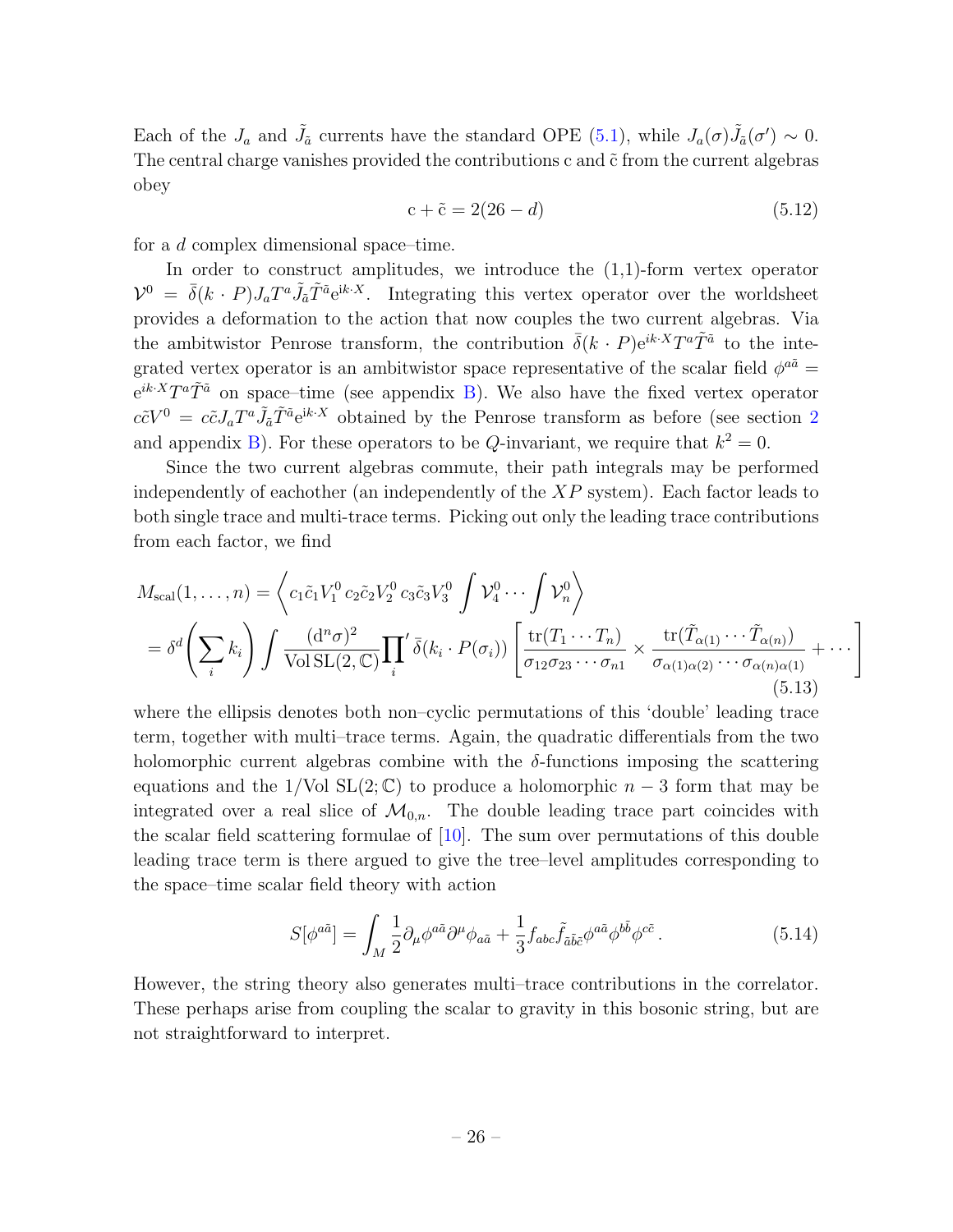Each of the $J_a$ and $\tilde{J}_{\tilde{a}}$ currents have the standard OPE (5.1), while $J_a(\sigma)\tilde{J}_{\tilde{a}}(\sigma') \sim 0$. The central charge vanishes provided the contributions c and $\tilde{\text{c}}$ from the current algebras obey

$$\mathrm{c} + \tilde{\mathrm{c}} = 2(26 - d) \tag{5.12}$$

for a $d$ complex dimensional space–time.

In order to construct amplitudes, we introduce the (1,1)-form vertex operator $\mathcal{V}^0 = \bar{\delta}(k \cdot P) J_a T^a \tilde{J}_{\tilde{a}} \tilde{T}^{\tilde{a}} \mathrm{e}^{\mathrm{i}k\cdot X}$. Integrating this vertex operator over the worldsheet provides a deformation to the action that now couples the two current algebras. Via the ambitwistor Penrose transform, the contribution $\bar{\delta}(k \cdot P)\mathrm{e}^{ik\cdot X} T^a \tilde{T}^{\tilde{a}}$ to the integrated vertex operator is an ambitwistor space representative of the scalar field $\phi^{a\tilde{a}} = \mathrm{e}^{ik\cdot X} T^a \tilde{T}^{\tilde{a}}$ on space–time (see appendix B). We also have the fixed vertex operator $c\tilde{c}V^0 = c\tilde{c} J_a T^a \tilde{J}_{\tilde{a}} \tilde{T}^{\tilde{a}} \mathrm{e}^{\mathrm{i}k\cdot X}$ obtained by the Penrose transform as before (see section 2 and appendix B). For these operators to be $Q$-invariant, we require that $k^2 = 0$.

Since the two current algebras commute, their path integrals may be performed independently of eachother (an independently of the $XP$ system). Each factor leads to both single trace and multi-trace terms. Picking out only the leading trace contributions from each factor, we find

$$\begin{aligned}
M_{\mathrm{scal}}(1, \ldots, n) &= \left\langle c_1\tilde{c}_1 V_1^0\, c_2\tilde{c}_2 V_2^0\, c_3\tilde{c}_3 V_3^0 \int \mathcal{V}_4^0 \cdots \int \mathcal{V}_n^0 \right\rangle \\
&= \delta^d\!\left(\sum_i k_i\right) \int \frac{(\mathrm{d}^n\sigma)^2}{\mathrm{Vol\,SL}(2,\mathbb{C})} {\prod_i}' \,\bar{\delta}(k_i \cdot P(\sigma_i)) \left[ \frac{\mathrm{tr}(T_1 \cdots T_n)}{\sigma_{12}\sigma_{23}\cdots\sigma_{n1}} \times \frac{\mathrm{tr}(\tilde{T}_{\alpha(1)} \cdots \tilde{T}_{\alpha(n)})}{\sigma_{\alpha(1)\alpha(2)} \cdots \sigma_{\alpha(n)\alpha(1)}} + \cdots \right]
\end{aligned} \tag{5.13}$$

where the ellipsis denotes both non–cyclic permutations of this 'double' leading trace term, together with multi–trace terms. Again, the quadratic differentials from the two holomorphic current algebras combine with the $\delta$-functions imposing the scattering equations and the 1/Vol SL(2; $\mathbb{C}$) to produce a holomorphic $n-3$ form that may be integrated over a real slice of $\mathcal{M}_{0,n}$. The double leading trace part coincides with the scalar field scattering formulae of [10]. The sum over permutations of this double leading trace term is there argued to give the tree–level amplitudes corresponding to the space–time scalar field theory with action

$$S[\phi^{a\tilde{a}}] = \int_M \frac{1}{2}\partial_\mu \phi^{a\tilde{a}} \partial^\mu \phi_{a\tilde{a}} + \frac{1}{3} f_{abc} \tilde{f}_{\tilde{a}\tilde{b}\tilde{c}} \phi^{a\tilde{a}} \phi^{b\tilde{b}} \phi^{c\tilde{c}}\,. \tag{5.14}$$

However, the string theory also generates multi–trace contributions in the correlator. These perhaps arise from coupling the scalar to gravity in this bosonic string, but are not straightforward to interpret.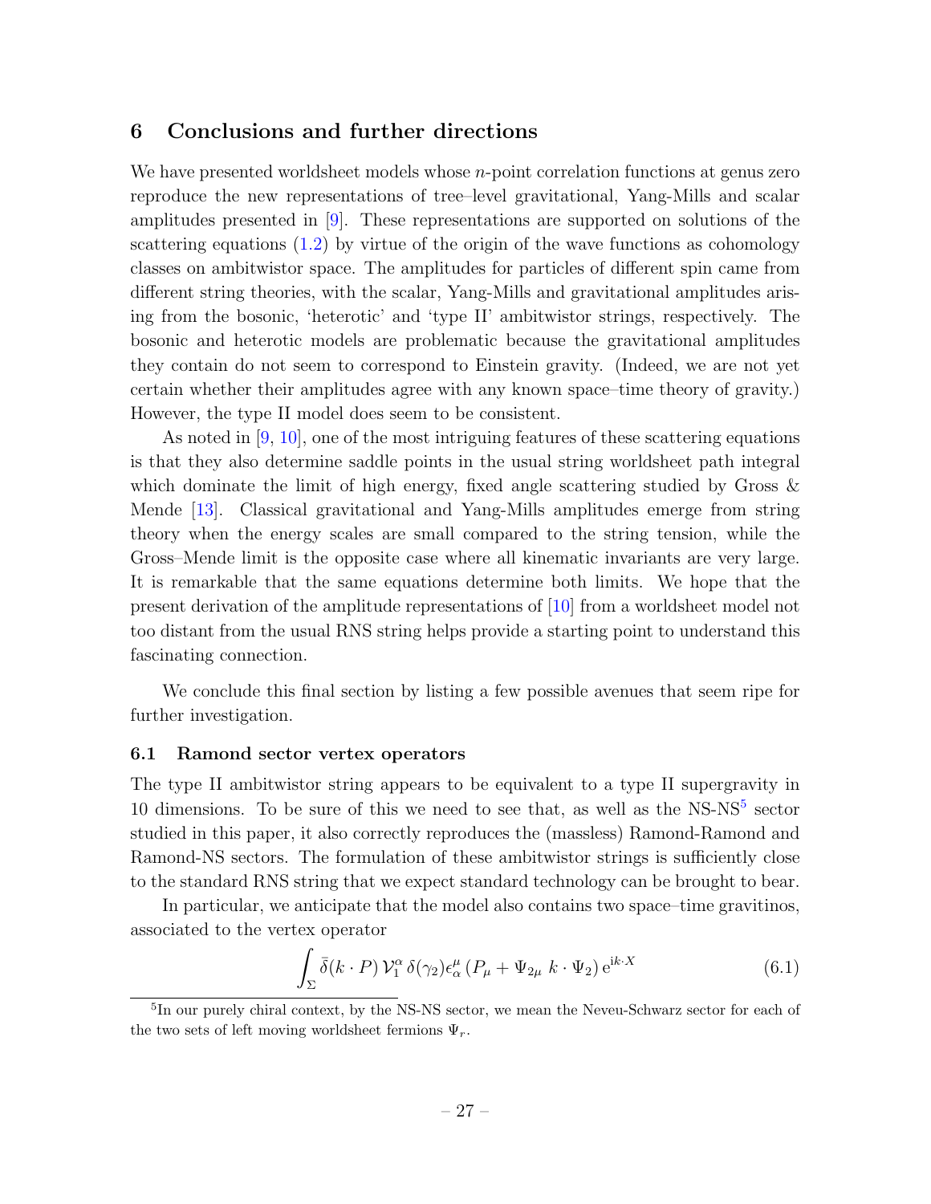## 6 Conclusions and further directions

We have presented worldsheet models whose $n$-point correlation functions at genus zero reproduce the new representations of tree–level gravitational, Yang-Mills and scalar amplitudes presented in [9]. These representations are supported on solutions of the scattering equations (1.2) by virtue of the origin of the wave functions as cohomology classes on ambitwistor space. The amplitudes for particles of different spin came from different string theories, with the scalar, Yang-Mills and gravitational amplitudes arising from the bosonic, 'heterotic' and 'type II' ambitwistor strings, respectively. The bosonic and heterotic models are problematic because the gravitational amplitudes they contain do not seem to correspond to Einstein gravity. (Indeed, we are not yet certain whether their amplitudes agree with any known space–time theory of gravity.) However, the type II model does seem to be consistent.

As noted in [9, 10], one of the most intriguing features of these scattering equations is that they also determine saddle points in the usual string worldsheet path integral which dominate the limit of high energy, fixed angle scattering studied by Gross & Mende [13]. Classical gravitational and Yang-Mills amplitudes emerge from string theory when the energy scales are small compared to the string tension, while the Gross–Mende limit is the opposite case where all kinematic invariants are very large. It is remarkable that the same equations determine both limits. We hope that the present derivation of the amplitude representations of [10] from a worldsheet model not too distant from the usual RNS string helps provide a starting point to understand this fascinating connection.

We conclude this final section by listing a few possible avenues that seem ripe for further investigation.

### 6.1 Ramond sector vertex operators

The type II ambitwistor string appears to be equivalent to a type II supergravity in 10 dimensions. To be sure of this we need to see that, as well as the NS-NS[5] sector studied in this paper, it also correctly reproduces the (massless) Ramond-Ramond and Ramond-NS sectors. The formulation of these ambitwistor strings is sufficiently close to the standard RNS string that we expect standard technology can be brought to bear.

In particular, we anticipate that the model also contains two space–time gravitinos, associated to the vertex operator

$$\int_\Sigma \bar{\delta}(k\cdot P)\,\mathcal{V}_1^\alpha\,\delta(\gamma_2)\epsilon_\alpha^\mu\,(P_\mu + \Psi_{2\mu}\;k\cdot\Psi_2)\,\mathrm{e}^{\mathrm{i}k\cdot X} \tag{6.1}$$

[5] In our purely chiral context, by the NS-NS sector, we mean the Neveu-Schwarz sector for each of the two sets of left moving worldsheet fermions $\Psi_r$.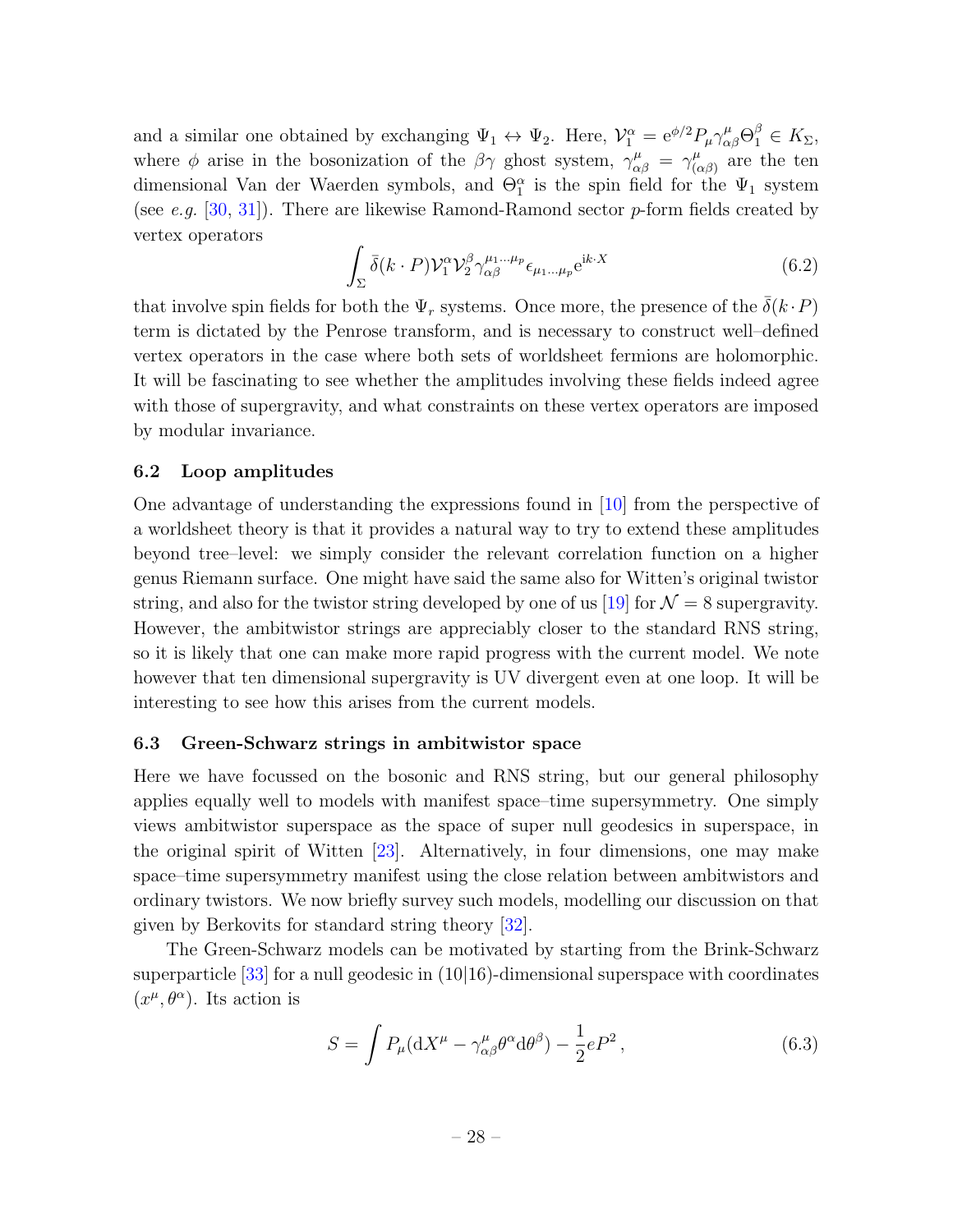and a similar one obtained by exchanging $\Psi_1 \leftrightarrow \Psi_2$. Here, $\mathcal{V}_1^\alpha = \mathrm{e}^{\phi/2} P_\mu \gamma^\mu_{\alpha\beta} \Theta_1^\beta \in K_\Sigma$, where $\phi$ arise in the bosonization of the $\beta\gamma$ ghost system, $\gamma^\mu_{\alpha\beta} = \gamma^\mu_{(\alpha\beta)}$ are the ten dimensional Van der Waerden symbols, and $\Theta_1^\alpha$ is the spin field for the $\Psi_1$ system (see *e.g.* [30, 31]). There are likewise Ramond-Ramond sector $p$-form fields created by vertex operators

$$\int_\Sigma \bar{\delta}(k\cdot P)\mathcal{V}_1^\alpha \mathcal{V}_2^\beta \gamma^{\mu_1\ldots\mu_p}_{\alpha\beta}\epsilon_{\mu_1\ldots\mu_p}\mathrm{e}^{\mathrm{i}k\cdot X} \tag{6.2}$$

that involve spin fields for both the $\Psi_r$ systems. Once more, the presence of the $\bar{\delta}(k\cdot P)$ term is dictated by the Penrose transform, and is necessary to construct well–defined vertex operators in the case where both sets of worldsheet fermions are holomorphic. It will be fascinating to see whether the amplitudes involving these fields indeed agree with those of supergravity, and what constraints on these vertex operators are imposed by modular invariance.

### 6.2 Loop amplitudes

One advantage of understanding the expressions found in [10] from the perspective of a worldsheet theory is that it provides a natural way to try to extend these amplitudes beyond tree–level: we simply consider the relevant correlation function on a higher genus Riemann surface. One might have said the same also for Witten's original twistor string, and also for the twistor string developed by one of us [19] for $\mathcal{N}=8$ supergravity. However, the ambitwistor strings are appreciably closer to the standard RNS string, so it is likely that one can make more rapid progress with the current model. We note however that ten dimensional supergravity is UV divergent even at one loop. It will be interesting to see how this arises from the current models.

### 6.3 Green-Schwarz strings in ambitwistor space

Here we have focussed on the bosonic and RNS string, but our general philosophy applies equally well to models with manifest space–time supersymmetry. One simply views ambitwistor superspace as the space of super null geodesics in superspace, in the original spirit of Witten [23]. Alternatively, in four dimensions, one may make space–time supersymmetry manifest using the close relation between ambitwistors and ordinary twistors. We now briefly survey such models, modelling our discussion on that given by Berkovits for standard string theory [32].

The Green-Schwarz models can be motivated by starting from the Brink-Schwarz superparticle [33] for a null geodesic in (10|16)-dimensional superspace with coordinates $(x^\mu, \theta^\alpha)$. Its action is

$$S = \int P_\mu(\mathrm{d}X^\mu - \gamma^\mu_{\alpha\beta}\theta^\alpha \mathrm{d}\theta^\beta) - \frac{1}{2}eP^2\,, \tag{6.3}$$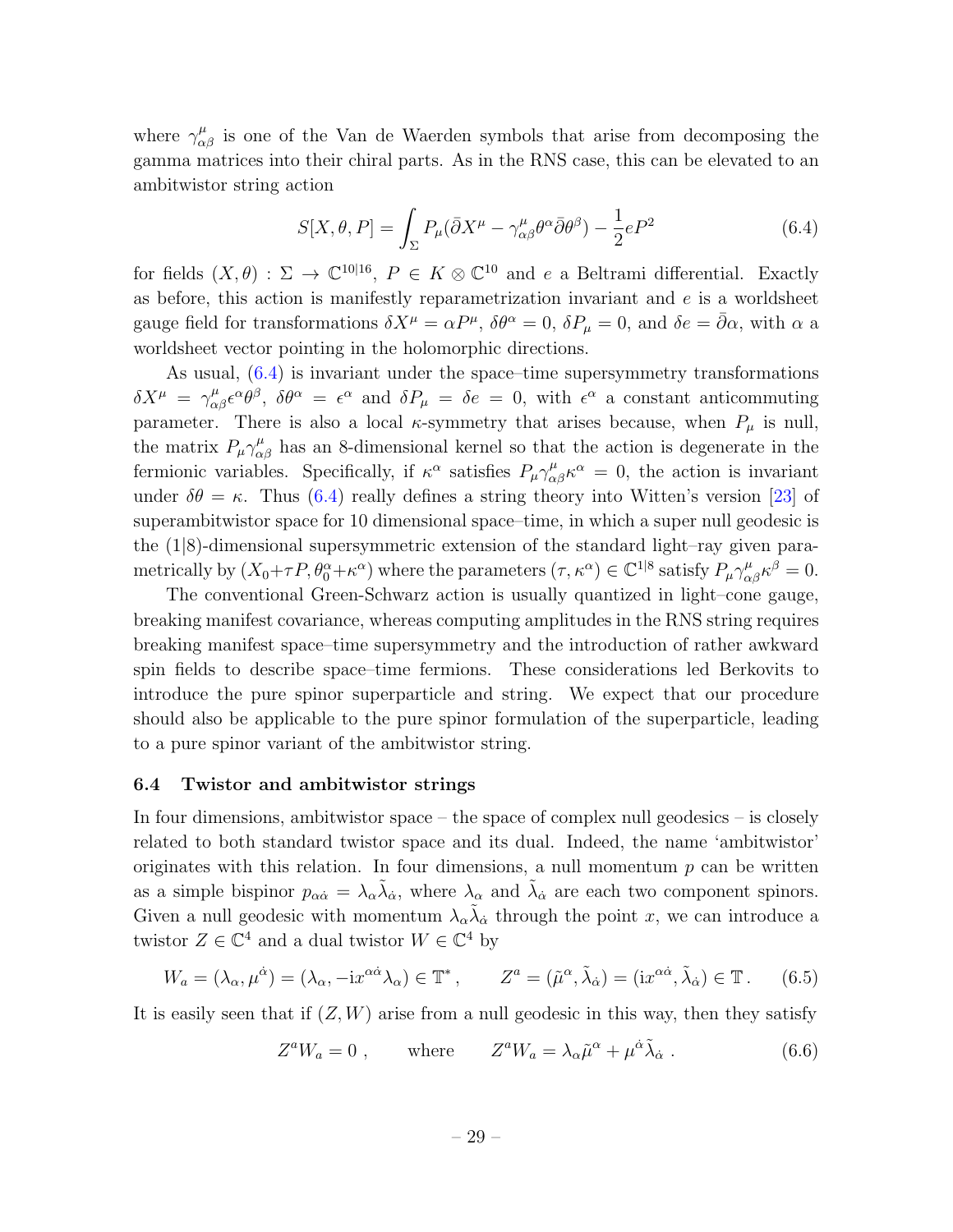where $\gamma^\mu_{\alpha\beta}$ is one of the Van de Waerden symbols that arise from decomposing the gamma matrices into their chiral parts. As in the RNS case, this can be elevated to an ambitwistor string action

$$S[X,\theta,P] = \int_\Sigma P_\mu(\bar\partial X^\mu - \gamma^\mu_{\alpha\beta}\theta^\alpha\bar\partial\theta^\beta) - \frac{1}{2}eP^2 \tag{6.4}$$

for fields $(X,\theta) : \Sigma \to \mathbb{C}^{10|16}$, $P \in K\otimes\mathbb{C}^{10}$ and $e$ a Beltrami differential. Exactly as before, this action is manifestly reparametrization invariant and $e$ is a worldsheet gauge field for transformations $\delta X^\mu = \alpha P^\mu$, $\delta\theta^\alpha = 0$, $\delta P_\mu = 0$, and $\delta e = \bar\partial\alpha$, with $\alpha$ a worldsheet vector pointing in the holomorphic directions.

As usual, (6.4) is invariant under the space–time supersymmetry transformations $\delta X^\mu = \gamma^\mu_{\alpha\beta}\epsilon^\alpha\theta^\beta$, $\delta\theta^\alpha = \epsilon^\alpha$ and $\delta P_\mu = \delta e = 0$, with $\epsilon^\alpha$ a constant anticommuting parameter. There is also a local $\kappa$-symmetry that arises because, when $P_\mu$ is null, the matrix $P_\mu\gamma^\mu_{\alpha\beta}$ has an 8-dimensional kernel so that the action is degenerate in the fermionic variables. Specifically, if $\kappa^\alpha$ satisfies $P_\mu\gamma^\mu_{\alpha\beta}\kappa^\alpha = 0$, the action is invariant under $\delta\theta = \kappa$. Thus (6.4) really defines a string theory into Witten's version [23] of superambitwistor space for 10 dimensional space–time, in which a super null geodesic is the $(1|8)$-dimensional supersymmetric extension of the standard light–ray given parametrically by $(X_0+\tau P, \theta_0^\alpha+\kappa^\alpha)$ where the parameters $(\tau,\kappa^\alpha) \in \mathbb{C}^{1|8}$ satisfy $P_\mu\gamma^\mu_{\alpha\beta}\kappa^\beta = 0$.

The conventional Green-Schwarz action is usually quantized in light–cone gauge, breaking manifest covariance, whereas computing amplitudes in the RNS string requires breaking manifest space–time supersymmetry and the introduction of rather awkward spin fields to describe space–time fermions. These considerations led Berkovits to introduce the pure spinor superparticle and string. We expect that our procedure should also be applicable to the pure spinor formulation of the superparticle, leading to a pure spinor variant of the ambitwistor string.

### 6.4 Twistor and ambitwistor strings

In four dimensions, ambitwistor space – the space of complex null geodesics – is closely related to both standard twistor space and its dual. Indeed, the name 'ambitwistor' originates with this relation. In four dimensions, a null momentum $p$ can be written as a simple bispinor $p_{\alpha\dot\alpha} = \lambda_\alpha\tilde\lambda_{\dot\alpha}$, where $\lambda_\alpha$ and $\tilde\lambda_{\dot\alpha}$ are each two component spinors. Given a null geodesic with momentum $\lambda_\alpha\tilde\lambda_{\dot\alpha}$ through the point $x$, we can introduce a twistor $Z \in \mathbb{C}^4$ and a dual twistor $W \in \mathbb{C}^4$ by

$$W_a = (\lambda_\alpha, \mu^{\dot\alpha}) = (\lambda_\alpha, -\mathrm{i}x^{\alpha\dot\alpha}\lambda_\alpha) \in \mathbb{T}^*\,, \qquad Z^a = (\tilde\mu^\alpha, \tilde\lambda_{\dot\alpha}) = (\mathrm{i}x^{\alpha\dot\alpha}, \tilde\lambda_{\dot\alpha}) \in \mathbb{T}\,. \tag{6.5}$$

It is easily seen that if $(Z,W)$ arise from a null geodesic in this way, then they satisfy

$$Z^aW_a = 0\ , \qquad \text{where} \qquad Z^aW_a = \lambda_\alpha\tilde\mu^\alpha + \mu^{\dot\alpha}\tilde\lambda_{\dot\alpha}\ . \tag{6.6}$$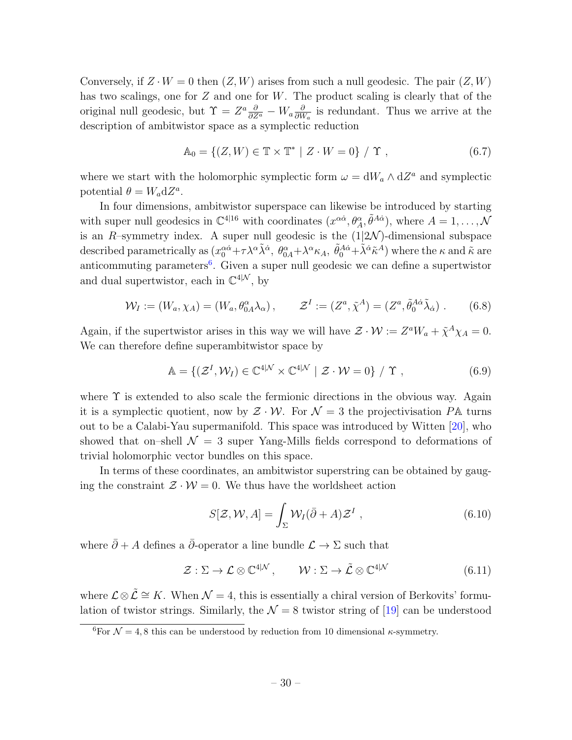Conversely, if $Z \cdot W = 0$ then $(Z, W)$ arises from such a null geodesic. The pair $(Z, W)$ has two scalings, one for $Z$ and one for $W$. The product scaling is clearly that of the original null geodesic, but $\Upsilon = Z^a \frac{\partial}{\partial Z^a} - W_a \frac{\partial}{\partial W_a}$ is redundant. Thus we arrive at the description of ambitwistor space as a symplectic reduction

$$
\mathbb{A}_0 = \{(Z, W) \in \mathbb{T} \times \mathbb{T}^* \mid Z \cdot W = 0\} \,/\, \Upsilon \;, \tag{6.7}
$$

where we start with the holomorphic symplectic form $\omega = \mathrm{d}W_a \wedge \mathrm{d}Z^a$ and symplectic potential $\theta = W_a \mathrm{d}Z^a$.

In four dimensions, ambitwistor superspace can likewise be introduced by starting with super null geodesics in $\mathbb{C}^{4|16}$ with coordinates $(x^{\alpha\dot{\alpha}}, \theta^\alpha_A, \tilde{\theta}^{A\dot{\alpha}})$, where $A = 1, \ldots, \mathcal{N}$ is an $R$–symmetry index. A super null geodesic is the $(1|2\mathcal{N})$-dimensional subspace described parametrically as $(x_0^{\alpha\dot{\alpha}} + \tau\lambda^\alpha\tilde{\lambda}^{\dot{\alpha}},\ \theta^\alpha_{0A} + \lambda^\alpha\kappa_A,\ \tilde{\theta}_0^{A\dot{\alpha}} + \tilde{\lambda}^{\dot{\alpha}}\tilde{\kappa}^A)$ where the $\kappa$ and $\tilde{\kappa}$ are anticommuting parameters[6]. Given a super null geodesic we can define a supertwistor and dual supertwistor, each in $\mathbb{C}^{4|\mathcal{N}}$, by

$$
\mathcal{W}_I := (W_a, \chi_A) = (W_a, \theta^\alpha_{0A}\lambda_\alpha) \,, \qquad \mathcal{Z}^I := (Z^a, \tilde{\chi}^A) = (Z^a, \tilde{\theta}_0^{A\dot{\alpha}}\tilde{\lambda}_{\dot{\alpha}}) \,. \tag{6.8}
$$

Again, if the supertwistor arises in this way we will have $\mathcal{Z} \cdot \mathcal{W} := Z^a W_a + \tilde{\chi}^A \chi_A = 0$. We can therefore define superambitwistor space by

$$
\mathbb{A} = \{(\mathcal{Z}^I, \mathcal{W}_I) \in \mathbb{C}^{4|\mathcal{N}} \times \mathbb{C}^{4|\mathcal{N}} \mid \mathcal{Z} \cdot \mathcal{W} = 0\} \,/\, \Upsilon \;, \tag{6.9}
$$

where $\Upsilon$ is extended to also scale the fermionic directions in the obvious way. Again it is a symplectic quotient, now by $\mathcal{Z} \cdot \mathcal{W}$. For $\mathcal{N} = 3$ the projectivisation $P\mathbb{A}$ turns out to be a Calabi-Yau supermanifold. This space was introduced by Witten [20], who showed that on–shell $\mathcal{N} = 3$ super Yang-Mills fields correspond to deformations of trivial holomorphic vector bundles on this space.

In terms of these coordinates, an ambitwistor superstring can be obtained by gauging the constraint $\mathcal{Z} \cdot \mathcal{W} = 0$. We thus have the worldsheet action

$$
S[\mathcal{Z}, \mathcal{W}, A] = \int_\Sigma \mathcal{W}_I(\bar{\partial} + A)\mathcal{Z}^I \;, \tag{6.10}
$$

where $\bar{\partial} + A$ defines a $\bar{\partial}$-operator a line bundle $\mathcal{L} \to \Sigma$ such that

$$
\mathcal{Z} : \Sigma \to \mathcal{L} \otimes \mathbb{C}^{4|\mathcal{N}} \,, \qquad \mathcal{W} : \Sigma \to \tilde{\mathcal{L}} \otimes \mathbb{C}^{4|\mathcal{N}} \tag{6.11}
$$

where $\mathcal{L} \otimes \tilde{\mathcal{L}} \cong K$. When $\mathcal{N} = 4$, this is essentially a chiral version of Berkovits' formulation of twistor strings. Similarly, the $\mathcal{N} = 8$ twistor string of [19] can be understood

[6] For $\mathcal{N} = 4, 8$ this can be understood by reduction from 10 dimensional $\kappa$-symmetry.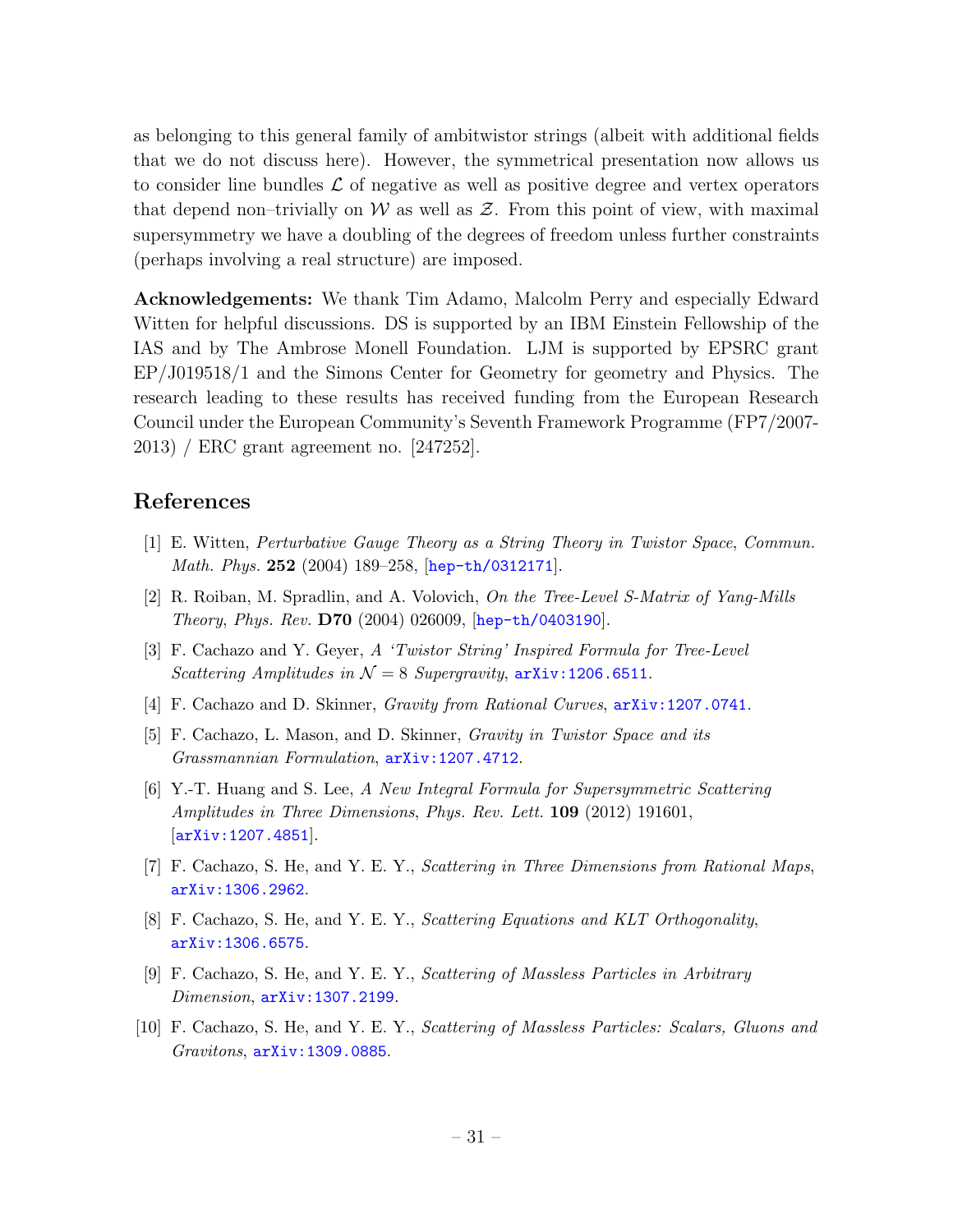as belonging to this general family of ambitwistor strings (albeit with additional fields that we do not discuss here). However, the symmetrical presentation now allows us to consider line bundles $\mathcal{L}$ of negative as well as positive degree and vertex operators that depend non–trivially on $\mathcal{W}$ as well as $\mathcal{Z}$. From this point of view, with maximal supersymmetry we have a doubling of the degrees of freedom unless further constraints (perhaps involving a real structure) are imposed.

**Acknowledgements:** We thank Tim Adamo, Malcolm Perry and especially Edward Witten for helpful discussions. DS is supported by an IBM Einstein Fellowship of the IAS and by The Ambrose Monell Foundation. LJM is supported by EPSRC grant EP/J019518/1 and the Simons Center for Geometry for geometry and Physics. The research leading to these results has received funding from the European Research Council under the European Community's Seventh Framework Programme (FP7/2007-2013) / ERC grant agreement no. [247252].

## References

[1] E. Witten, *Perturbative Gauge Theory as a String Theory in Twistor Space*, *Commun. Math. Phys.* **252** (2004) 189–258, [hep-th/0312171].

[2] R. Roiban, M. Spradlin, and A. Volovich, *On the Tree-Level S-Matrix of Yang-Mills Theory*, *Phys. Rev.* **D70** (2004) 026009, [hep-th/0403190].

[3] F. Cachazo and Y. Geyer, *A 'Twistor String' Inspired Formula for Tree-Level Scattering Amplitudes in $\mathcal{N} = 8$ Supergravity*, arXiv:1206.6511.

[4] F. Cachazo and D. Skinner, *Gravity from Rational Curves*, arXiv:1207.0741.

[5] F. Cachazo, L. Mason, and D. Skinner, *Gravity in Twistor Space and its Grassmannian Formulation*, arXiv:1207.4712.

[6] Y.-T. Huang and S. Lee, *A New Integral Formula for Supersymmetric Scattering Amplitudes in Three Dimensions*, *Phys. Rev. Lett.* **109** (2012) 191601, [arXiv:1207.4851].

[7] F. Cachazo, S. He, and Y. E. Y., *Scattering in Three Dimensions from Rational Maps*, arXiv:1306.2962.

[8] F. Cachazo, S. He, and Y. E. Y., *Scattering Equations and KLT Orthogonality*, arXiv:1306.6575.

[9] F. Cachazo, S. He, and Y. E. Y., *Scattering of Massless Particles in Arbitrary Dimension*, arXiv:1307.2199.

[10] F. Cachazo, S. He, and Y. E. Y., *Scattering of Massless Particles: Scalars, Gluons and Gravitons*, arXiv:1309.0885.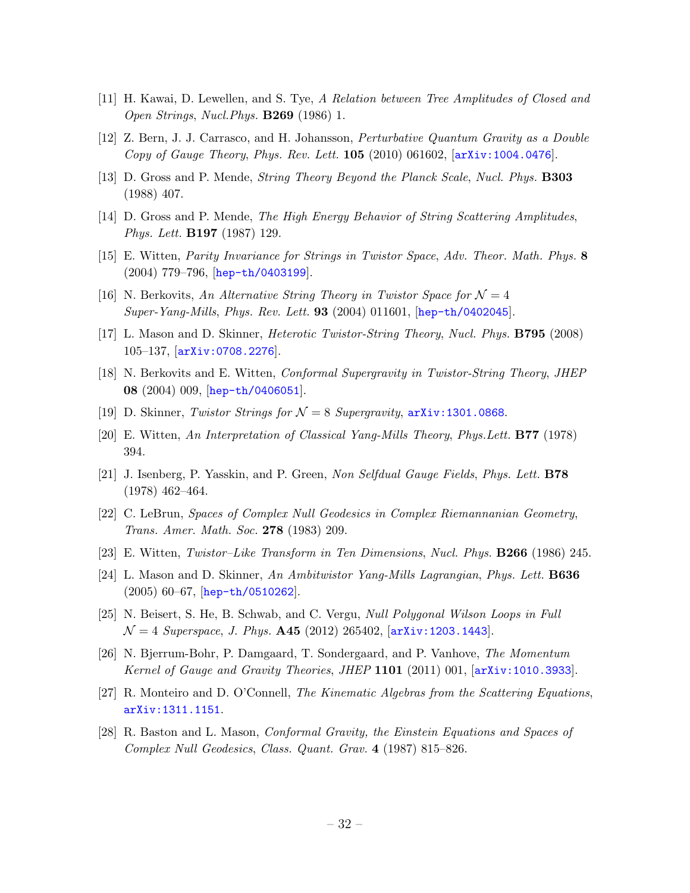- [11] H. Kawai, D. Lewellen, and S. Tye, *A Relation between Tree Amplitudes of Closed and Open Strings*, *Nucl.Phys.* **B269** (1986) 1.
- [12] Z. Bern, J. J. Carrasco, and H. Johansson, *Perturbative Quantum Gravity as a Double Copy of Gauge Theory*, *Phys. Rev. Lett.* **105** (2010) 061602, [arXiv:1004.0476].
- [13] D. Gross and P. Mende, *String Theory Beyond the Planck Scale*, *Nucl. Phys.* **B303** (1988) 407.
- [14] D. Gross and P. Mende, *The High Energy Behavior of String Scattering Amplitudes*, *Phys. Lett.* **B197** (1987) 129.
- [15] E. Witten, *Parity Invariance for Strings in Twistor Space*, *Adv. Theor. Math. Phys.* **8** (2004) 779–796, [hep-th/0403199].
- [16] N. Berkovits, *An Alternative String Theory in Twistor Space for $\mathcal{N} = 4$ Super-Yang-Mills*, *Phys. Rev. Lett.* **93** (2004) 011601, [hep-th/0402045].
- [17] L. Mason and D. Skinner, *Heterotic Twistor-String Theory*, *Nucl. Phys.* **B795** (2008) 105–137, [arXiv:0708.2276].
- [18] N. Berkovits and E. Witten, *Conformal Supergravity in Twistor-String Theory*, *JHEP* **08** (2004) 009, [hep-th/0406051].
- [19] D. Skinner, *Twistor Strings for $\mathcal{N} = 8$ Supergravity*, arXiv:1301.0868.
- [20] E. Witten, *An Interpretation of Classical Yang-Mills Theory*, *Phys.Lett.* **B77** (1978) 394.
- [21] J. Isenberg, P. Yasskin, and P. Green, *Non Selfdual Gauge Fields*, *Phys. Lett.* **B78** (1978) 462–464.
- [22] C. LeBrun, *Spaces of Complex Null Geodesics in Complex Riemannanian Geometry*, *Trans. Amer. Math. Soc.* **278** (1983) 209.
- [23] E. Witten, *Twistor–Like Transform in Ten Dimensions*, *Nucl. Phys.* **B266** (1986) 245.
- [24] L. Mason and D. Skinner, *An Ambitwistor Yang-Mills Lagrangian*, *Phys. Lett.* **B636** (2005) 60–67, [hep-th/0510262].
- [25] N. Beisert, S. He, B. Schwab, and C. Vergu, *Null Polygonal Wilson Loops in Full $\mathcal{N} = 4$ Superspace*, *J. Phys.* **A45** (2012) 265402, [arXiv:1203.1443].
- [26] N. Bjerrum-Bohr, P. Damgaard, T. Sondergaard, and P. Vanhove, *The Momentum Kernel of Gauge and Gravity Theories*, *JHEP* **1101** (2011) 001, [arXiv:1010.3933].
- [27] R. Monteiro and D. O'Connell, *The Kinematic Algebras from the Scattering Equations*, arXiv:1311.1151.
- [28] R. Baston and L. Mason, *Conformal Gravity, the Einstein Equations and Spaces of Complex Null Geodesics*, *Class. Quant. Grav.* **4** (1987) 815–826.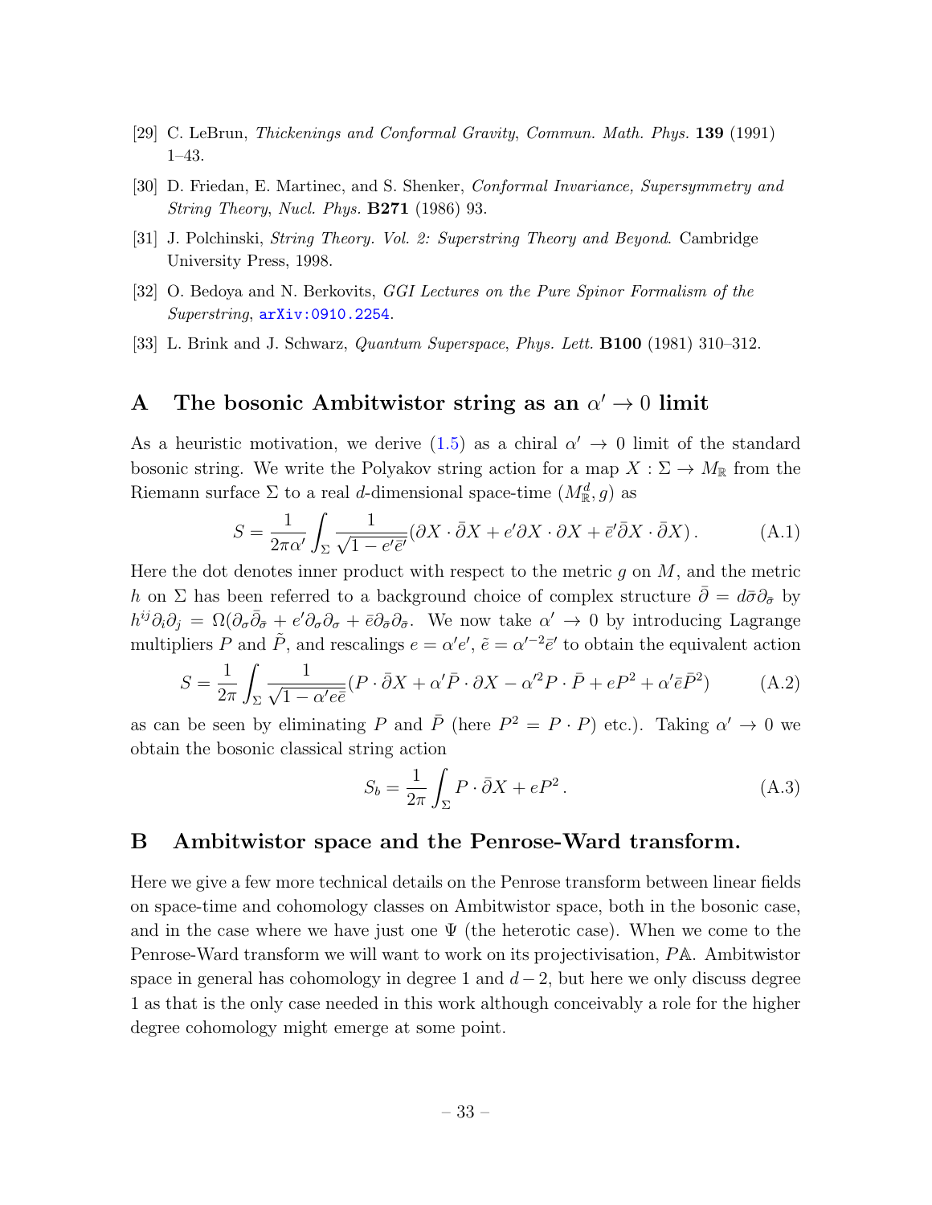[29] C. LeBrun, *Thickenings and Conformal Gravity*, *Commun. Math. Phys.* **139** (1991) 1–43.

[30] D. Friedan, E. Martinec, and S. Shenker, *Conformal Invariance, Supersymmetry and String Theory*, *Nucl. Phys.* **B271** (1986) 93.

[31] J. Polchinski, *String Theory. Vol. 2: Superstring Theory and Beyond*. Cambridge University Press, 1998.

[32] O. Bedoya and N. Berkovits, *GGI Lectures on the Pure Spinor Formalism of the Superstring*, arXiv:0910.2254.

[33] L. Brink and J. Schwarz, *Quantum Superspace*, *Phys. Lett.* **B100** (1981) 310–312.

# A The bosonic Ambitwistor string as an $\alpha' \to 0$ limit

As a heuristic motivation, we derive (1.5) as a chiral $\alpha' \to 0$ limit of the standard bosonic string. We write the Polyakov string action for a map $X : \Sigma \to M_{\mathbb{R}}$ from the Riemann surface $\Sigma$ to a real $d$-dimensional space-time $(M^d_{\mathbb{R}}, g)$ as

$$S = \frac{1}{2\pi\alpha'}\int_\Sigma \frac{1}{\sqrt{1-e'\bar{e}'}}(\partial X\cdot\bar{\partial}X + e'\partial X\cdot\partial X + \bar{e}'\bar{\partial}X\cdot\bar{\partial}X)\,. \tag{A.1}$$

Here the dot denotes inner product with respect to the metric $g$ on $M$, and the metric $h$ on $\Sigma$ has been referred to a background choice of complex structure $\bar{\partial} = d\bar{\sigma}\partial_{\bar{\sigma}}$ by $h^{ij}\partial_i\partial_j = \Omega(\partial_\sigma\bar{\partial}_{\bar{\sigma}} + e'\partial_\sigma\partial_\sigma + \bar{e}\partial_{\bar{\sigma}}\partial_{\bar{\sigma}}$. We now take $\alpha' \to 0$ by introducing Lagrange multipliers $P$ and $\tilde{P}$, and rescalings $e = \alpha' e'$, $\tilde{e} = \alpha'^{-2}\bar{e}'$ to obtain the equivalent action

$$S = \frac{1}{2\pi}\int_\Sigma \frac{1}{\sqrt{1-\alpha' e\bar{e}}}(P\cdot\bar{\partial}X + \alpha'\bar{P}\cdot\partial X - \alpha'^2 P\cdot\bar{P} + eP^2 + \alpha'\bar{e}\bar{P}^2) \tag{A.2}$$

as can be seen by eliminating $P$ and $\bar{P}$ (here $P^2 = P\cdot P$) etc.). Taking $\alpha' \to 0$ we obtain the bosonic classical string action

$$S_b = \frac{1}{2\pi}\int_\Sigma P\cdot\bar{\partial}X + eP^2\,. \tag{A.3}$$

# B Ambitwistor space and the Penrose-Ward transform.

Here we give a few more technical details on the Penrose transform between linear fields on space-time and cohomology classes on Ambitwistor space, both in the bosonic case, and in the case where we have just one $\Psi$ (the heterotic case). When we come to the Penrose-Ward transform we will want to work on its projectivisation, $P\mathbb{A}$. Ambitwistor space in general has cohomology in degree 1 and $d-2$, but here we only discuss degree 1 as that is the only case needed in this work although conceivably a role for the higher degree cohomology might emerge at some point.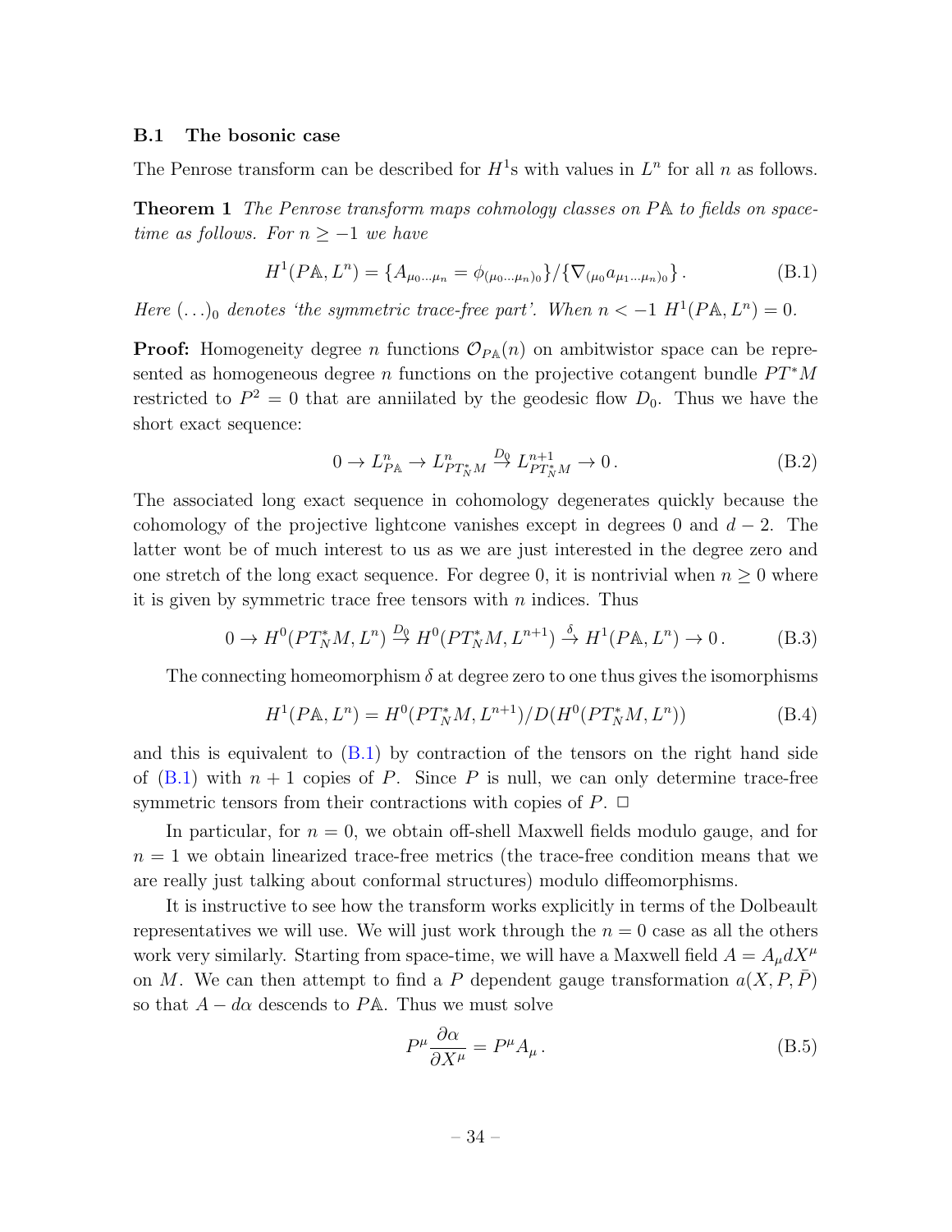### B.1 The bosonic case

The Penrose transform can be described for $H^1$s with values in $L^n$ for all $n$ as follows.

**Theorem 1** *The Penrose transform maps cohmology classes on $P\mathbb{A}$ to fields on space-time as follows. For $n \geq -1$ we have*

$$H^1(P\mathbb{A}, L^n) = \{A_{\mu_0 \dots \mu_n} = \phi_{(\mu_0 \dots \mu_n)_0}\}/\{\nabla_{(\mu_0} a_{\mu_1 \dots \mu_n)_0}\}\,. \tag{B.1}$$

*Here $(\dots)_0$ denotes 'the symmetric trace-free part'. When $n < -1$ $H^1(P\mathbb{A}, L^n) = 0$.*

**Proof:** Homogeneity degree $n$ functions $\mathcal{O}_{P\mathbb{A}}(n)$ on ambitwistor space can be represented as homogeneous degree $n$ functions on the projective cotangent bundle $PT^*M$ restricted to $P^2 = 0$ that are anniilated by the geodesic flow $D_0$. Thus we have the short exact sequence:

$$0 \to L^n_{P\mathbb{A}} \to L^n_{PT^*_N M} \overset{D_0}{\to} L^{n+1}_{PT^*_N M} \to 0\,. \tag{B.2}$$

The associated long exact sequence in cohomology degenerates quickly because the cohomology of the projective lightcone vanishes except in degrees 0 and $d-2$. The latter wont be of much interest to us as we are just interested in the degree zero and one stretch of the long exact sequence. For degree 0, it is nontrivial when $n \geq 0$ where it is given by symmetric trace free tensors with $n$ indices. Thus

$$0 \to H^0(PT^*_N M, L^n) \overset{D_0}{\to} H^0(PT^*_N M, L^{n+1}) \overset{\delta}{\to} H^1(P\mathbb{A}, L^n) \to 0\,. \tag{B.3}$$

The connecting homeomorphism $\delta$ at degree zero to one thus gives the isomorphisms

$$H^1(P\mathbb{A}, L^n) = H^0(PT^*_N M, L^{n+1})/D(H^0(PT^*_N M, L^n)) \tag{B.4}$$

and this is equivalent to (B.1) by contraction of the tensors on the right hand side of (B.1) with $n+1$ copies of $P$. Since $P$ is null, we can only determine trace-free symmetric tensors from their contractions with copies of $P$. $\Box$

In particular, for $n = 0$, we obtain off-shell Maxwell fields modulo gauge, and for $n = 1$ we obtain linearized trace-free metrics (the trace-free condition means that we are really just talking about conformal structures) modulo diffeomorphisms.

It is instructive to see how the transform works explicitly in terms of the Dolbeault representatives we will use. We will just work through the $n = 0$ case as all the others work very similarly. Starting from space-time, we will have a Maxwell field $A = A_\mu dX^\mu$ on $M$. We can then attempt to find a $P$ dependent gauge transformation $a(X, P, \bar{P})$ so that $A - d\alpha$ descends to $P\mathbb{A}$. Thus we must solve

$$P^\mu \frac{\partial \alpha}{\partial X^\mu} = P^\mu A_\mu\,. \tag{B.5}$$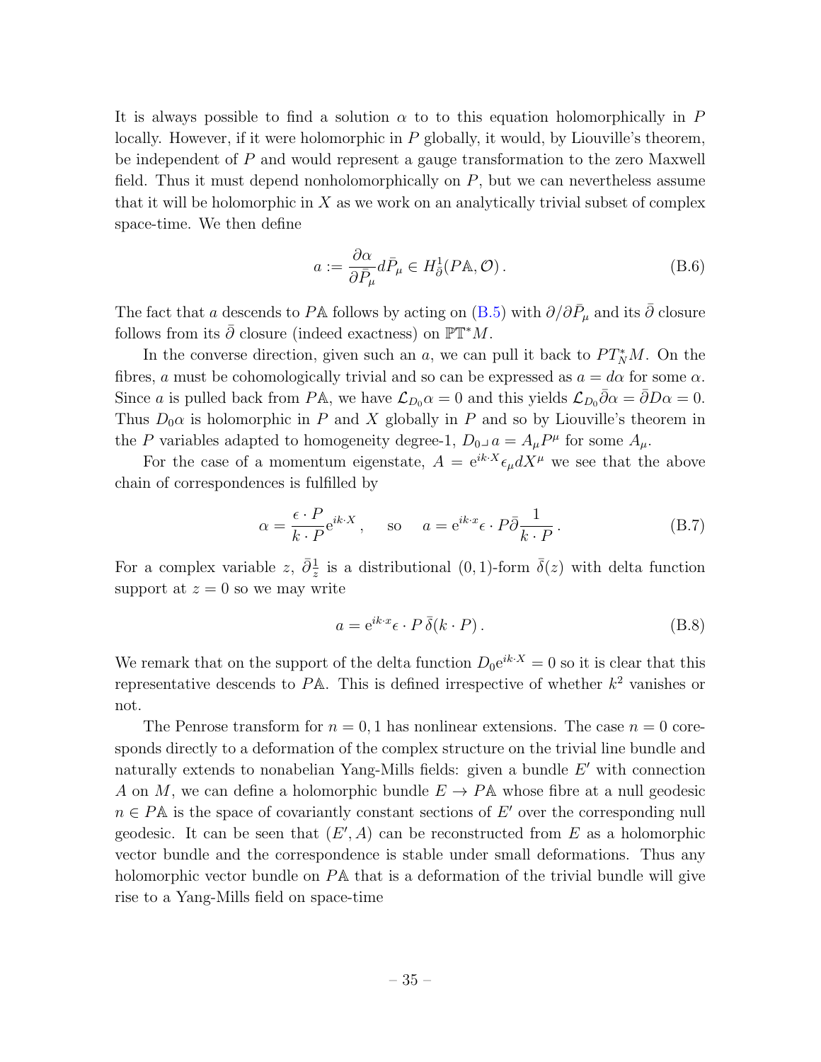It is always possible to find a solution $\alpha$ to to this equation holomorphically in $P$ locally. However, if it were holomorphic in $P$ globally, it would, by Liouville's theorem, be independent of $P$ and would represent a gauge transformation to the zero Maxwell field. Thus it must depend nonholomorphically on $P$, but we can nevertheless assume that it will be holomorphic in $X$ as we work on an analytically trivial subset of complex space-time. We then define

$$a := \frac{\partial \alpha}{\partial \bar{P}_\mu} d\bar{P}_\mu \in H^1_{\bar{\partial}}(P\mathbb{A}, \mathcal{O})\,. \tag{B.6}$$

The fact that $a$ descends to $P\mathbb{A}$ follows by acting on (B.5) with $\partial/\partial\bar{P}_\mu$ and its $\bar{\partial}$ closure follows from its $\bar{\partial}$ closure (indeed exactness) on $\mathbb{PT}^*M$.

In the converse direction, given such an $a$, we can pull it back to $PT^*_N M$. On the fibres, $a$ must be cohomologically trivial and so can be expressed as $a = d\alpha$ for some $\alpha$. Since $a$ is pulled back from $P\mathbb{A}$, we have $\mathcal{L}_{D_0}\alpha = 0$ and this yields $\mathcal{L}_{D_0}\bar{\partial}\alpha = \bar{\partial}D\alpha = 0$. Thus $D_0\alpha$ is holomorphic in $P$ and $X$ globally in $P$ and so by Liouville's theorem in the $P$ variables adapted to homogeneity degree-1, $D_0 \lrcorner\, a = A_\mu P^\mu$ for some $A_\mu$.

For the case of a momentum eigenstate, $A = \mathrm{e}^{ik\cdot X}\epsilon_\mu dX^\mu$ we see that the above chain of correspondences is fulfilled by

$$\alpha = \frac{\epsilon \cdot P}{k \cdot P}\mathrm{e}^{ik\cdot X}\,, \quad \text{so} \quad a = \mathrm{e}^{ik\cdot x}\epsilon \cdot P\bar{\partial}\frac{1}{k\cdot P}\,. \tag{B.7}$$

For a complex variable $z$, $\bar{\partial}\frac{1}{z}$ is a distributional $(0,1)$-form $\bar{\delta}(z)$ with delta function support at $z = 0$ so we may write

$$a = \mathrm{e}^{ik\cdot x}\epsilon \cdot P\,\bar{\delta}(k\cdot P)\,. \tag{B.8}$$

We remark that on the support of the delta function $D_0\mathrm{e}^{ik\cdot X} = 0$ so it is clear that this representative descends to $P\mathbb{A}$. This is defined irrespective of whether $k^2$ vanishes or not.

The Penrose transform for $n = 0, 1$ has nonlinear extensions. The case $n = 0$ coresponds directly to a deformation of the complex structure on the trivial line bundle and naturally extends to nonabelian Yang-Mills fields: given a bundle $E'$ with connection $A$ on $M$, we can define a holomorphic bundle $E \to P\mathbb{A}$ whose fibre at a null geodesic $n \in P\mathbb{A}$ is the space of covariantly constant sections of $E'$ over the corresponding null geodesic. It can be seen that $(E', A)$ can be reconstructed from $E$ as a holomorphic vector bundle and the correspondence is stable under small deformations. Thus any holomorphic vector bundle on $P\mathbb{A}$ that is a deformation of the trivial bundle will give rise to a Yang-Mills field on space-time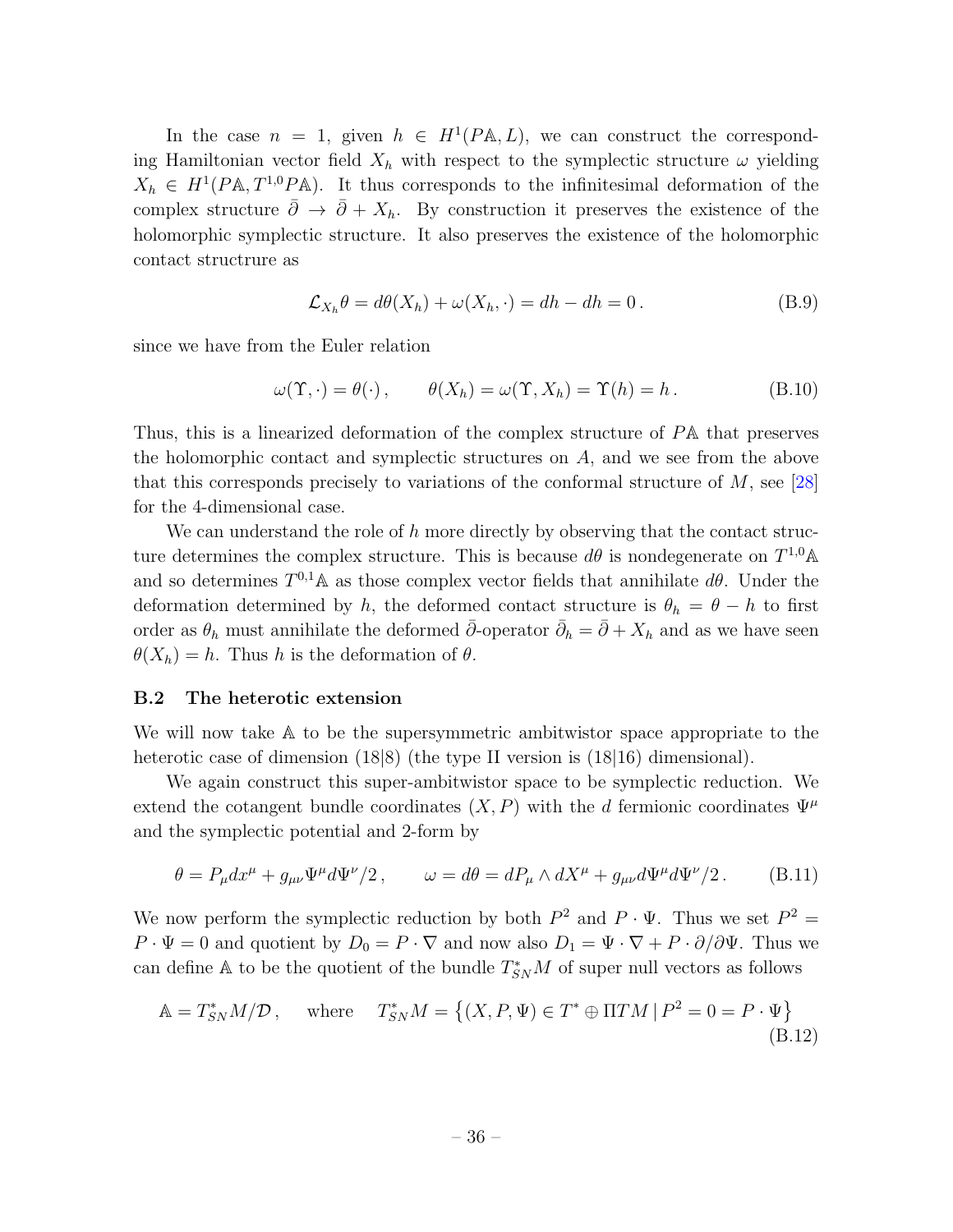In the case $n = 1$, given $h \in H^1(P\mathbb{A}, L)$, we can construct the corresponding Hamiltonian vector field $X_h$ with respect to the symplectic structure $\omega$ yielding $X_h \in H^1(P\mathbb{A}, T^{1,0}P\mathbb{A})$. It thus corresponds to the infinitesimal deformation of the complex structure $\bar\partial \to \bar\partial + X_h$. By construction it preserves the existence of the holomorphic symplectic structure. It also preserves the existence of the holomorphic contact structrure as

$$
\mathcal{L}_{X_h}\theta = d\theta(X_h) + \omega(X_h, \cdot) = dh - dh = 0\,. \tag{B.9}
$$

since we have from the Euler relation

$$
\omega(\Upsilon, \cdot) = \theta(\cdot)\,, \qquad \theta(X_h) = \omega(\Upsilon, X_h) = \Upsilon(h) = h\,. \tag{B.10}
$$

Thus, this is a linearized deformation of the complex structure of $P\mathbb{A}$ that preserves the holomorphic contact and symplectic structures on $A$, and we see from the above that this corresponds precisely to variations of the conformal structure of $M$, see [28] for the 4-dimensional case.

We can understand the role of $h$ more directly by observing that the contact structure determines the complex structure. This is because $d\theta$ is nondegenerate on $T^{1,0}\mathbb{A}$ and so determines $T^{0,1}\mathbb{A}$ as those complex vector fields that annihilate $d\theta$. Under the deformation determined by $h$, the deformed contact structure is $\theta_h = \theta - h$ to first order as $\theta_h$ must annihilate the deformed $\bar\partial$-operator $\bar\partial_h = \bar\partial + X_h$ and as we have seen $\theta(X_h) = h$. Thus $h$ is the deformation of $\theta$.

### B.2 The heterotic extension

We will now take $\mathbb{A}$ to be the supersymmetric ambitwistor space appropriate to the heterotic case of dimension (18|8) (the type II version is (18|16) dimensional).

We again construct this super-ambitwistor space to be symplectic reduction. We extend the cotangent bundle coordinates $(X, P)$ with the $d$ fermionic coordinates $\Psi^\mu$ and the symplectic potential and 2-form by

$$
\theta = P_\mu dx^\mu + g_{\mu\nu}\Psi^\mu d\Psi^\nu/2\,, \qquad \omega = d\theta = dP_\mu \wedge dX^\mu + g_{\mu\nu} d\Psi^\mu d\Psi^\nu/2\,. \tag{B.11}
$$

We now perform the symplectic reduction by both $P^2$ and $P \cdot \Psi$. Thus we set $P^2 = P \cdot \Psi = 0$ and quotient by $D_0 = P \cdot \nabla$ and now also $D_1 = \Psi \cdot \nabla + P \cdot \partial/\partial\Psi$. Thus we can define $\mathbb{A}$ to be the quotient of the bundle $T^*_{SN}M$ of super null vectors as follows

$$
\mathbb{A} = T^*_{SN}M/\mathcal{D}\,, \quad \text{where} \quad T^*_{SN}M = \left\{(X, P, \Psi) \in T^* \oplus \Pi TM \,|\, P^2 = 0 = P \cdot \Psi\right\} \tag{B.12}
$$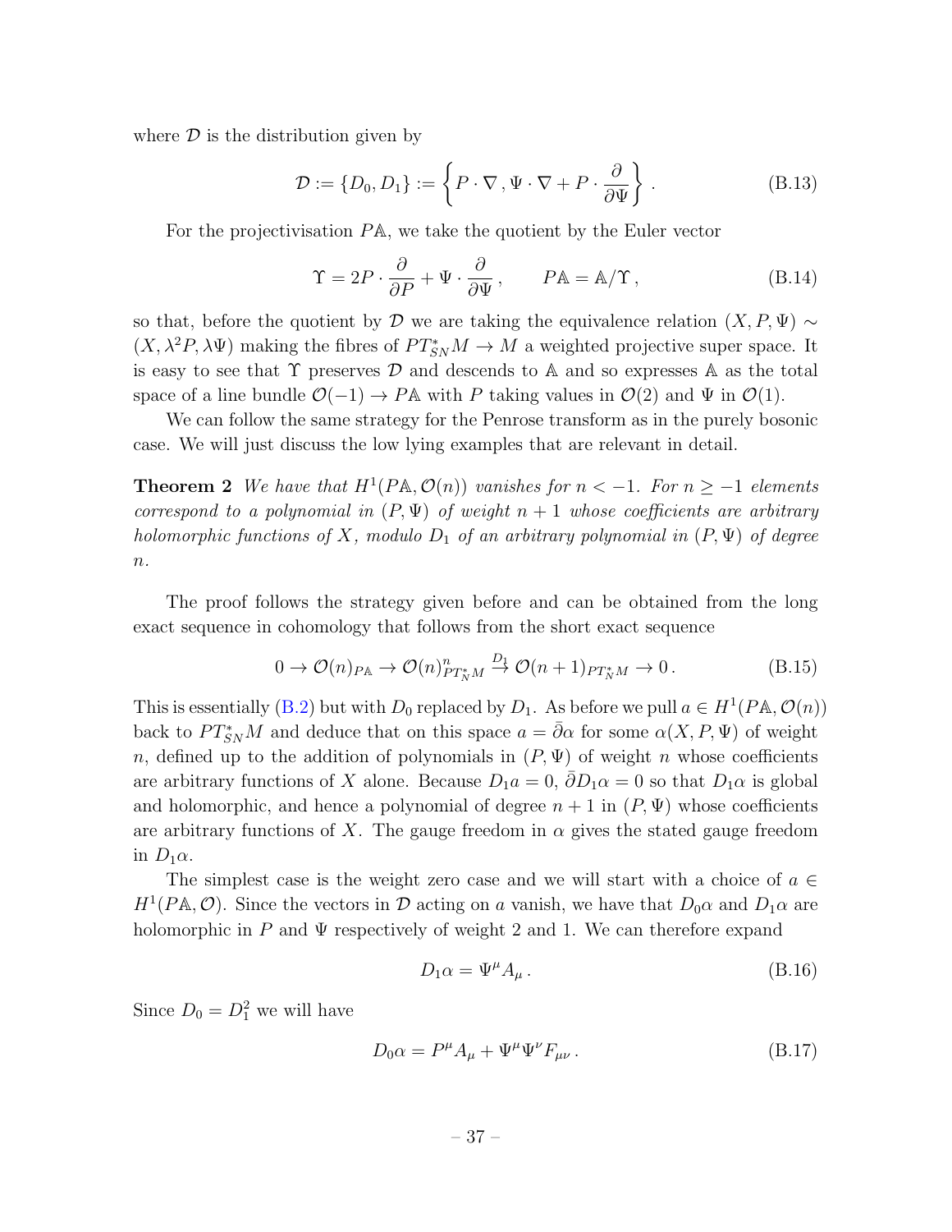where $\mathcal{D}$ is the distribution given by

$$
\mathcal{D} := \{D_0, D_1\} := \left\{ P \cdot \nabla \,, \Psi \cdot \nabla + P \cdot \frac{\partial}{\partial \Psi} \right\} . \tag{B.13}
$$

For the projectivisation $P\mathbb{A}$, we take the quotient by the Euler vector

$$
\Upsilon = 2P \cdot \frac{\partial}{\partial P} + \Psi \cdot \frac{\partial}{\partial \Psi} \,, \qquad P\mathbb{A} = \mathbb{A}/\Upsilon \,, \tag{B.14}
$$

so that, before the quotient by $\mathcal{D}$ we are taking the equivalence relation $(X, P, \Psi) \sim (X, \lambda^2 P, \lambda \Psi)$ making the fibres of $PT^*_{SN}M \to M$ a weighted projective super space. It is easy to see that $\Upsilon$ preserves $\mathcal{D}$ and descends to $\mathbb{A}$ and so expresses $\mathbb{A}$ as the total space of a line bundle $\mathcal{O}(-1) \to P\mathbb{A}$ with $P$ taking values in $\mathcal{O}(2)$ and $\Psi$ in $\mathcal{O}(1)$.

We can follow the same strategy for the Penrose transform as in the purely bosonic case. We will just discuss the low lying examples that are relevant in detail.

**Theorem 2** *We have that $H^1(P\mathbb{A}, \mathcal{O}(n))$ vanishes for $n < -1$. For $n \geq -1$ elements correspond to a polynomial in $(P, \Psi)$ of weight $n+1$ whose coefficients are arbitrary holomorphic functions of $X$, modulo $D_1$ of an arbitrary polynomial in $(P, \Psi)$ of degree $n$.*

The proof follows the strategy given before and can be obtained from the long exact sequence in cohomology that follows from the short exact sequence

$$
0 \to \mathcal{O}(n)_{P\mathbb{A}} \to \mathcal{O}(n)^n_{PT^*_N M} \xrightarrow{D_1} \mathcal{O}(n+1)_{PT^*_N M} \to 0 \,. \tag{B.15}
$$

This is essentially (B.2) but with $D_0$ replaced by $D_1$. As before we pull $a \in H^1(P\mathbb{A}, \mathcal{O}(n))$ back to $PT^*_{SN}M$ and deduce that on this space $a = \bar{\partial}\alpha$ for some $\alpha(X, P, \Psi)$ of weight $n$, defined up to the addition of polynomials in $(P, \Psi)$ of weight $n$ whose coefficients are arbitrary functions of $X$ alone. Because $D_1 a = 0$, $\bar{\partial} D_1 \alpha = 0$ so that $D_1\alpha$ is global and holomorphic, and hence a polynomial of degree $n+1$ in $(P, \Psi)$ whose coefficients are arbitrary functions of $X$. The gauge freedom in $\alpha$ gives the stated gauge freedom in $D_1\alpha$.

The simplest case is the weight zero case and we will start with a choice of $a \in H^1(P\mathbb{A}, \mathcal{O})$. Since the vectors in $\mathcal{D}$ acting on $a$ vanish, we have that $D_0\alpha$ and $D_1\alpha$ are holomorphic in $P$ and $\Psi$ respectively of weight 2 and 1. We can therefore expand

$$
D_1 \alpha = \Psi^\mu A_\mu \,. \tag{B.16}
$$

Since $D_0 = D_1^2$ we will have

$$
D_0 \alpha = P^\mu A_\mu + \Psi^\mu \Psi^\nu F_{\mu\nu} \,. \tag{B.17}
$$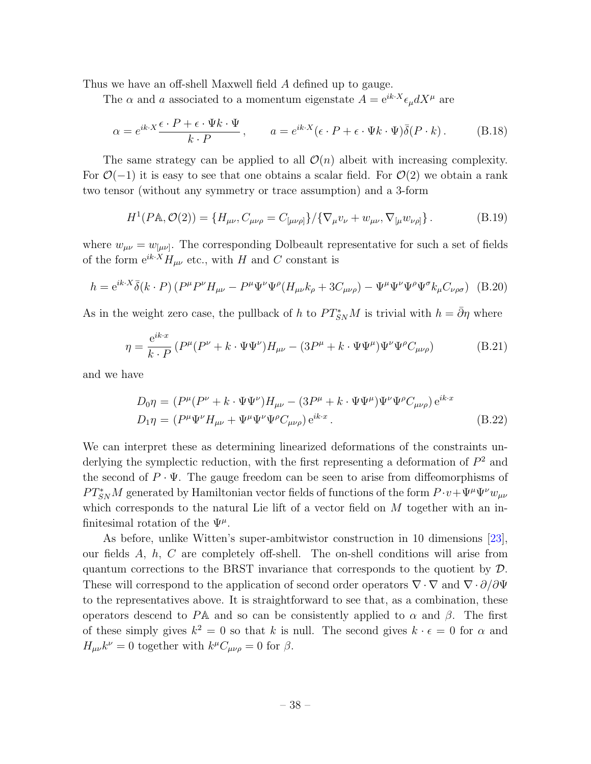Thus we have an off-shell Maxwell field $A$ defined up to gauge.

The $\alpha$ and $a$ associated to a momentum eigenstate $A = \mathrm{e}^{ik\cdot X}\epsilon_\mu dX^\mu$ are

$$
\alpha = e^{ik\cdot X}\frac{\epsilon\cdot P + \epsilon\cdot\Psi k\cdot\Psi}{k\cdot P}\,, \qquad a = e^{ik\cdot X}(\epsilon\cdot P + \epsilon\cdot\Psi k\cdot\Psi)\bar{\delta}(P\cdot k)\,. \tag{B.18}
$$

The same strategy can be applied to all $\mathcal{O}(n)$ albeit with increasing complexity. For $\mathcal{O}(-1)$ it is easy to see that one obtains a scalar field. For $\mathcal{O}(2)$ we obtain a rank two tensor (without any symmetry or trace assumption) and a 3-form

$$
H^1(P\mathbb{A}, \mathcal{O}(2)) = \{H_{\mu\nu}, C_{\mu\nu\rho} = C_{[\mu\nu\rho]}\}/\{\nabla_\mu v_\nu + w_{\mu\nu}, \nabla_{[\mu}w_{\nu\rho]}\}\,. \tag{B.19}
$$

where $w_{\mu\nu} = w_{[\mu\nu]}$. The corresponding Dolbeault representative for such a set of fields of the form $\mathrm{e}^{ik\cdot X}H_{\mu\nu}$ etc., with $H$ and $C$ constant is

$$
h = \mathrm{e}^{ik\cdot X}\bar{\delta}(k\cdot P)\left(P^\mu P^\nu H_{\mu\nu} - P^\mu\Psi^\nu\Psi^\rho(H_{\mu\nu}k_\rho + 3C_{\mu\nu\rho}) - \Psi^\mu\Psi^\nu\Psi^\rho\Psi^\sigma k_\mu C_{\nu\rho\sigma}\right) \tag{B.20}
$$

As in the weight zero case, the pullback of $h$ to $PT^*_{SN}M$ is trivial with $h = \bar{\partial}\eta$ where

$$
\eta = \frac{\mathrm{e}^{ik\cdot x}}{k\cdot P}\left(P^\mu(P^\nu + k\cdot\Psi\Psi^\nu)H_{\mu\nu} - (3P^\mu + k\cdot\Psi\Psi^\mu)\Psi^\nu\Psi^\rho C_{\mu\nu\rho}\right) \tag{B.21}
$$

and we have

$$
\begin{aligned}
D_0\eta &= \left(P^\mu(P^\nu + k\cdot\Psi\Psi^\nu)H_{\mu\nu} - (3P^\mu + k\cdot\Psi\Psi^\mu)\Psi^\nu\Psi^\rho C_{\mu\nu\rho}\right)\mathrm{e}^{ik\cdot x} \\
D_1\eta &= \left(P^\mu\Psi^\nu H_{\mu\nu} + \Psi^\mu\Psi^\nu\Psi^\rho C_{\mu\nu\rho}\right)\mathrm{e}^{ik\cdot x}\,.
\end{aligned} \tag{B.22}
$$

We can interpret these as determining linearized deformations of the constraints underlying the symplectic reduction, with the first representing a deformation of $P^2$ and the second of $P\cdot\Psi$. The gauge freedom can be seen to arise from diffeomorphisms of $PT^*_{SN}M$ generated by Hamiltonian vector fields of functions of the form $P\cdot v + \Psi^\mu\Psi^\nu w_{\mu\nu}$ which corresponds to the natural Lie lift of a vector field on $M$ together with an infinitesimal rotation of the $\Psi^\mu$.

As before, unlike Witten's super-ambitwistor construction in 10 dimensions [23], our fields $A$, $h$, $C$ are completely off-shell. The on-shell conditions will arise from quantum corrections to the BRST invariance that corresponds to the quotient by $\mathcal{D}$. These will correspond to the application of second order operators $\nabla\cdot\nabla$ and $\nabla\cdot\partial/\partial\Psi$ to the representatives above. It is straightforward to see that, as a combination, these operators descend to $P\mathbb{A}$ and so can be consistently applied to $\alpha$ and $\beta$. The first of these simply gives $k^2 = 0$ so that $k$ is null. The second gives $k\cdot\epsilon = 0$ for $\alpha$ and $H_{\mu\nu}k^\nu = 0$ together with $k^\mu C_{\mu\nu\rho} = 0$ for $\beta$.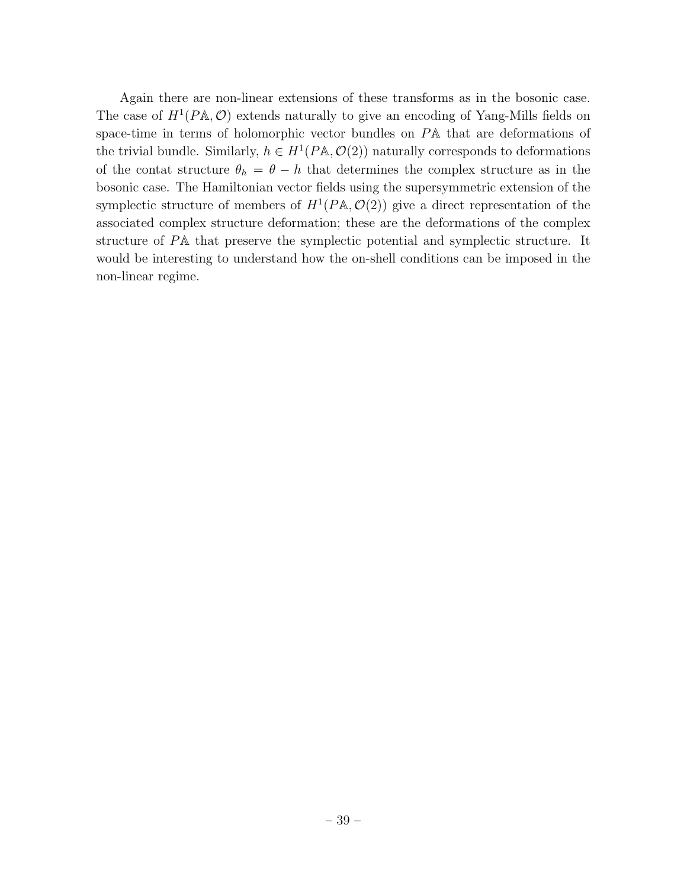Again there are non-linear extensions of these transforms as in the bosonic case. The case of $H^1(P\mathbb{A}, \mathcal{O})$ extends naturally to give an encoding of Yang-Mills fields on space-time in terms of holomorphic vector bundles on $P\mathbb{A}$ that are deformations of the trivial bundle. Similarly, $h \in H^1(P\mathbb{A}, \mathcal{O}(2))$ naturally corresponds to deformations of the contat structure $\theta_h = \theta - h$ that determines the complex structure as in the bosonic case. The Hamiltonian vector fields using the supersymmetric extension of the symplectic structure of members of $H^1(P\mathbb{A}, \mathcal{O}(2))$ give a direct representation of the associated complex structure deformation; these are the deformations of the complex structure of $P\mathbb{A}$ that preserve the symplectic potential and symplectic structure. It would be interesting to understand how the on-shell conditions can be imposed in the non-linear regime.